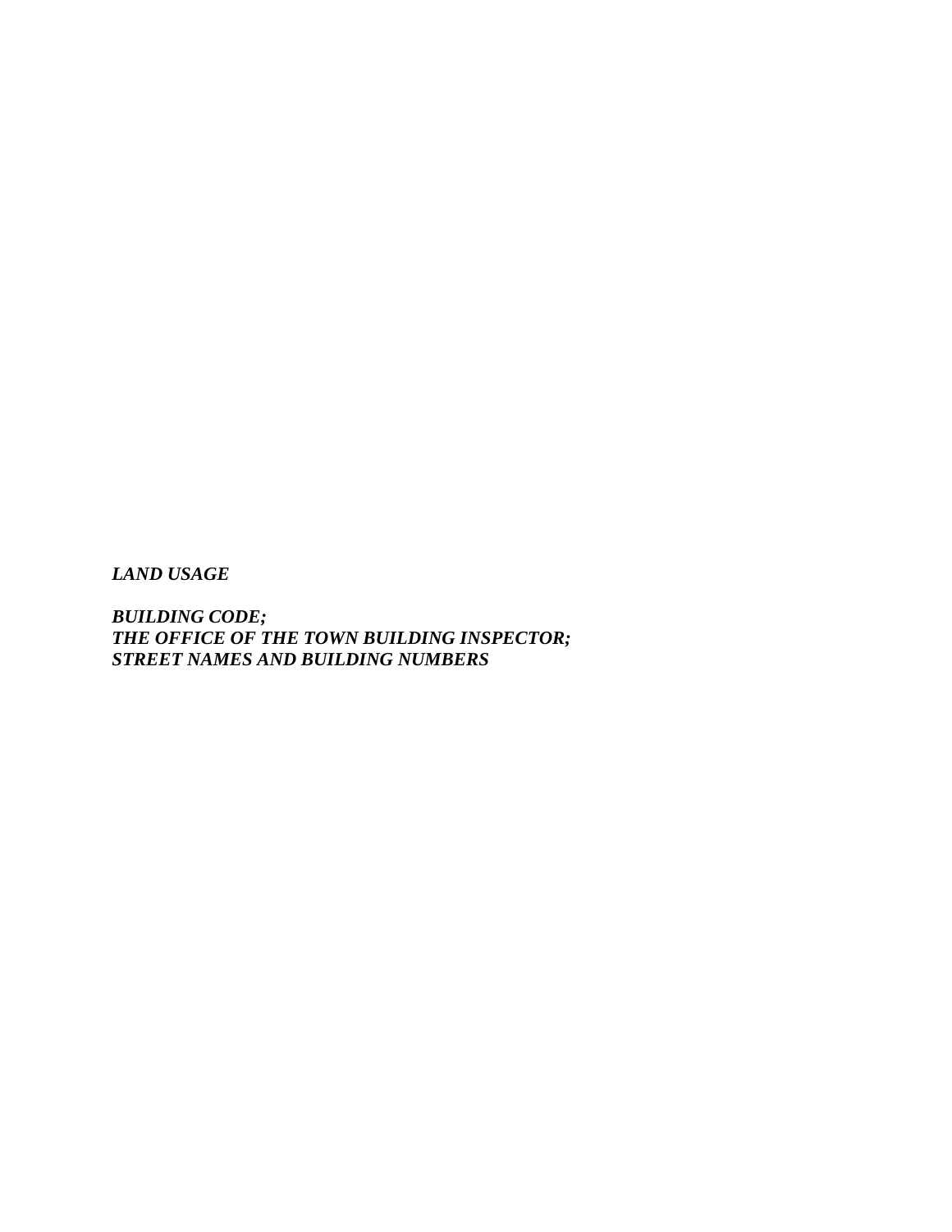***LAND USAGE***

***BUILDING CODE;***
***THE OFFICE OF THE TOWN BUILDING INSPECTOR;***
***STREET NAMES AND BUILDING NUMBERS***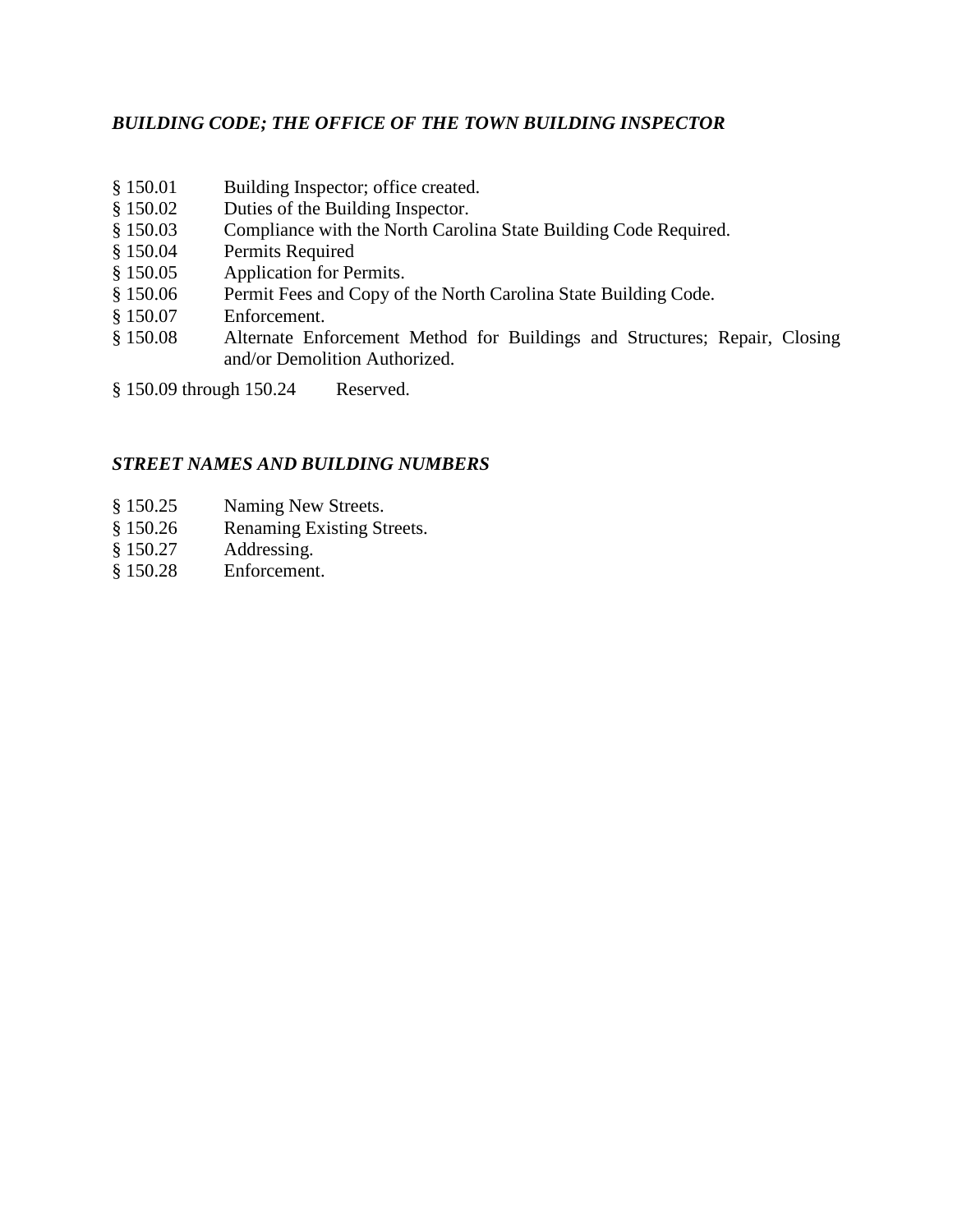***BUILDING CODE; THE OFFICE OF THE TOWN BUILDING INSPECTOR***

§ 150.01 Building Inspector; office created.
§ 150.02 Duties of the Building Inspector.
§ 150.03 Compliance with the North Carolina State Building Code Required.
§ 150.04 Permits Required
§ 150.05 Application for Permits.
§ 150.06 Permit Fees and Copy of the North Carolina State Building Code.
§ 150.07 Enforcement.
§ 150.08 Alternate Enforcement Method for Buildings and Structures; Repair, Closing and/or Demolition Authorized.

§ 150.09 through 150.24 Reserved.

***STREET NAMES AND BUILDING NUMBERS***

§ 150.25 Naming New Streets.
§ 150.26 Renaming Existing Streets.
§ 150.27 Addressing.
§ 150.28 Enforcement.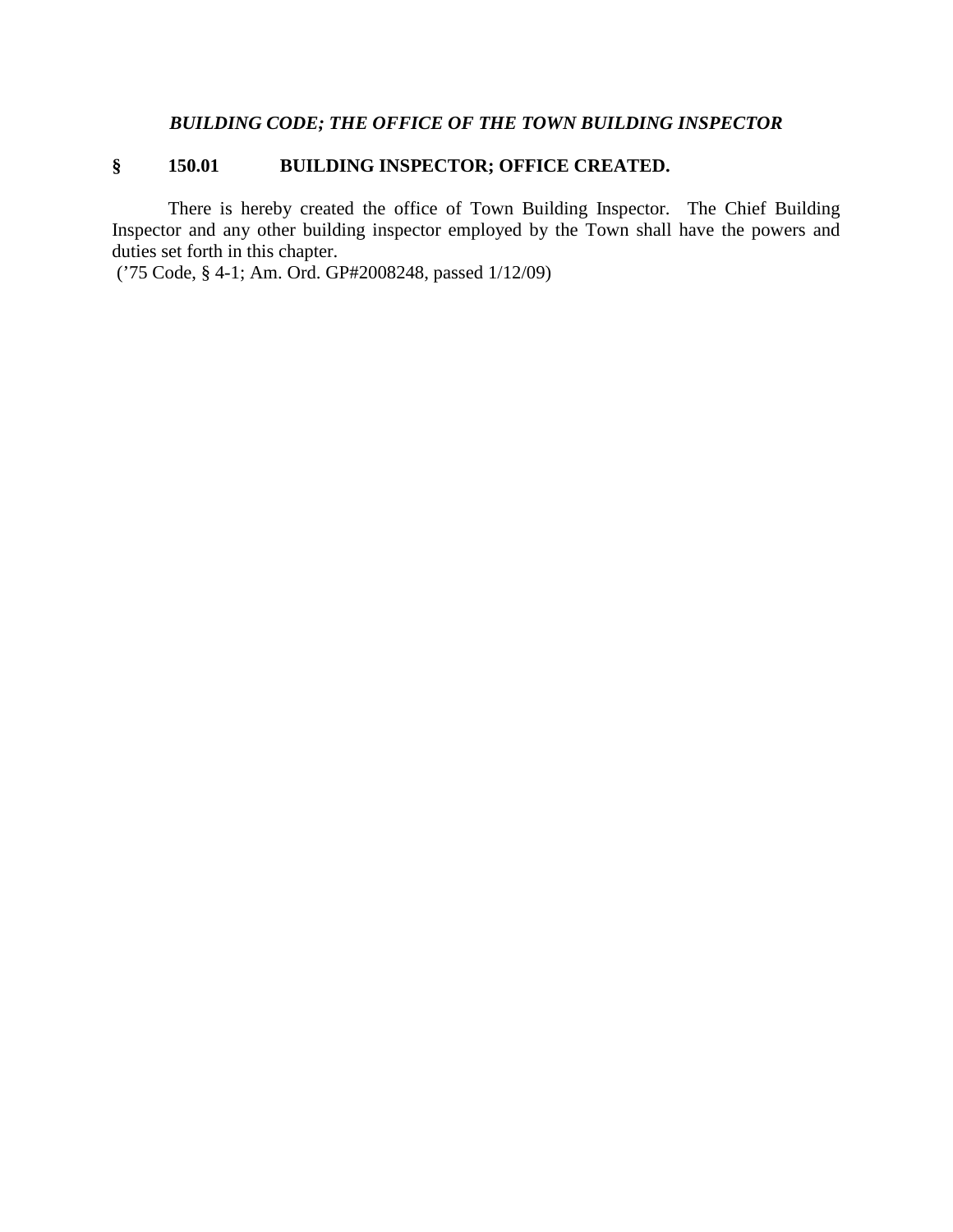## *BUILDING CODE; THE OFFICE OF THE TOWN BUILDING INSPECTOR*

### § 150.01 BUILDING INSPECTOR; OFFICE CREATED.

There is hereby created the office of Town Building Inspector. The Chief Building Inspector and any other building inspector employed by the Town shall have the powers and duties set forth in this chapter.

('75 Code, § 4-1; Am. Ord. GP#2008248, passed 1/12/09)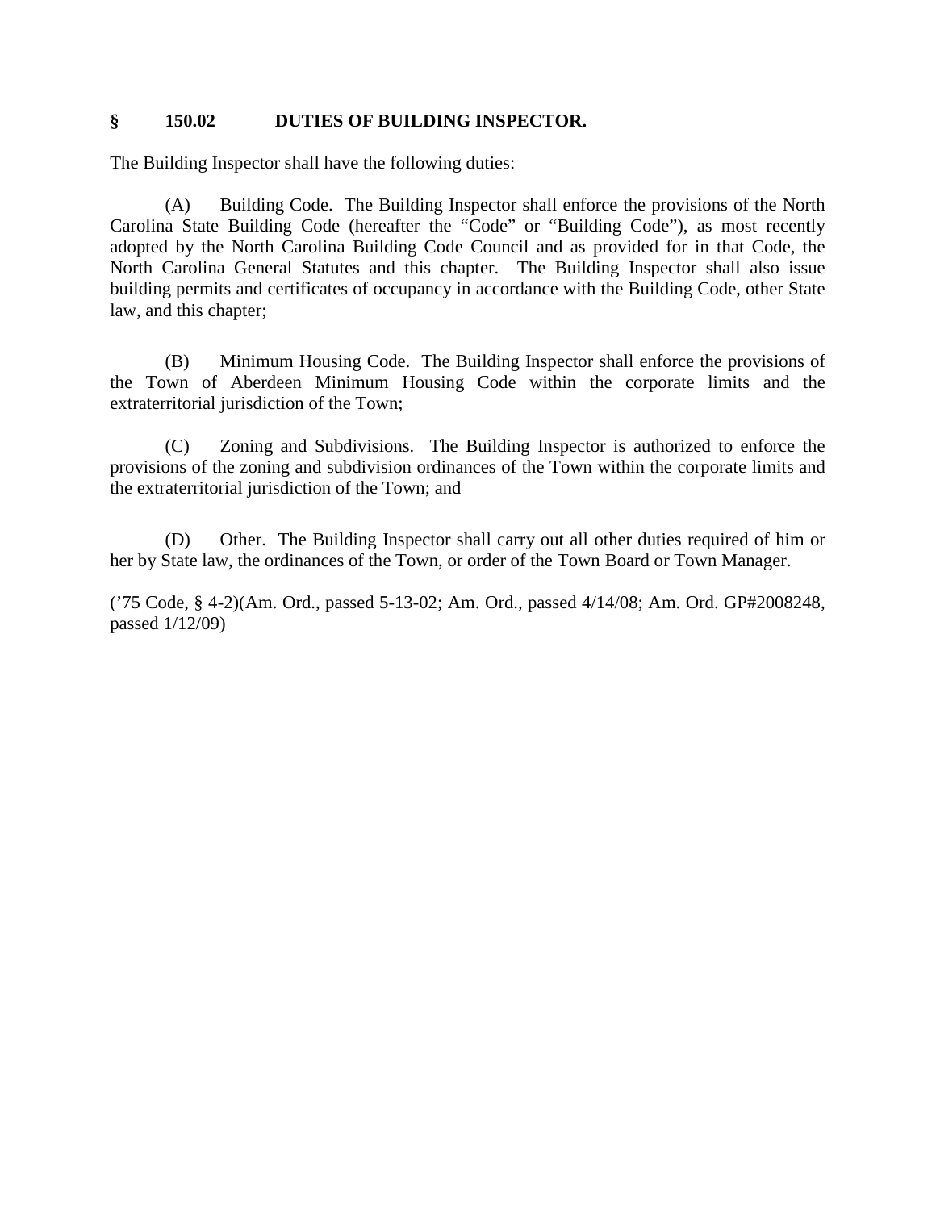## § 150.02 DUTIES OF BUILDING INSPECTOR.

The Building Inspector shall have the following duties:

(A) Building Code. The Building Inspector shall enforce the provisions of the North Carolina State Building Code (hereafter the "Code" or "Building Code"), as most recently adopted by the North Carolina Building Code Council and as provided for in that Code, the North Carolina General Statutes and this chapter. The Building Inspector shall also issue building permits and certificates of occupancy in accordance with the Building Code, other State law, and this chapter;

(B) Minimum Housing Code. The Building Inspector shall enforce the provisions of the Town of Aberdeen Minimum Housing Code within the corporate limits and the extraterritorial jurisdiction of the Town;

(C) Zoning and Subdivisions. The Building Inspector is authorized to enforce the provisions of the zoning and subdivision ordinances of the Town within the corporate limits and the extraterritorial jurisdiction of the Town; and

(D) Other. The Building Inspector shall carry out all other duties required of him or her by State law, the ordinances of the Town, or order of the Town Board or Town Manager.

('75 Code, § 4-2)(Am. Ord., passed 5-13-02; Am. Ord., passed 4/14/08; Am. Ord. GP#2008248, passed 1/12/09)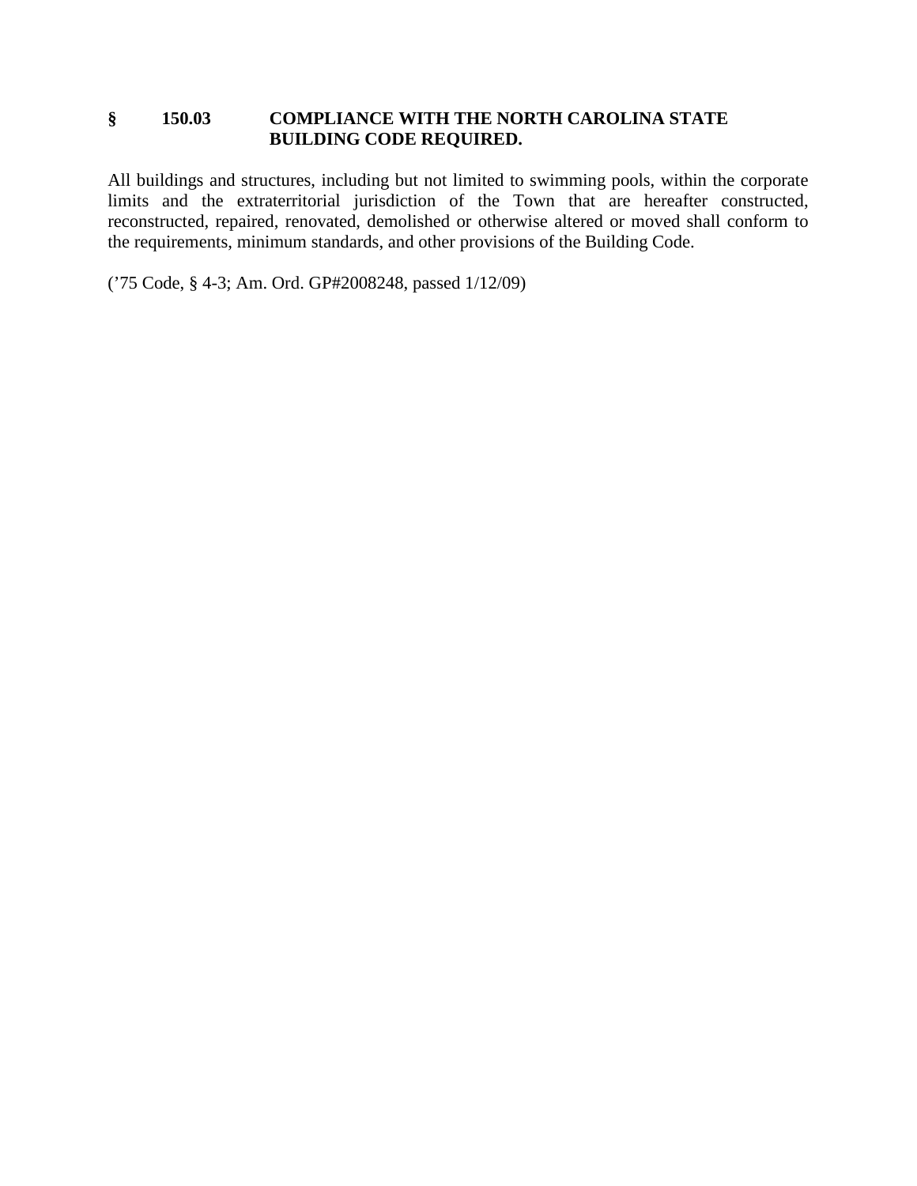### § 150.03 COMPLIANCE WITH THE NORTH CAROLINA STATE BUILDING CODE REQUIRED.

All buildings and structures, including but not limited to swimming pools, within the corporate limits and the extraterritorial jurisdiction of the Town that are hereafter constructed, reconstructed, repaired, renovated, demolished or otherwise altered or moved shall conform to the requirements, minimum standards, and other provisions of the Building Code.

('75 Code, § 4-3; Am. Ord. GP#2008248, passed 1/12/09)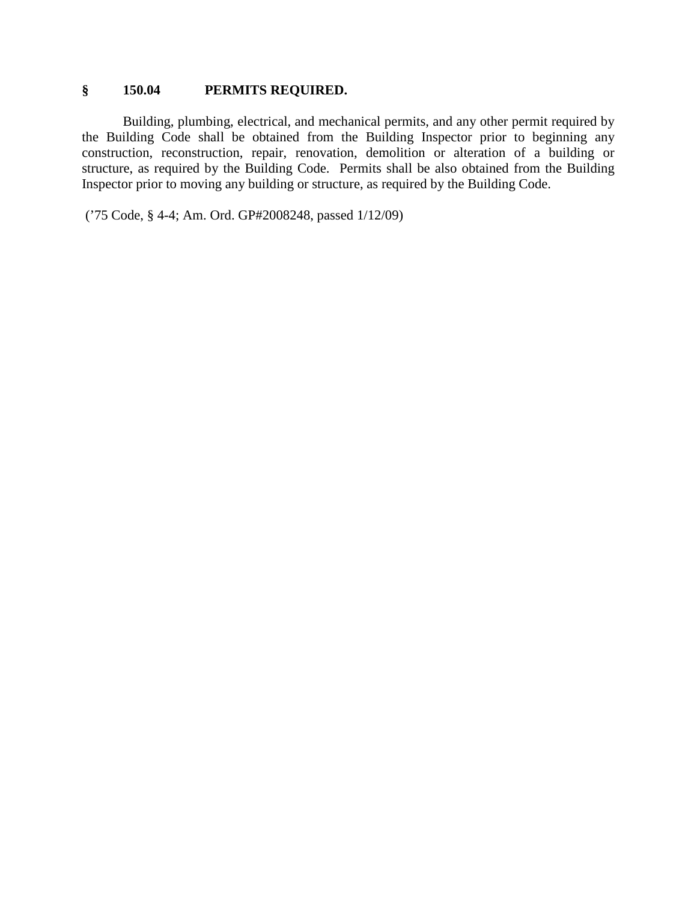## § 150.04 PERMITS REQUIRED.

Building, plumbing, electrical, and mechanical permits, and any other permit required by the Building Code shall be obtained from the Building Inspector prior to beginning any construction, reconstruction, repair, renovation, demolition or alteration of a building or structure, as required by the Building Code. Permits shall be also obtained from the Building Inspector prior to moving any building or structure, as required by the Building Code.

('75 Code, § 4-4; Am. Ord. GP#2008248, passed 1/12/09)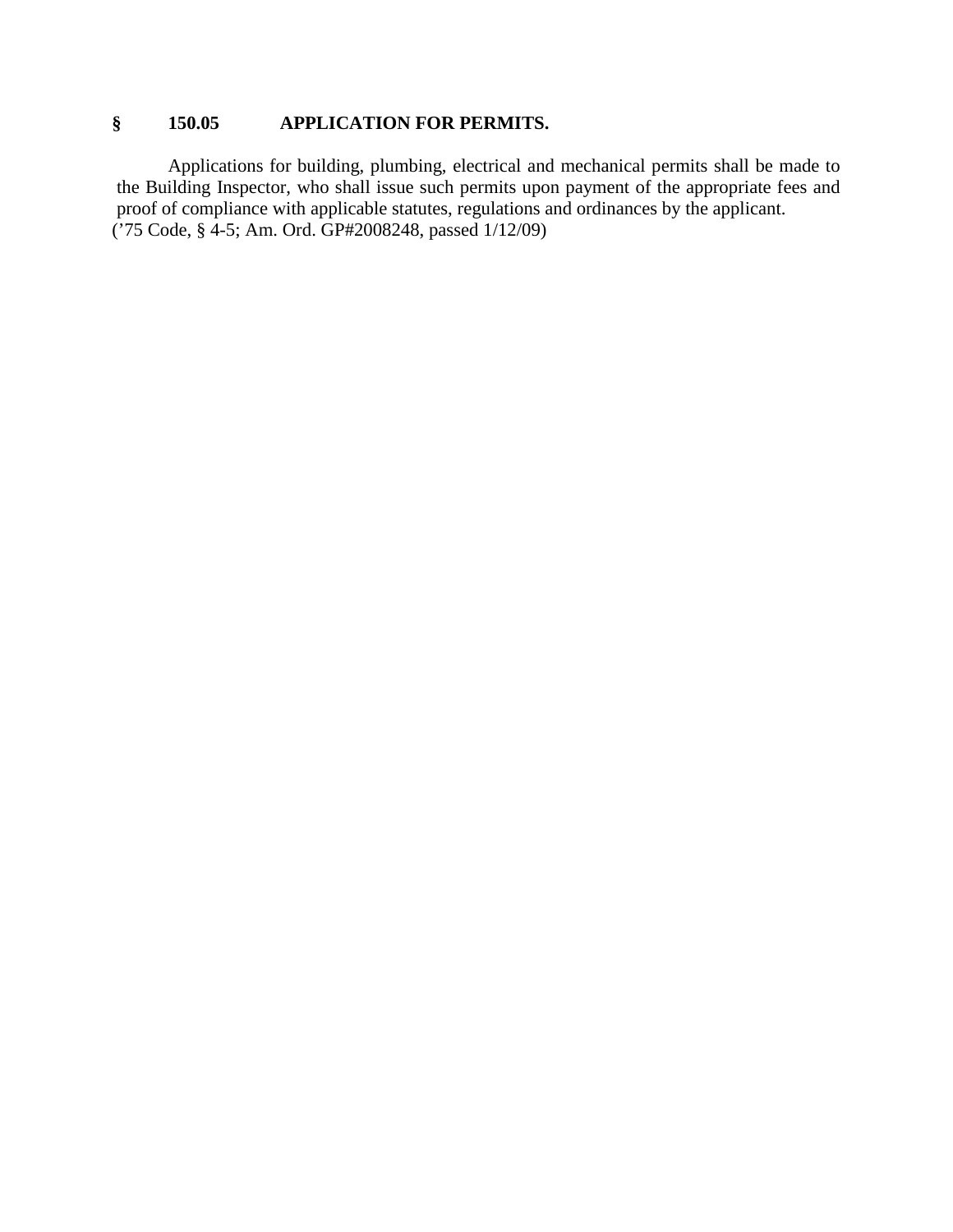## § 150.05 APPLICATION FOR PERMITS.

Applications for building, plumbing, electrical and mechanical permits shall be made to the Building Inspector, who shall issue such permits upon payment of the appropriate fees and proof of compliance with applicable statutes, regulations and ordinances by the applicant.
('75 Code, § 4-5; Am. Ord. GP#2008248, passed 1/12/09)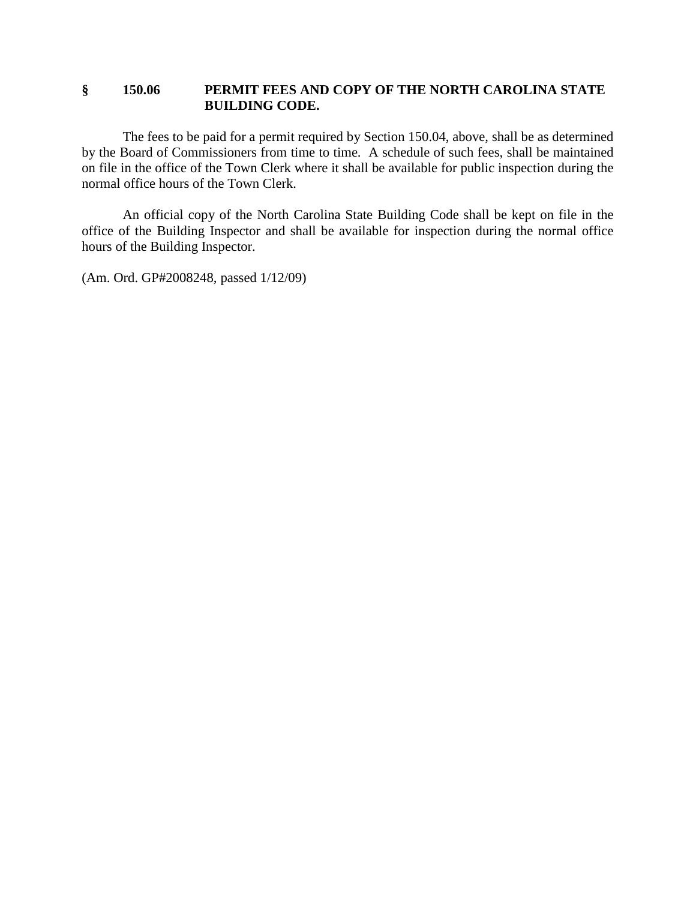## § 150.06 PERMIT FEES AND COPY OF THE NORTH CAROLINA STATE BUILDING CODE.

The fees to be paid for a permit required by Section 150.04, above, shall be as determined by the Board of Commissioners from time to time. A schedule of such fees, shall be maintained on file in the office of the Town Clerk where it shall be available for public inspection during the normal office hours of the Town Clerk.

An official copy of the North Carolina State Building Code shall be kept on file in the office of the Building Inspector and shall be available for inspection during the normal office hours of the Building Inspector.

(Am. Ord. GP#2008248, passed 1/12/09)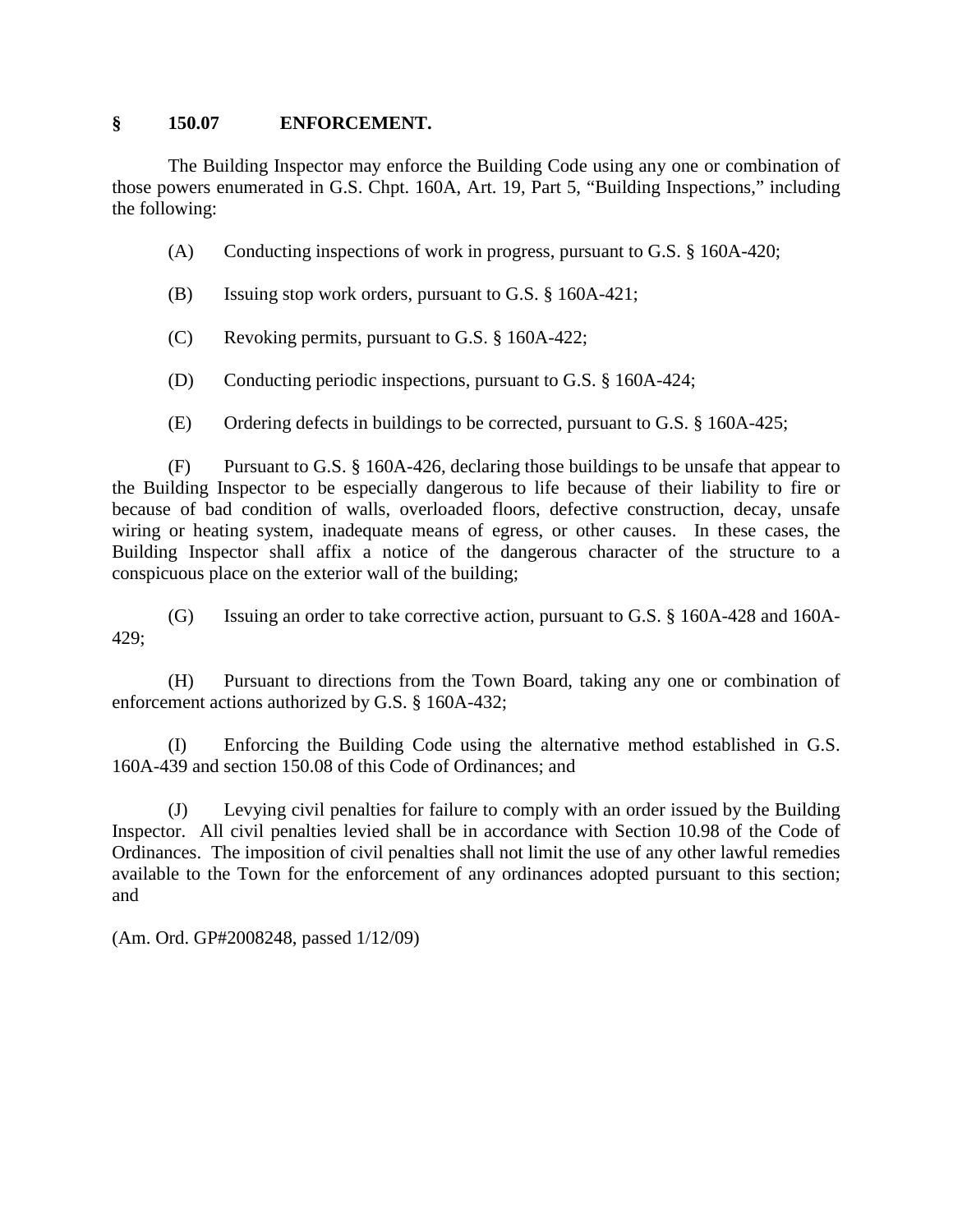## § 150.07 ENFORCEMENT.

The Building Inspector may enforce the Building Code using any one or combination of those powers enumerated in G.S. Chpt. 160A, Art. 19, Part 5, "Building Inspections," including the following:

(A) Conducting inspections of work in progress, pursuant to G.S. § 160A-420;

(B) Issuing stop work orders, pursuant to G.S. § 160A-421;

(C) Revoking permits, pursuant to G.S. § 160A-422;

(D) Conducting periodic inspections, pursuant to G.S. § 160A-424;

(E) Ordering defects in buildings to be corrected, pursuant to G.S. § 160A-425;

(F) Pursuant to G.S. § 160A-426, declaring those buildings to be unsafe that appear to the Building Inspector to be especially dangerous to life because of their liability to fire or because of bad condition of walls, overloaded floors, defective construction, decay, unsafe wiring or heating system, inadequate means of egress, or other causes. In these cases, the Building Inspector shall affix a notice of the dangerous character of the structure to a conspicuous place on the exterior wall of the building;

(G) Issuing an order to take corrective action, pursuant to G.S. § 160A-428 and 160A-429;

(H) Pursuant to directions from the Town Board, taking any one or combination of enforcement actions authorized by G.S. § 160A-432;

(I) Enforcing the Building Code using the alternative method established in G.S. 160A-439 and section 150.08 of this Code of Ordinances; and

(J) Levying civil penalties for failure to comply with an order issued by the Building Inspector. All civil penalties levied shall be in accordance with Section 10.98 of the Code of Ordinances. The imposition of civil penalties shall not limit the use of any other lawful remedies available to the Town for the enforcement of any ordinances adopted pursuant to this section; and

(Am. Ord. GP#2008248, passed 1/12/09)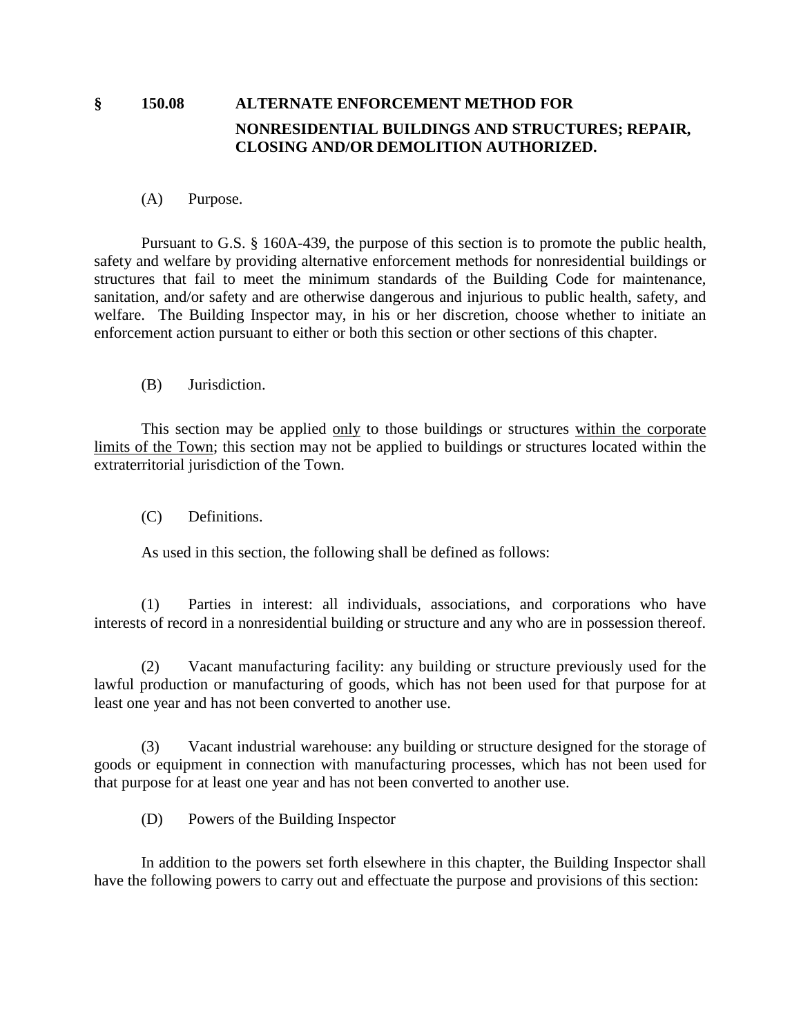## § 150.08 ALTERNATE ENFORCEMENT METHOD FOR NONRESIDENTIAL BUILDINGS AND STRUCTURES; REPAIR, CLOSING AND/OR DEMOLITION AUTHORIZED.

(A) Purpose.

Pursuant to G.S. § 160A-439, the purpose of this section is to promote the public health, safety and welfare by providing alternative enforcement methods for nonresidential buildings or structures that fail to meet the minimum standards of the Building Code for maintenance, sanitation, and/or safety and are otherwise dangerous and injurious to public health, safety, and welfare. The Building Inspector may, in his or her discretion, choose whether to initiate an enforcement action pursuant to either or both this section or other sections of this chapter.

(B) Jurisdiction.

This section may be applied <u>only</u> to those buildings or structures <u>within the corporate limits of the Town</u>; this section may not be applied to buildings or structures located within the extraterritorial jurisdiction of the Town.

(C) Definitions.

As used in this section, the following shall be defined as follows:

(1) Parties in interest: all individuals, associations, and corporations who have interests of record in a nonresidential building or structure and any who are in possession thereof.

(2) Vacant manufacturing facility: any building or structure previously used for the lawful production or manufacturing of goods, which has not been used for that purpose for at least one year and has not been converted to another use.

(3) Vacant industrial warehouse: any building or structure designed for the storage of goods or equipment in connection with manufacturing processes, which has not been used for that purpose for at least one year and has not been converted to another use.

(D) Powers of the Building Inspector

In addition to the powers set forth elsewhere in this chapter, the Building Inspector shall have the following powers to carry out and effectuate the purpose and provisions of this section: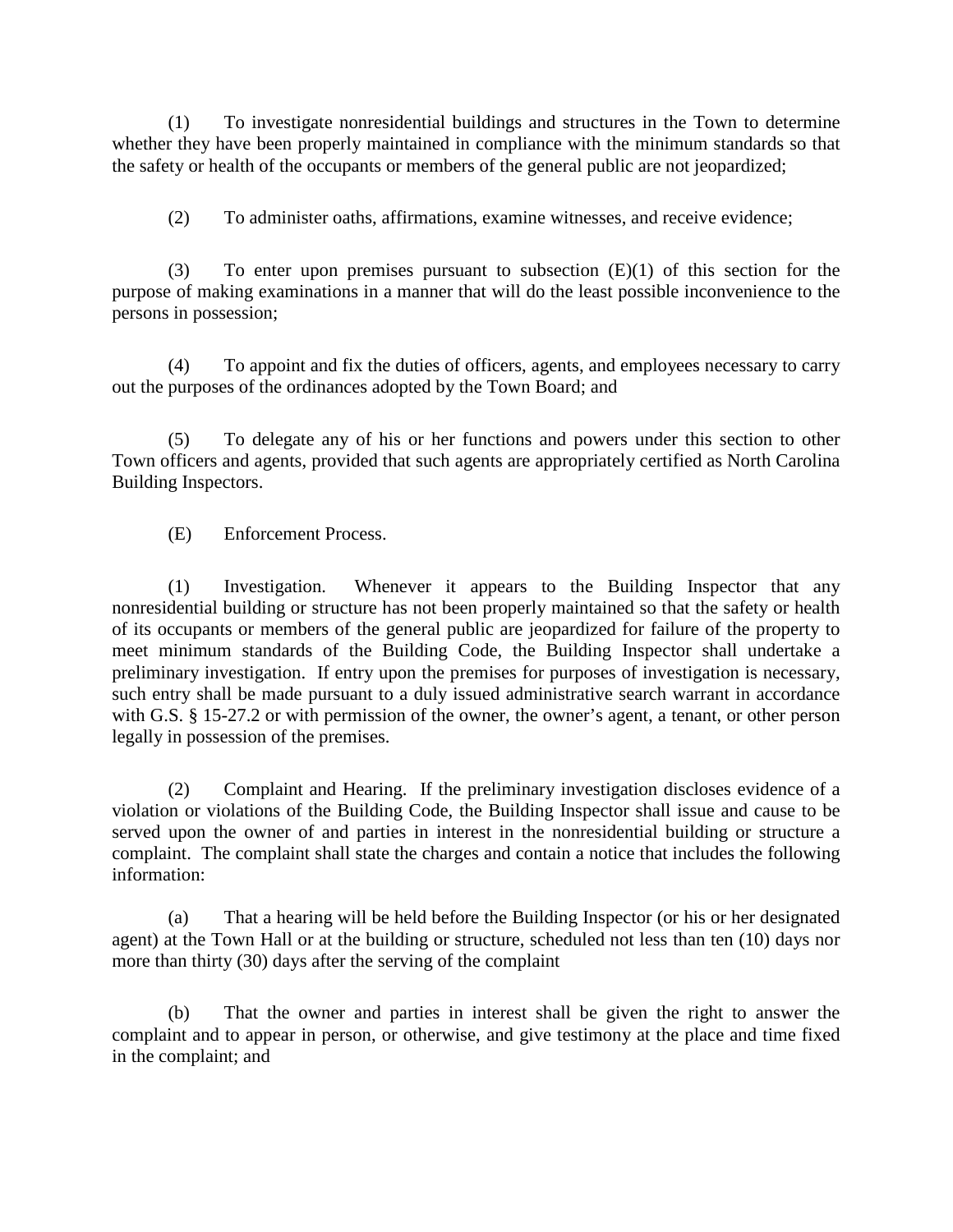(1) To investigate nonresidential buildings and structures in the Town to determine whether they have been properly maintained in compliance with the minimum standards so that the safety or health of the occupants or members of the general public are not jeopardized;

(2) To administer oaths, affirmations, examine witnesses, and receive evidence;

(3) To enter upon premises pursuant to subsection (E)(1) of this section for the purpose of making examinations in a manner that will do the least possible inconvenience to the persons in possession;

(4) To appoint and fix the duties of officers, agents, and employees necessary to carry out the purposes of the ordinances adopted by the Town Board; and

(5) To delegate any of his or her functions and powers under this section to other Town officers and agents, provided that such agents are appropriately certified as North Carolina Building Inspectors.

(E) Enforcement Process.

(1) Investigation. Whenever it appears to the Building Inspector that any nonresidential building or structure has not been properly maintained so that the safety or health of its occupants or members of the general public are jeopardized for failure of the property to meet minimum standards of the Building Code, the Building Inspector shall undertake a preliminary investigation. If entry upon the premises for purposes of investigation is necessary, such entry shall be made pursuant to a duly issued administrative search warrant in accordance with G.S. § 15-27.2 or with permission of the owner, the owner's agent, a tenant, or other person legally in possession of the premises.

(2) Complaint and Hearing. If the preliminary investigation discloses evidence of a violation or violations of the Building Code, the Building Inspector shall issue and cause to be served upon the owner of and parties in interest in the nonresidential building or structure a complaint. The complaint shall state the charges and contain a notice that includes the following information:

(a) That a hearing will be held before the Building Inspector (or his or her designated agent) at the Town Hall or at the building or structure, scheduled not less than ten (10) days nor more than thirty (30) days after the serving of the complaint

(b) That the owner and parties in interest shall be given the right to answer the complaint and to appear in person, or otherwise, and give testimony at the place and time fixed in the complaint; and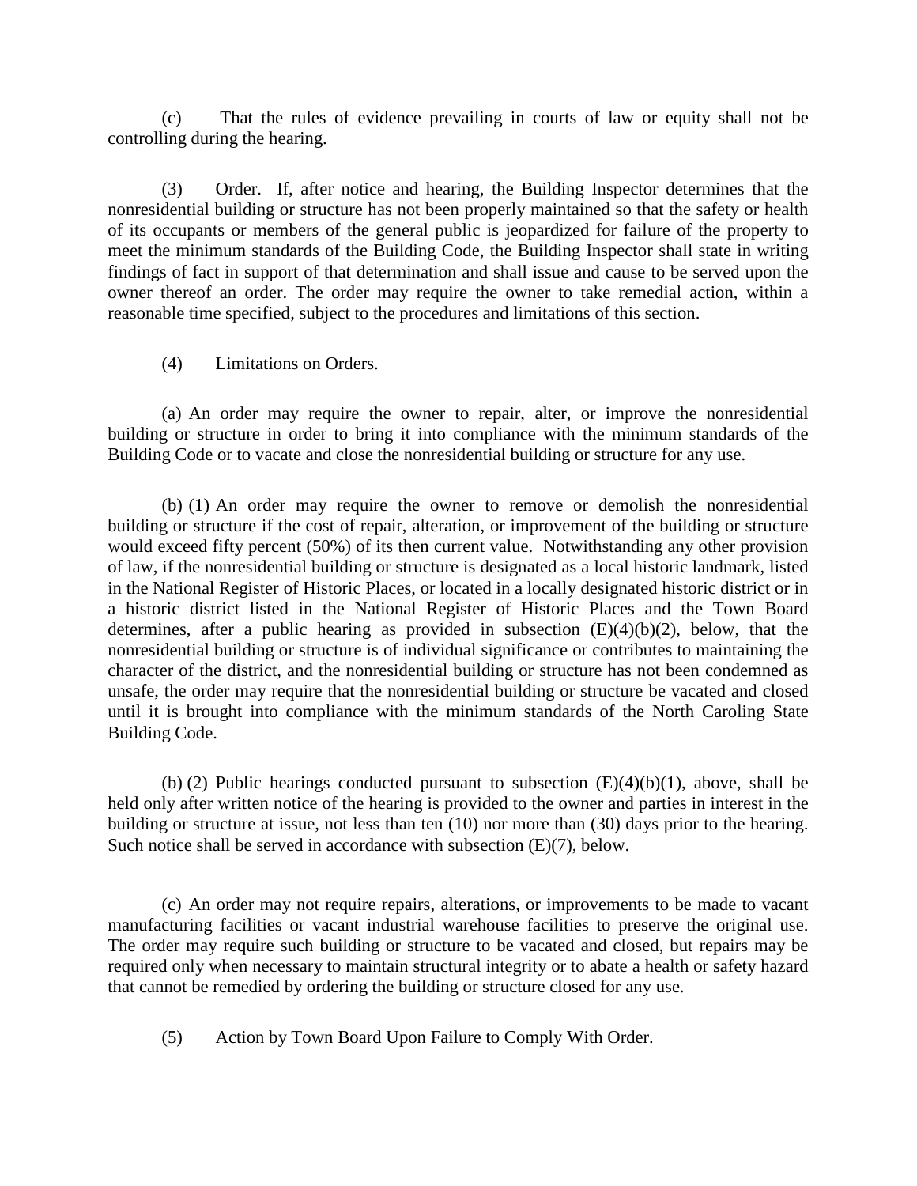(c) That the rules of evidence prevailing in courts of law or equity shall not be controlling during the hearing.

(3) Order. If, after notice and hearing, the Building Inspector determines that the nonresidential building or structure has not been properly maintained so that the safety or health of its occupants or members of the general public is jeopardized for failure of the property to meet the minimum standards of the Building Code, the Building Inspector shall state in writing findings of fact in support of that determination and shall issue and cause to be served upon the owner thereof an order. The order may require the owner to take remedial action, within a reasonable time specified, subject to the procedures and limitations of this section.

(4) Limitations on Orders.

(a) An order may require the owner to repair, alter, or improve the nonresidential building or structure in order to bring it into compliance with the minimum standards of the Building Code or to vacate and close the nonresidential building or structure for any use.

(b) (1) An order may require the owner to remove or demolish the nonresidential building or structure if the cost of repair, alteration, or improvement of the building or structure would exceed fifty percent (50%) of its then current value. Notwithstanding any other provision of law, if the nonresidential building or structure is designated as a local historic landmark, listed in the National Register of Historic Places, or located in a locally designated historic district or in a historic district listed in the National Register of Historic Places and the Town Board determines, after a public hearing as provided in subsection (E)(4)(b)(2), below, that the nonresidential building or structure is of individual significance or contributes to maintaining the character of the district, and the nonresidential building or structure has not been condemned as unsafe, the order may require that the nonresidential building or structure be vacated and closed until it is brought into compliance with the minimum standards of the North Caroling State Building Code.

(b) (2) Public hearings conducted pursuant to subsection (E)(4)(b)(1), above, shall be held only after written notice of the hearing is provided to the owner and parties in interest in the building or structure at issue, not less than ten (10) nor more than (30) days prior to the hearing. Such notice shall be served in accordance with subsection (E)(7), below.

(c) An order may not require repairs, alterations, or improvements to be made to vacant manufacturing facilities or vacant industrial warehouse facilities to preserve the original use. The order may require such building or structure to be vacated and closed, but repairs may be required only when necessary to maintain structural integrity or to abate a health or safety hazard that cannot be remedied by ordering the building or structure closed for any use.

(5) Action by Town Board Upon Failure to Comply With Order.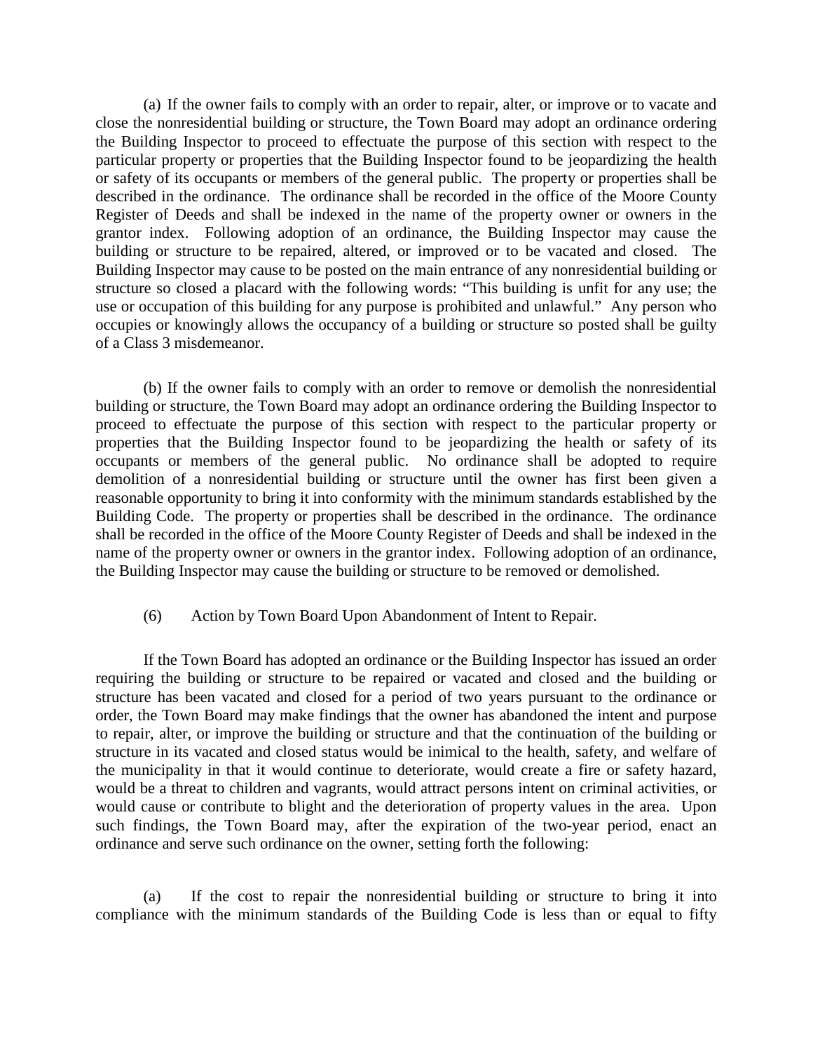(a) If the owner fails to comply with an order to repair, alter, or improve or to vacate and close the nonresidential building or structure, the Town Board may adopt an ordinance ordering the Building Inspector to proceed to effectuate the purpose of this section with respect to the particular property or properties that the Building Inspector found to be jeopardizing the health or safety of its occupants or members of the general public. The property or properties shall be described in the ordinance. The ordinance shall be recorded in the office of the Moore County Register of Deeds and shall be indexed in the name of the property owner or owners in the grantor index. Following adoption of an ordinance, the Building Inspector may cause the building or structure to be repaired, altered, or improved or to be vacated and closed. The Building Inspector may cause to be posted on the main entrance of any nonresidential building or structure so closed a placard with the following words: "This building is unfit for any use; the use or occupation of this building for any purpose is prohibited and unlawful." Any person who occupies or knowingly allows the occupancy of a building or structure so posted shall be guilty of a Class 3 misdemeanor.

(b) If the owner fails to comply with an order to remove or demolish the nonresidential building or structure, the Town Board may adopt an ordinance ordering the Building Inspector to proceed to effectuate the purpose of this section with respect to the particular property or properties that the Building Inspector found to be jeopardizing the health or safety of its occupants or members of the general public. No ordinance shall be adopted to require demolition of a nonresidential building or structure until the owner has first been given a reasonable opportunity to bring it into conformity with the minimum standards established by the Building Code. The property or properties shall be described in the ordinance. The ordinance shall be recorded in the office of the Moore County Register of Deeds and shall be indexed in the name of the property owner or owners in the grantor index. Following adoption of an ordinance, the Building Inspector may cause the building or structure to be removed or demolished.

(6) Action by Town Board Upon Abandonment of Intent to Repair.

If the Town Board has adopted an ordinance or the Building Inspector has issued an order requiring the building or structure to be repaired or vacated and closed and the building or structure has been vacated and closed for a period of two years pursuant to the ordinance or order, the Town Board may make findings that the owner has abandoned the intent and purpose to repair, alter, or improve the building or structure and that the continuation of the building or structure in its vacated and closed status would be inimical to the health, safety, and welfare of the municipality in that it would continue to deteriorate, would create a fire or safety hazard, would be a threat to children and vagrants, would attract persons intent on criminal activities, or would cause or contribute to blight and the deterioration of property values in the area. Upon such findings, the Town Board may, after the expiration of the two-year period, enact an ordinance and serve such ordinance on the owner, setting forth the following:

(a) If the cost to repair the nonresidential building or structure to bring it into compliance with the minimum standards of the Building Code is less than or equal to fifty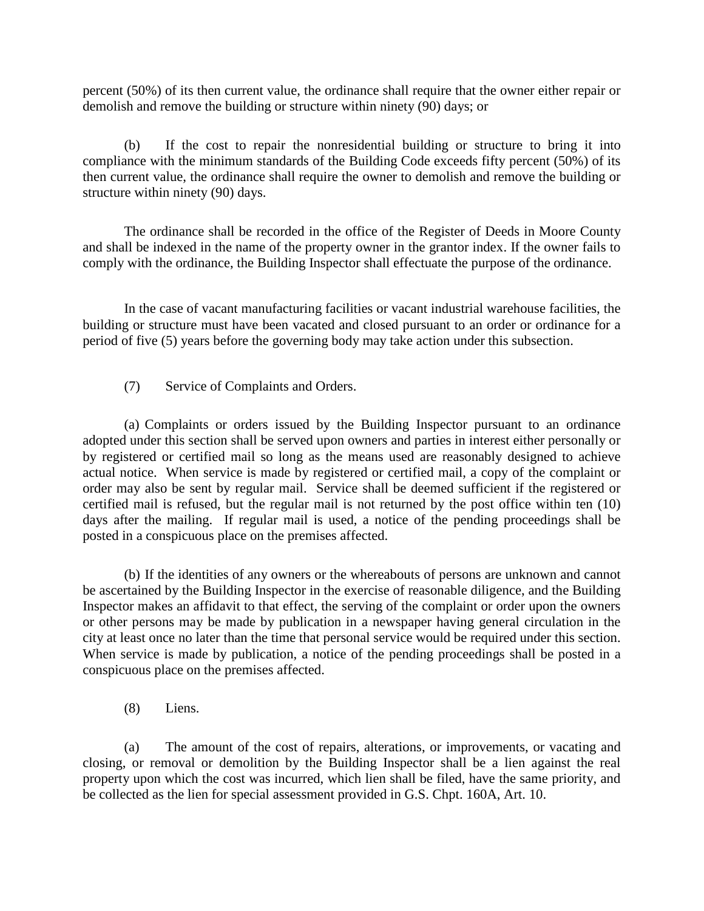percent (50%) of its then current value, the ordinance shall require that the owner either repair or demolish and remove the building or structure within ninety (90) days; or

(b) If the cost to repair the nonresidential building or structure to bring it into compliance with the minimum standards of the Building Code exceeds fifty percent (50%) of its then current value, the ordinance shall require the owner to demolish and remove the building or structure within ninety (90) days.

The ordinance shall be recorded in the office of the Register of Deeds in Moore County and shall be indexed in the name of the property owner in the grantor index. If the owner fails to comply with the ordinance, the Building Inspector shall effectuate the purpose of the ordinance.

In the case of vacant manufacturing facilities or vacant industrial warehouse facilities, the building or structure must have been vacated and closed pursuant to an order or ordinance for a period of five (5) years before the governing body may take action under this subsection.

(7) Service of Complaints and Orders.

(a) Complaints or orders issued by the Building Inspector pursuant to an ordinance adopted under this section shall be served upon owners and parties in interest either personally or by registered or certified mail so long as the means used are reasonably designed to achieve actual notice. When service is made by registered or certified mail, a copy of the complaint or order may also be sent by regular mail. Service shall be deemed sufficient if the registered or certified mail is refused, but the regular mail is not returned by the post office within ten (10) days after the mailing. If regular mail is used, a notice of the pending proceedings shall be posted in a conspicuous place on the premises affected.

(b) If the identities of any owners or the whereabouts of persons are unknown and cannot be ascertained by the Building Inspector in the exercise of reasonable diligence, and the Building Inspector makes an affidavit to that effect, the serving of the complaint or order upon the owners or other persons may be made by publication in a newspaper having general circulation in the city at least once no later than the time that personal service would be required under this section. When service is made by publication, a notice of the pending proceedings shall be posted in a conspicuous place on the premises affected.

(8) Liens.

(a) The amount of the cost of repairs, alterations, or improvements, or vacating and closing, or removal or demolition by the Building Inspector shall be a lien against the real property upon which the cost was incurred, which lien shall be filed, have the same priority, and be collected as the lien for special assessment provided in G.S. Chpt. 160A, Art. 10.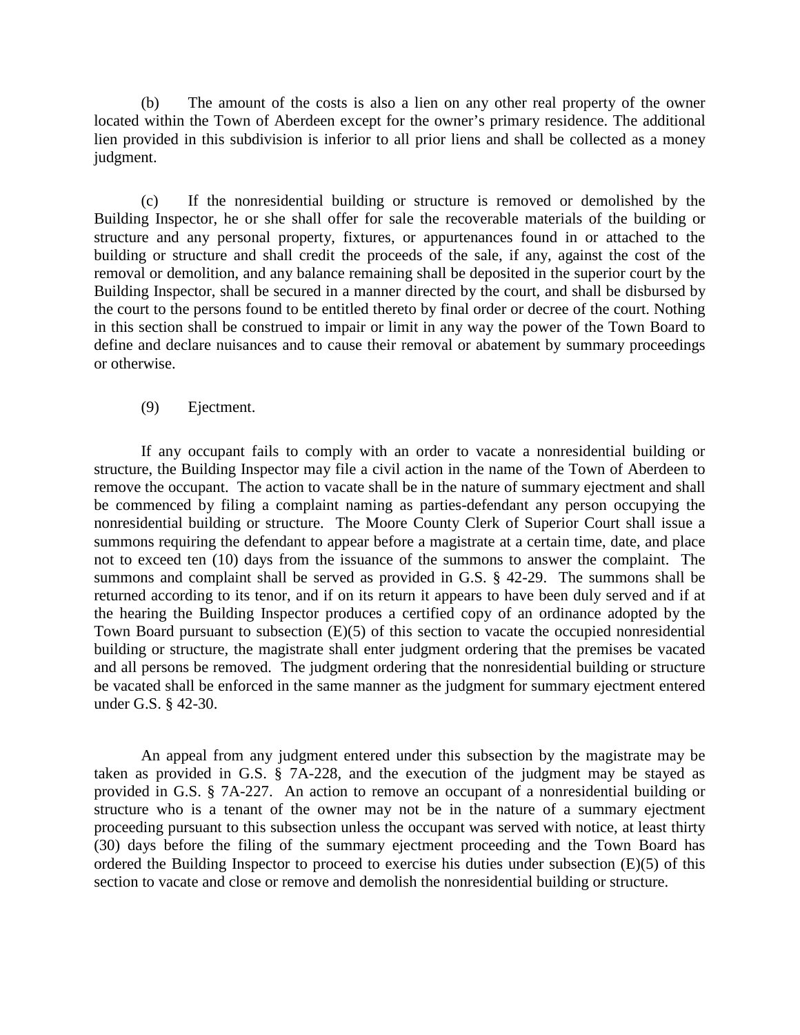(b) The amount of the costs is also a lien on any other real property of the owner located within the Town of Aberdeen except for the owner's primary residence. The additional lien provided in this subdivision is inferior to all prior liens and shall be collected as a money judgment.

(c) If the nonresidential building or structure is removed or demolished by the Building Inspector, he or she shall offer for sale the recoverable materials of the building or structure and any personal property, fixtures, or appurtenances found in or attached to the building or structure and shall credit the proceeds of the sale, if any, against the cost of the removal or demolition, and any balance remaining shall be deposited in the superior court by the Building Inspector, shall be secured in a manner directed by the court, and shall be disbursed by the court to the persons found to be entitled thereto by final order or decree of the court. Nothing in this section shall be construed to impair or limit in any way the power of the Town Board to define and declare nuisances and to cause their removal or abatement by summary proceedings or otherwise.

(9) Ejectment.

If any occupant fails to comply with an order to vacate a nonresidential building or structure, the Building Inspector may file a civil action in the name of the Town of Aberdeen to remove the occupant. The action to vacate shall be in the nature of summary ejectment and shall be commenced by filing a complaint naming as parties-defendant any person occupying the nonresidential building or structure. The Moore County Clerk of Superior Court shall issue a summons requiring the defendant to appear before a magistrate at a certain time, date, and place not to exceed ten (10) days from the issuance of the summons to answer the complaint. The summons and complaint shall be served as provided in G.S. § 42-29. The summons shall be returned according to its tenor, and if on its return it appears to have been duly served and if at the hearing the Building Inspector produces a certified copy of an ordinance adopted by the Town Board pursuant to subsection (E)(5) of this section to vacate the occupied nonresidential building or structure, the magistrate shall enter judgment ordering that the premises be vacated and all persons be removed. The judgment ordering that the nonresidential building or structure be vacated shall be enforced in the same manner as the judgment for summary ejectment entered under G.S. § 42-30.

An appeal from any judgment entered under this subsection by the magistrate may be taken as provided in G.S. § 7A-228, and the execution of the judgment may be stayed as provided in G.S. § 7A-227. An action to remove an occupant of a nonresidential building or structure who is a tenant of the owner may not be in the nature of a summary ejectment proceeding pursuant to this subsection unless the occupant was served with notice, at least thirty (30) days before the filing of the summary ejectment proceeding and the Town Board has ordered the Building Inspector to proceed to exercise his duties under subsection (E)(5) of this section to vacate and close or remove and demolish the nonresidential building or structure.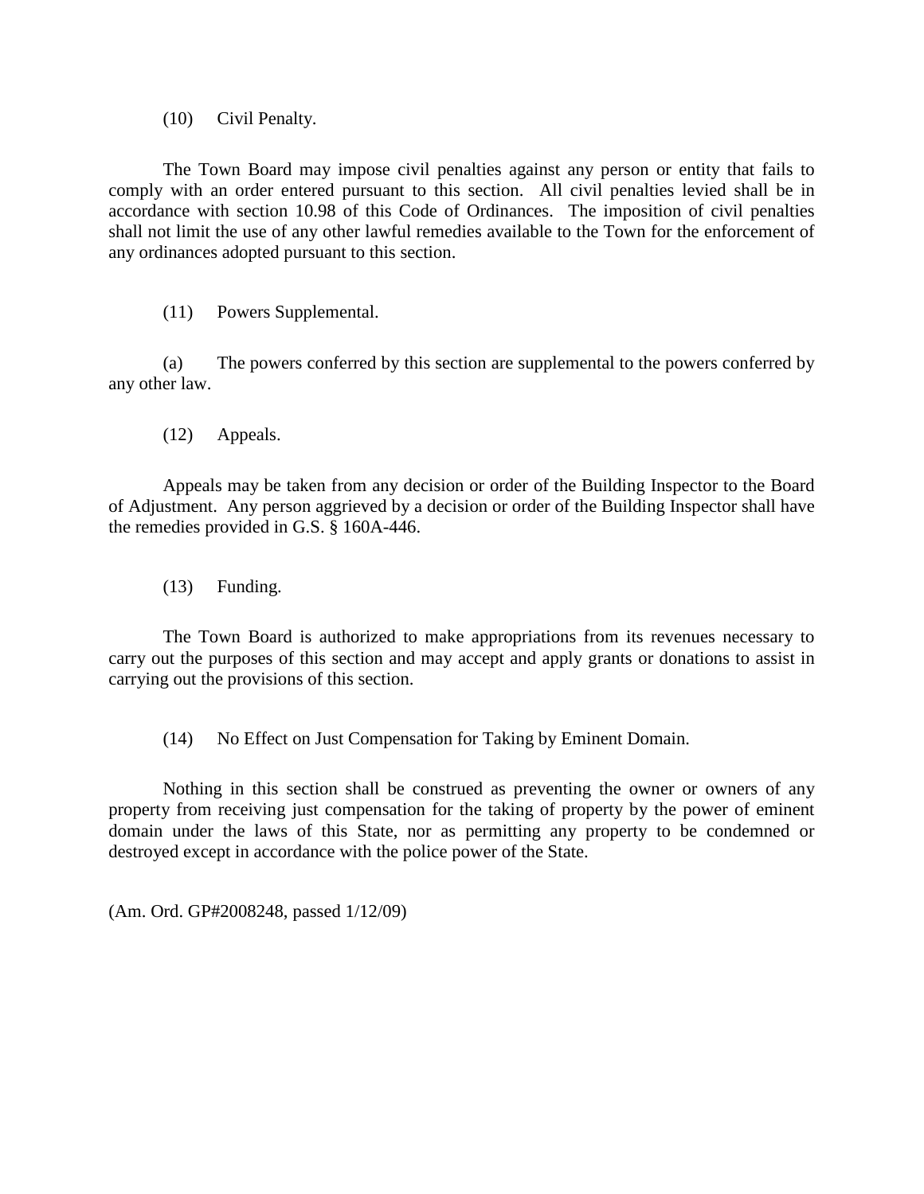(10) Civil Penalty.

The Town Board may impose civil penalties against any person or entity that fails to comply with an order entered pursuant to this section. All civil penalties levied shall be in accordance with section 10.98 of this Code of Ordinances. The imposition of civil penalties shall not limit the use of any other lawful remedies available to the Town for the enforcement of any ordinances adopted pursuant to this section.

(11) Powers Supplemental.

(a) The powers conferred by this section are supplemental to the powers conferred by any other law.

(12) Appeals.

Appeals may be taken from any decision or order of the Building Inspector to the Board of Adjustment. Any person aggrieved by a decision or order of the Building Inspector shall have the remedies provided in G.S. § 160A-446.

(13) Funding.

The Town Board is authorized to make appropriations from its revenues necessary to carry out the purposes of this section and may accept and apply grants or donations to assist in carrying out the provisions of this section.

(14) No Effect on Just Compensation for Taking by Eminent Domain.

Nothing in this section shall be construed as preventing the owner or owners of any property from receiving just compensation for the taking of property by the power of eminent domain under the laws of this State, nor as permitting any property to be condemned or destroyed except in accordance with the police power of the State.

(Am. Ord. GP#2008248, passed 1/12/09)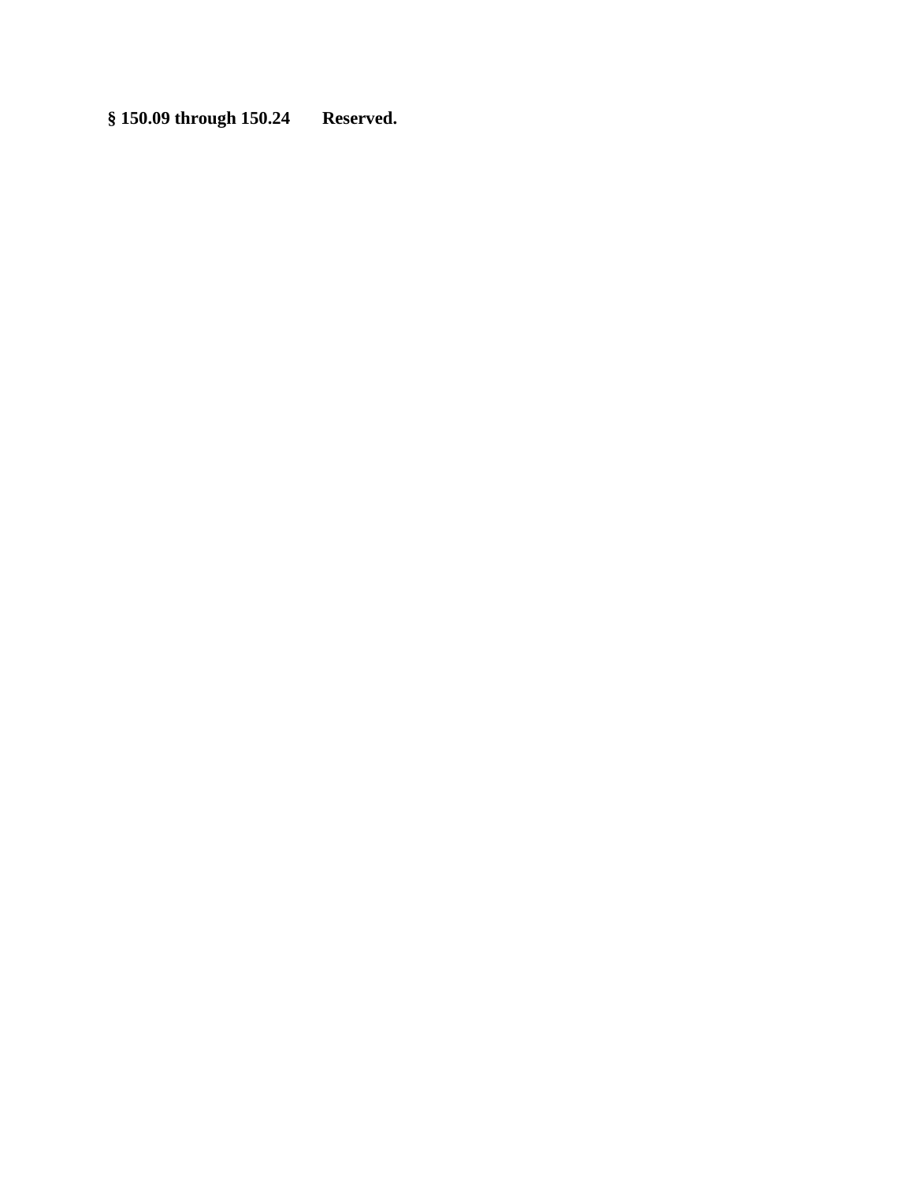**§ 150.09 through 150.24 Reserved.**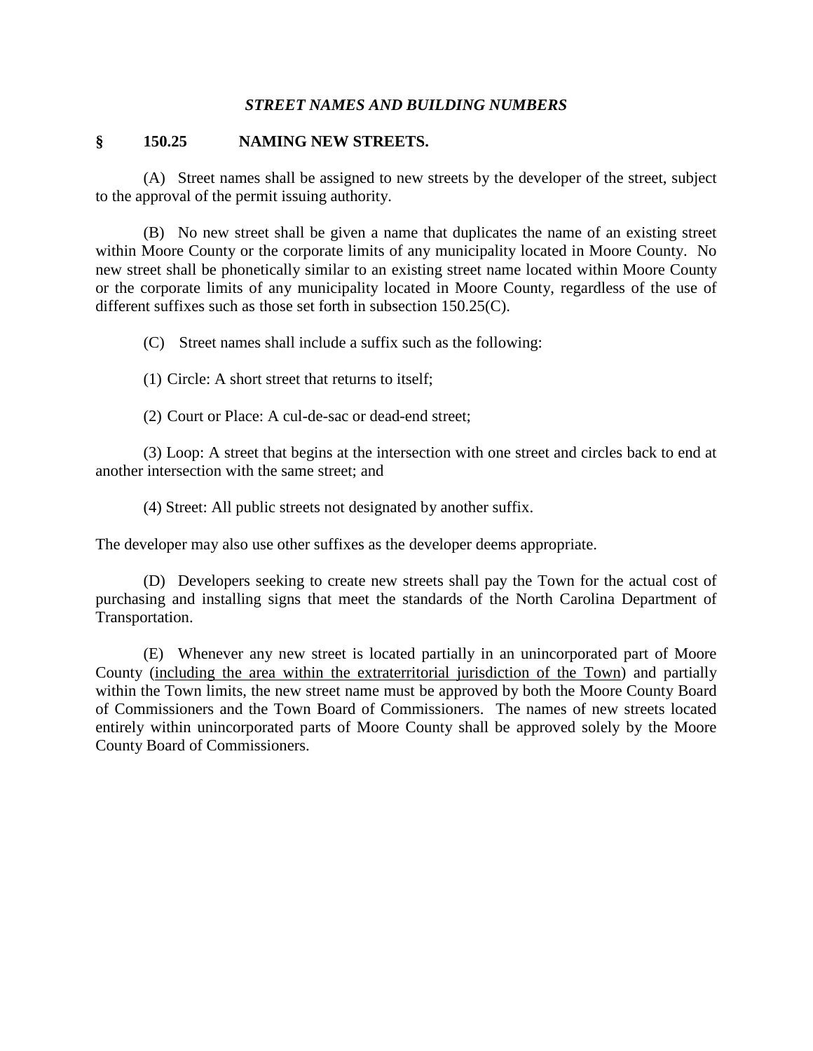### *STREET NAMES AND BUILDING NUMBERS*

## § 150.25 NAMING NEW STREETS.

(A) Street names shall be assigned to new streets by the developer of the street, subject to the approval of the permit issuing authority.

(B) No new street shall be given a name that duplicates the name of an existing street within Moore County or the corporate limits of any municipality located in Moore County. No new street shall be phonetically similar to an existing street name located within Moore County or the corporate limits of any municipality located in Moore County, regardless of the use of different suffixes such as those set forth in subsection 150.25(C).

(C) Street names shall include a suffix such as the following:

(1) Circle: A short street that returns to itself;

(2) Court or Place: A cul-de-sac or dead-end street;

(3) Loop: A street that begins at the intersection with one street and circles back to end at another intersection with the same street; and

(4) Street: All public streets not designated by another suffix.

The developer may also use other suffixes as the developer deems appropriate.

(D) Developers seeking to create new streets shall pay the Town for the actual cost of purchasing and installing signs that meet the standards of the North Carolina Department of Transportation.

(E) Whenever any new street is located partially in an unincorporated part of Moore County (<u>including the area within the extraterritorial jurisdiction of the Town</u>) and partially within the Town limits, the new street name must be approved by both the Moore County Board of Commissioners and the Town Board of Commissioners. The names of new streets located entirely within unincorporated parts of Moore County shall be approved solely by the Moore County Board of Commissioners.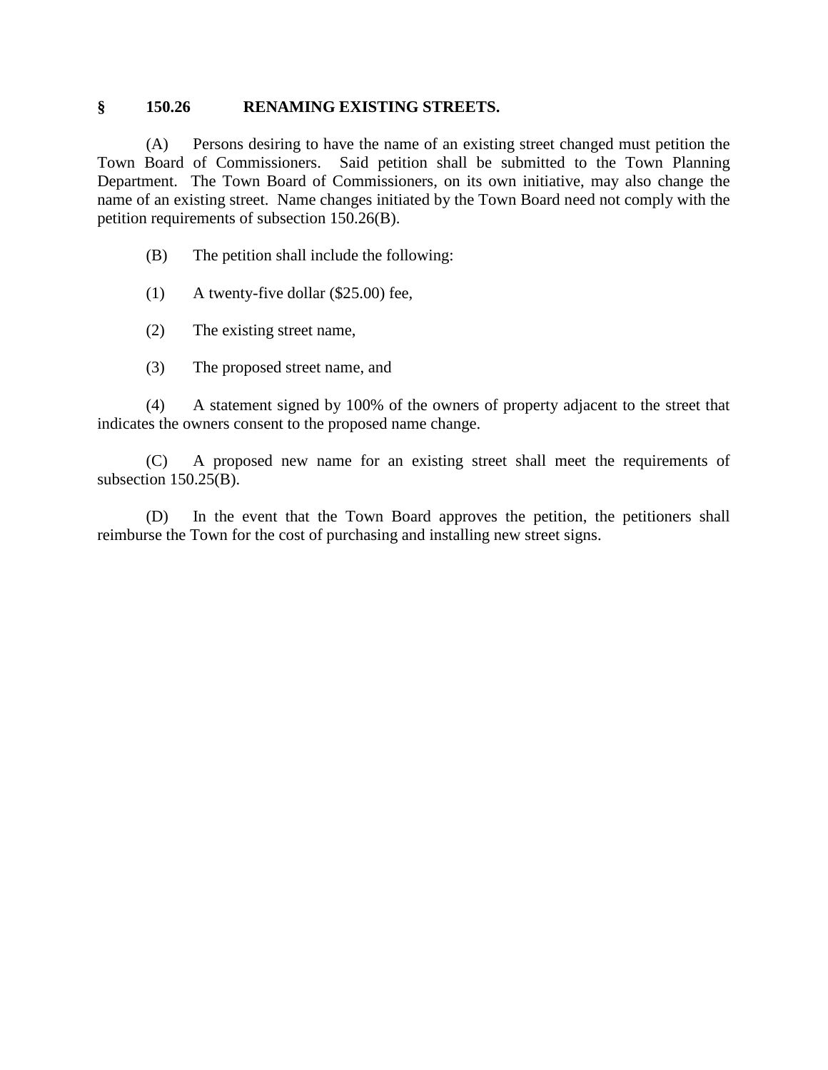## § 150.26 RENAMING EXISTING STREETS.

(A) Persons desiring to have the name of an existing street changed must petition the Town Board of Commissioners. Said petition shall be submitted to the Town Planning Department. The Town Board of Commissioners, on its own initiative, may also change the name of an existing street. Name changes initiated by the Town Board need not comply with the petition requirements of subsection 150.26(B).

(B) The petition shall include the following:

(1) A twenty-five dollar ($25.00) fee,

(2) The existing street name,

(3) The proposed street name, and

(4) A statement signed by 100% of the owners of property adjacent to the street that indicates the owners consent to the proposed name change.

(C) A proposed new name for an existing street shall meet the requirements of subsection 150.25(B).

(D) In the event that the Town Board approves the petition, the petitioners shall reimburse the Town for the cost of purchasing and installing new street signs.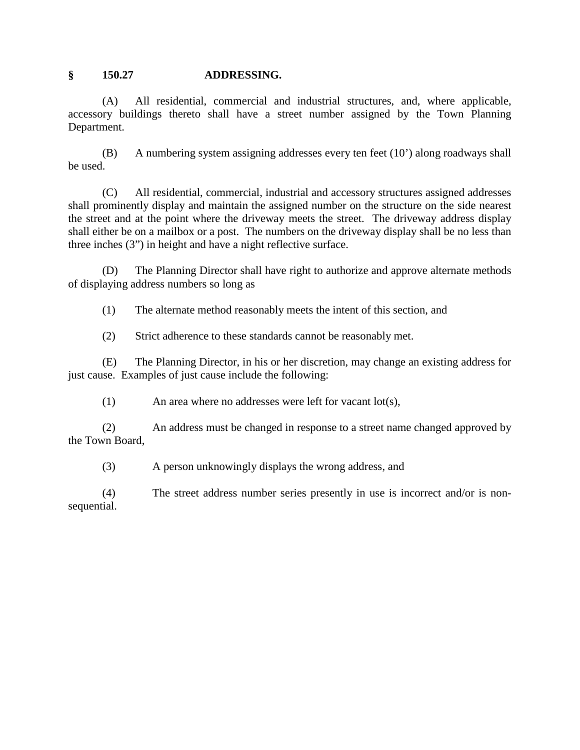## § 150.27 ADDRESSING.

(A) All residential, commercial and industrial structures, and, where applicable, accessory buildings thereto shall have a street number assigned by the Town Planning Department.

(B) A numbering system assigning addresses every ten feet (10') along roadways shall be used.

(C) All residential, commercial, industrial and accessory structures assigned addresses shall prominently display and maintain the assigned number on the structure on the side nearest the street and at the point where the driveway meets the street. The driveway address display shall either be on a mailbox or a post. The numbers on the driveway display shall be no less than three inches (3") in height and have a night reflective surface.

(D) The Planning Director shall have right to authorize and approve alternate methods of displaying address numbers so long as

(1) The alternate method reasonably meets the intent of this section, and

(2) Strict adherence to these standards cannot be reasonably met.

(E) The Planning Director, in his or her discretion, may change an existing address for just cause. Examples of just cause include the following:

(1) An area where no addresses were left for vacant lot(s),

(2) An address must be changed in response to a street name changed approved by the Town Board,

(3) A person unknowingly displays the wrong address, and

(4) The street address number series presently in use is incorrect and/or is non-sequential.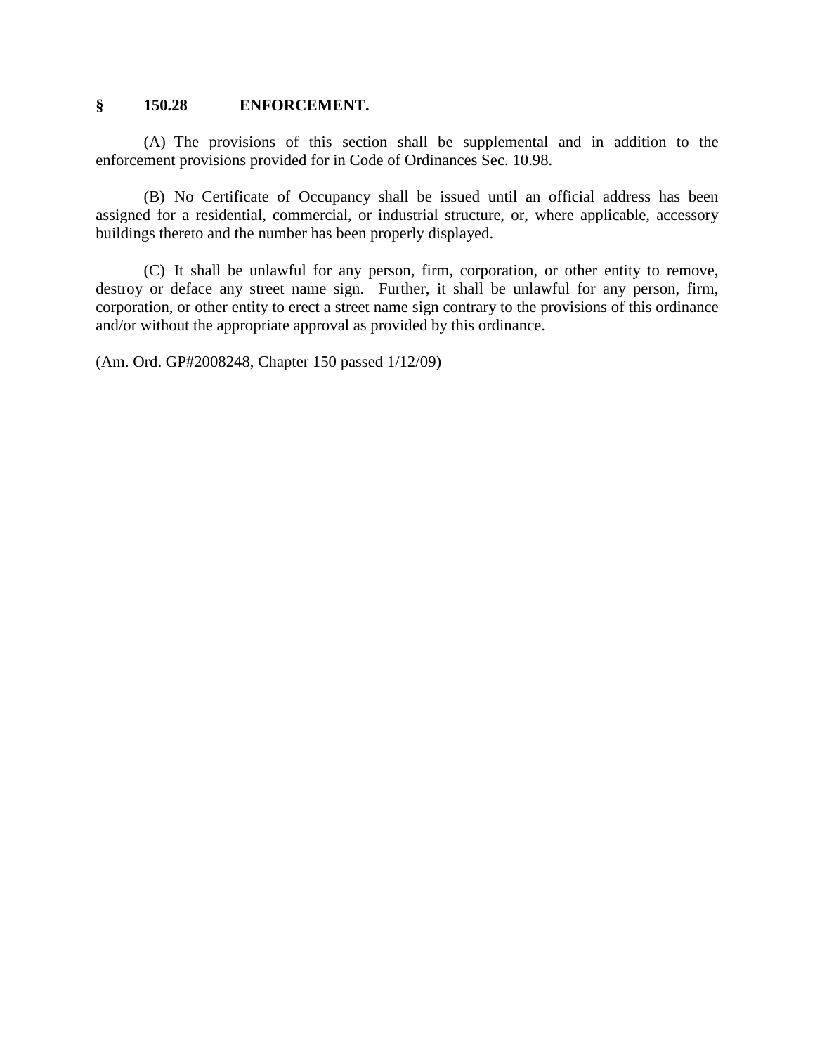## § 150.28 ENFORCEMENT.

(A) The provisions of this section shall be supplemental and in addition to the enforcement provisions provided for in Code of Ordinances Sec. 10.98.

(B) No Certificate of Occupancy shall be issued until an official address has been assigned for a residential, commercial, or industrial structure, or, where applicable, accessory buildings thereto and the number has been properly displayed.

(C) It shall be unlawful for any person, firm, corporation, or other entity to remove, destroy or deface any street name sign. Further, it shall be unlawful for any person, firm, corporation, or other entity to erect a street name sign contrary to the provisions of this ordinance and/or without the appropriate approval as provided by this ordinance.

(Am. Ord. GP#2008248, Chapter 150 passed 1/12/09)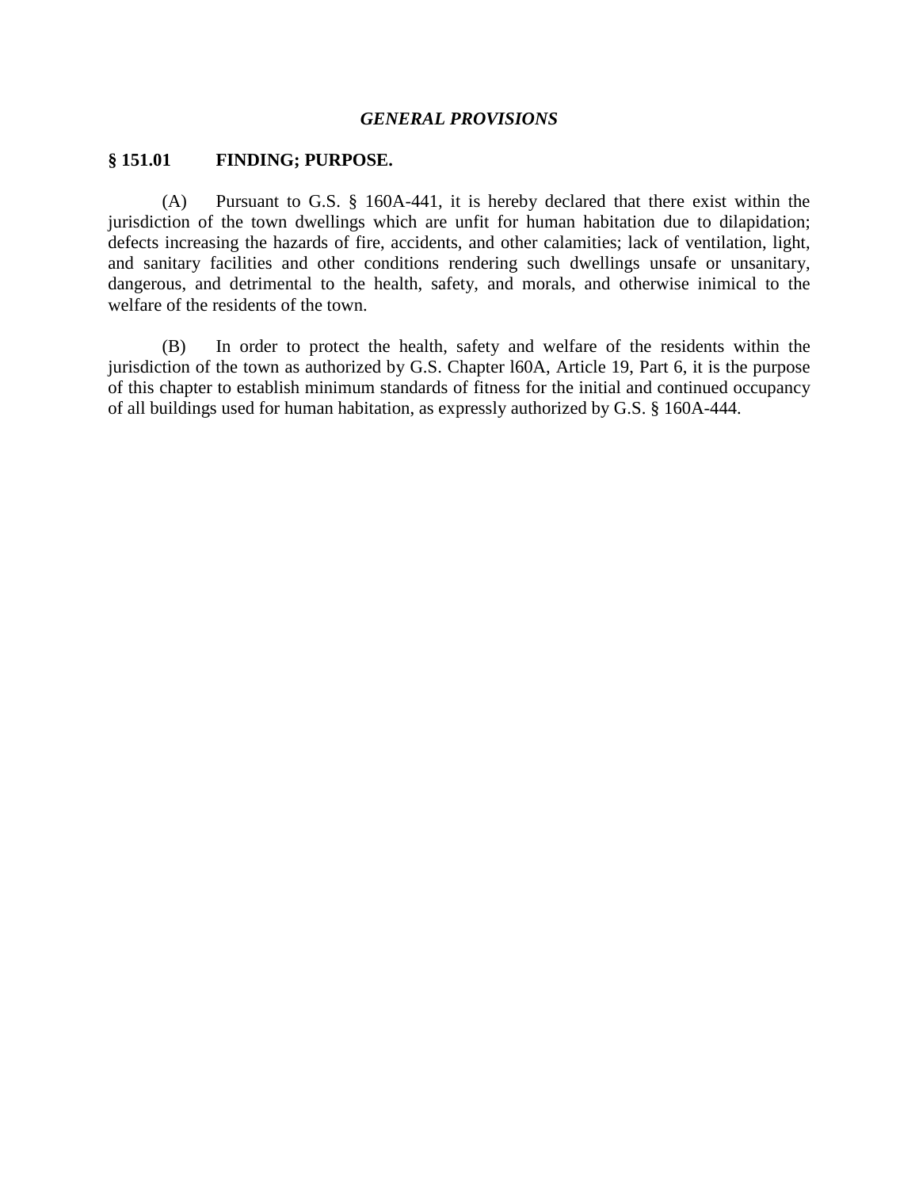## *GENERAL PROVISIONS*

### § 151.01 FINDING; PURPOSE.

(A) Pursuant to G.S. § 160A-441, it is hereby declared that there exist within the jurisdiction of the town dwellings which are unfit for human habitation due to dilapidation; defects increasing the hazards of fire, accidents, and other calamities; lack of ventilation, light, and sanitary facilities and other conditions rendering such dwellings unsafe or unsanitary, dangerous, and detrimental to the health, safety, and morals, and otherwise inimical to the welfare of the residents of the town.

(B) In order to protect the health, safety and welfare of the residents within the jurisdiction of the town as authorized by G.S. Chapter l60A, Article 19, Part 6, it is the purpose of this chapter to establish minimum standards of fitness for the initial and continued occupancy of all buildings used for human habitation, as expressly authorized by G.S. § 160A-444.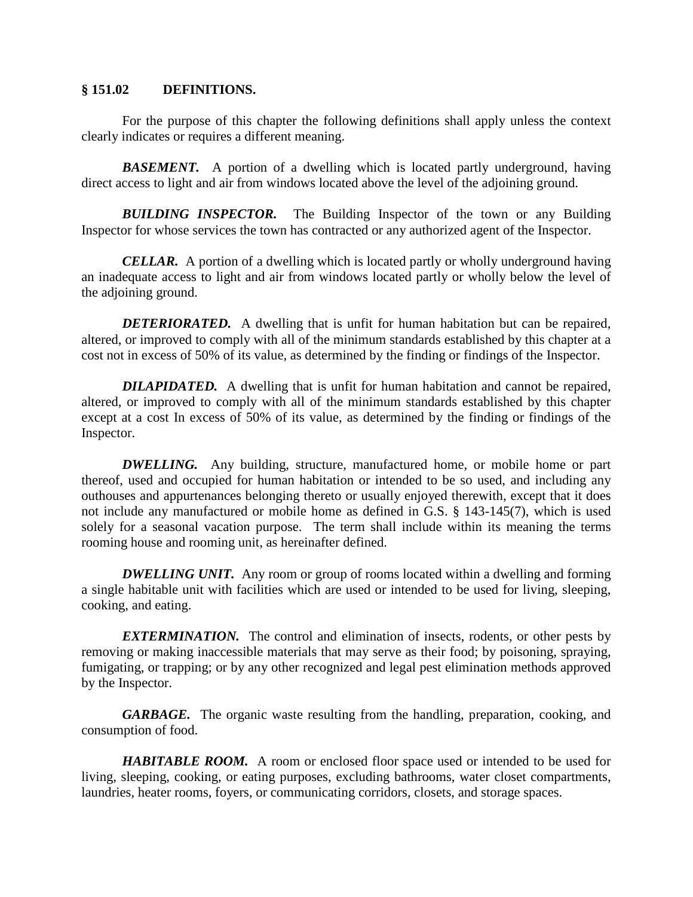## § 151.02 DEFINITIONS.

For the purpose of this chapter the following definitions shall apply unless the context clearly indicates or requires a different meaning.

***BASEMENT.*** A portion of a dwelling which is located partly underground, having direct access to light and air from windows located above the level of the adjoining ground.

***BUILDING INSPECTOR.*** The Building Inspector of the town or any Building Inspector for whose services the town has contracted or any authorized agent of the Inspector.

***CELLAR.*** A portion of a dwelling which is located partly or wholly underground having an inadequate access to light and air from windows located partly or wholly below the level of the adjoining ground.

***DETERIORATED.*** A dwelling that is unfit for human habitation but can be repaired, altered, or improved to comply with all of the minimum standards established by this chapter at a cost not in excess of 50% of its value, as determined by the finding or findings of the Inspector.

***DILAPIDATED.*** A dwelling that is unfit for human habitation and cannot be repaired, altered, or improved to comply with all of the minimum standards established by this chapter except at a cost In excess of 50% of its value, as determined by the finding or findings of the Inspector.

***DWELLING.*** Any building, structure, manufactured home, or mobile home or part thereof, used and occupied for human habitation or intended to be so used, and including any outhouses and appurtenances belonging thereto or usually enjoyed therewith, except that it does not include any manufactured or mobile home as defined in G.S. § 143-145(7), which is used solely for a seasonal vacation purpose. The term shall include within its meaning the terms rooming house and rooming unit, as hereinafter defined.

***DWELLING UNIT.*** Any room or group of rooms located within a dwelling and forming a single habitable unit with facilities which are used or intended to be used for living, sleeping, cooking, and eating.

***EXTERMINATION.*** The control and elimination of insects, rodents, or other pests by removing or making inaccessible materials that may serve as their food; by poisoning, spraying, fumigating, or trapping; or by any other recognized and legal pest elimination methods approved by the Inspector.

***GARBAGE.*** The organic waste resulting from the handling, preparation, cooking, and consumption of food.

***HABITABLE ROOM.*** A room or enclosed floor space used or intended to be used for living, sleeping, cooking, or eating purposes, excluding bathrooms, water closet compartments, laundries, heater rooms, foyers, or communicating corridors, closets, and storage spaces.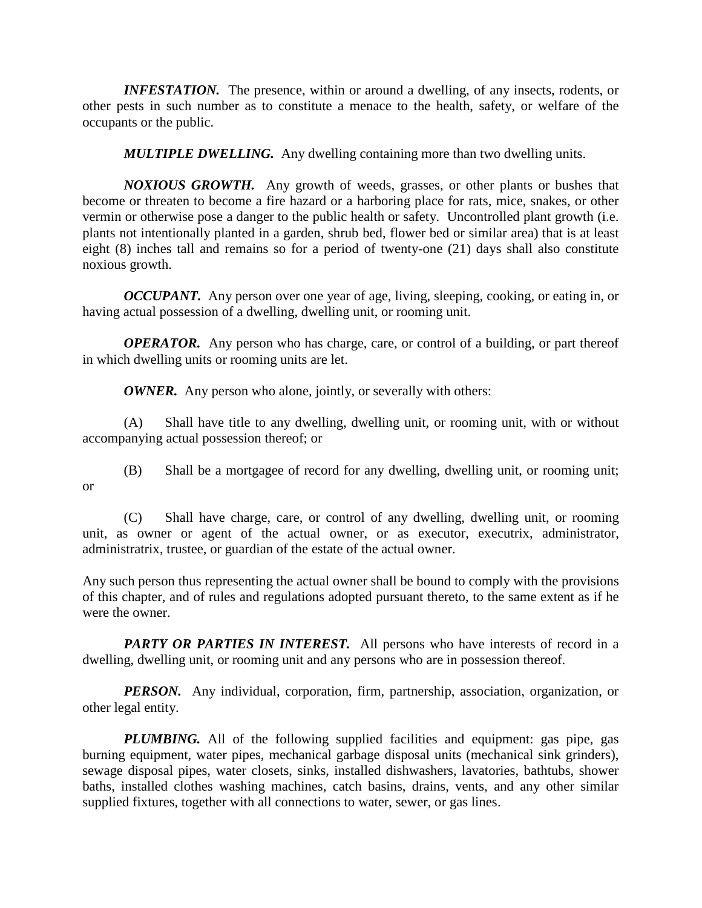***INFESTATION.*** The presence, within or around a dwelling, of any insects, rodents, or other pests in such number as to constitute a menace to the health, safety, or welfare of the occupants or the public.

***MULTIPLE DWELLING.*** Any dwelling containing more than two dwelling units.

***NOXIOUS GROWTH.*** Any growth of weeds, grasses, or other plants or bushes that become or threaten to become a fire hazard or a harboring place for rats, mice, snakes, or other vermin or otherwise pose a danger to the public health or safety. Uncontrolled plant growth (i.e. plants not intentionally planted in a garden, shrub bed, flower bed or similar area) that is at least eight (8) inches tall and remains so for a period of twenty-one (21) days shall also constitute noxious growth.

***OCCUPANT.*** Any person over one year of age, living, sleeping, cooking, or eating in, or having actual possession of a dwelling, dwelling unit, or rooming unit.

***OPERATOR.*** Any person who has charge, care, or control of a building, or part thereof in which dwelling units or rooming units are let.

***OWNER.*** Any person who alone, jointly, or severally with others:

(A) Shall have title to any dwelling, dwelling unit, or rooming unit, with or without accompanying actual possession thereof; or

(B) Shall be a mortgagee of record for any dwelling, dwelling unit, or rooming unit; or

(C) Shall have charge, care, or control of any dwelling, dwelling unit, or rooming unit, as owner or agent of the actual owner, or as executor, executrix, administrator, administratrix, trustee, or guardian of the estate of the actual owner.

Any such person thus representing the actual owner shall be bound to comply with the provisions of this chapter, and of rules and regulations adopted pursuant thereto, to the same extent as if he were the owner.

***PARTY OR PARTIES IN INTEREST.*** All persons who have interests of record in a dwelling, dwelling unit, or rooming unit and any persons who are in possession thereof.

***PERSON.*** Any individual, corporation, firm, partnership, association, organization, or other legal entity.

***PLUMBING.*** All of the following supplied facilities and equipment: gas pipe, gas burning equipment, water pipes, mechanical garbage disposal units (mechanical sink grinders), sewage disposal pipes, water closets, sinks, installed dishwashers, lavatories, bathtubs, shower baths, installed clothes washing machines, catch basins, drains, vents, and any other similar supplied fixtures, together with all connections to water, sewer, or gas lines.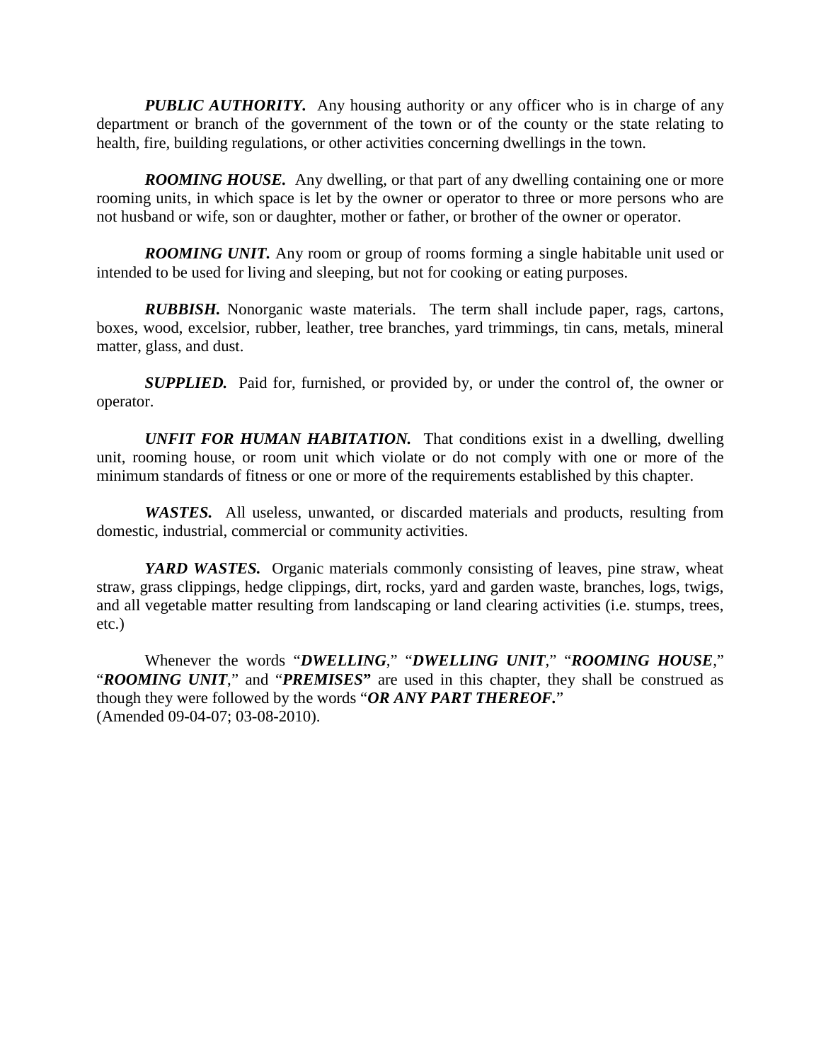***PUBLIC AUTHORITY.*** Any housing authority or any officer who is in charge of any department or branch of the government of the town or of the county or the state relating to health, fire, building regulations, or other activities concerning dwellings in the town.

***ROOMING HOUSE.*** Any dwelling, or that part of any dwelling containing one or more rooming units, in which space is let by the owner or operator to three or more persons who are not husband or wife, son or daughter, mother or father, or brother of the owner or operator.

***ROOMING UNIT.*** Any room or group of rooms forming a single habitable unit used or intended to be used for living and sleeping, but not for cooking or eating purposes.

***RUBBISH.*** Nonorganic waste materials. The term shall include paper, rags, cartons, boxes, wood, excelsior, rubber, leather, tree branches, yard trimmings, tin cans, metals, mineral matter, glass, and dust.

***SUPPLIED.*** Paid for, furnished, or provided by, or under the control of, the owner or operator.

***UNFIT FOR HUMAN HABITATION.*** That conditions exist in a dwelling, dwelling unit, rooming house, or room unit which violate or do not comply with one or more of the minimum standards of fitness or one or more of the requirements established by this chapter.

***WASTES.*** All useless, unwanted, or discarded materials and products, resulting from domestic, industrial, commercial or community activities.

***YARD WASTES.*** Organic materials commonly consisting of leaves, pine straw, wheat straw, grass clippings, hedge clippings, dirt, rocks, yard and garden waste, branches, logs, twigs, and all vegetable matter resulting from landscaping or land clearing activities (i.e. stumps, trees, etc.)

Whenever the words "***DWELLING***," "***DWELLING UNIT***," "***ROOMING HOUSE***," "***ROOMING UNIT***," and "***PREMISES***" are used in this chapter, they shall be construed as though they were followed by the words "***OR ANY PART THEREOF.***"
(Amended 09-04-07; 03-08-2010).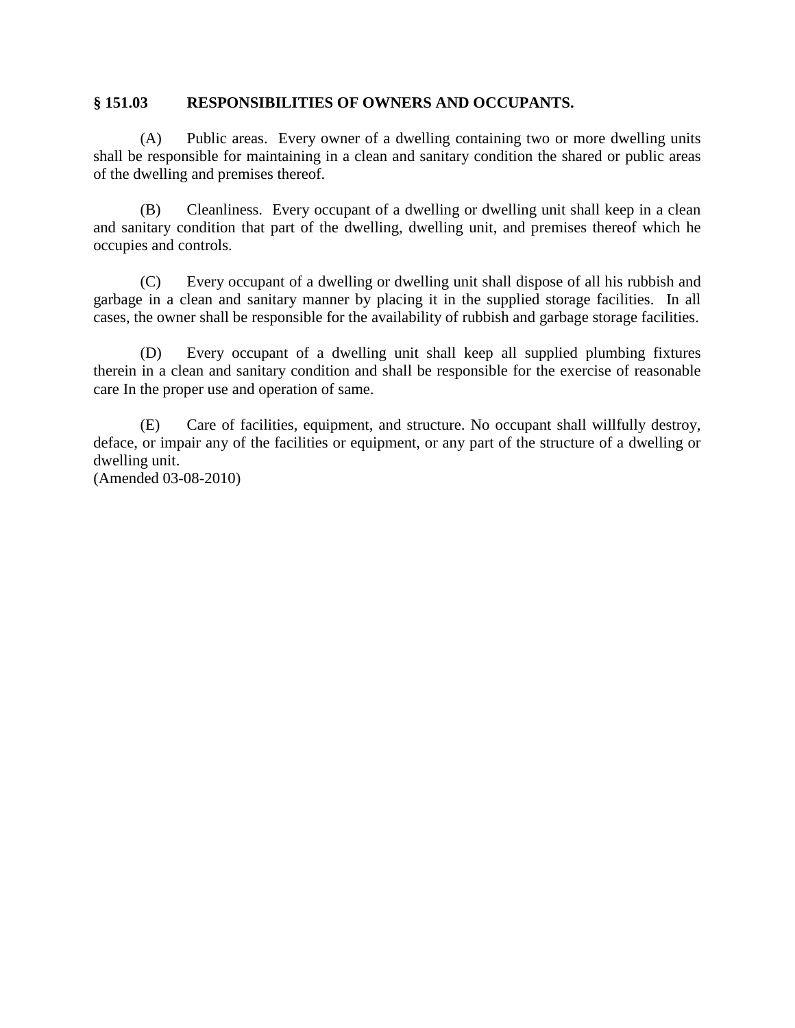### § 151.03 RESPONSIBILITIES OF OWNERS AND OCCUPANTS.

(A) Public areas. Every owner of a dwelling containing two or more dwelling units shall be responsible for maintaining in a clean and sanitary condition the shared or public areas of the dwelling and premises thereof.

(B) Cleanliness. Every occupant of a dwelling or dwelling unit shall keep in a clean and sanitary condition that part of the dwelling, dwelling unit, and premises thereof which he occupies and controls.

(C) Every occupant of a dwelling or dwelling unit shall dispose of all his rubbish and garbage in a clean and sanitary manner by placing it in the supplied storage facilities. In all cases, the owner shall be responsible for the availability of rubbish and garbage storage facilities.

(D) Every occupant of a dwelling unit shall keep all supplied plumbing fixtures therein in a clean and sanitary condition and shall be responsible for the exercise of reasonable care In the proper use and operation of same.

(E) Care of facilities, equipment, and structure. No occupant shall willfully destroy, deface, or impair any of the facilities or equipment, or any part of the structure of a dwelling or dwelling unit.
(Amended 03-08-2010)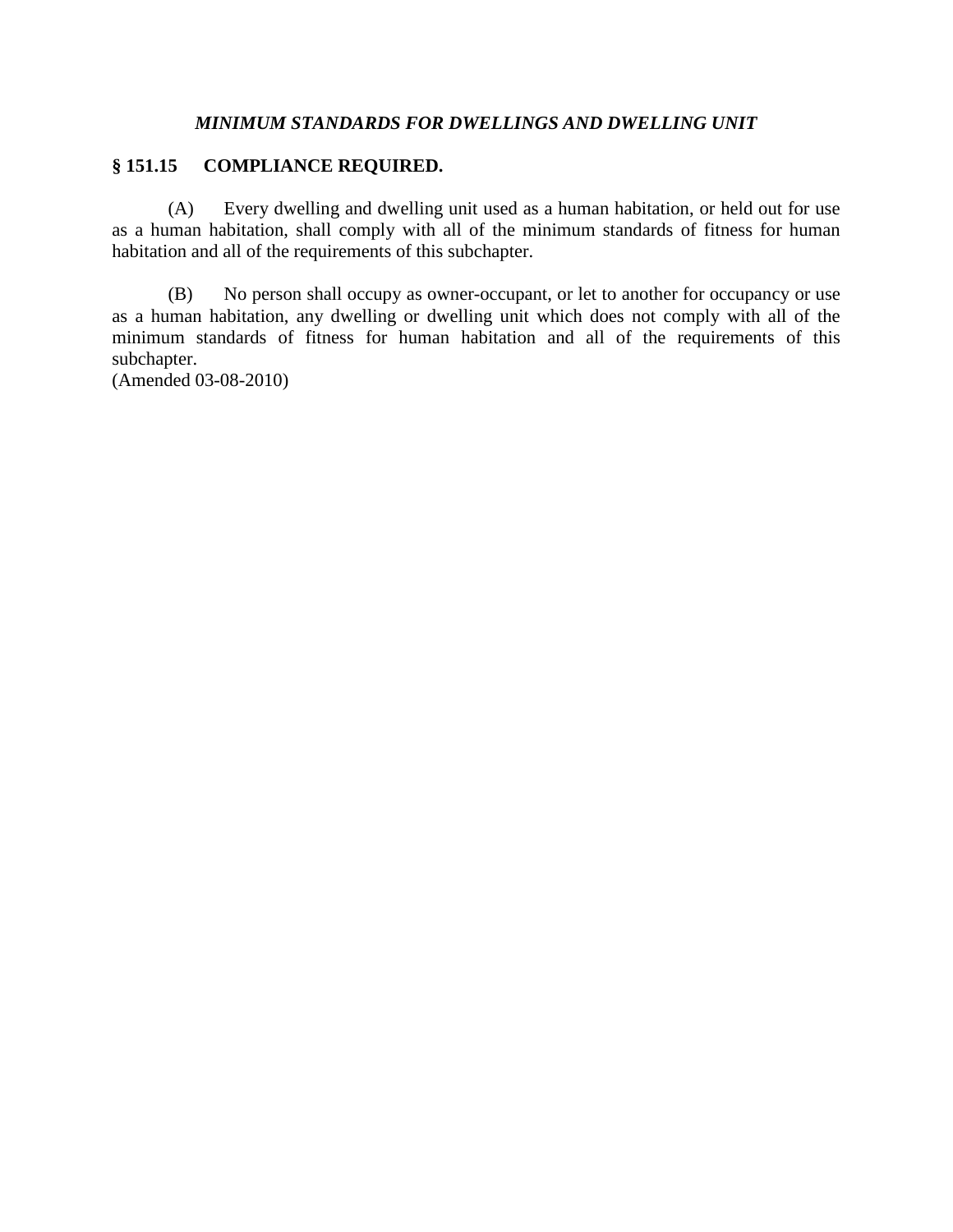### *MINIMUM STANDARDS FOR DWELLINGS AND DWELLING UNIT*

**§ 151.15 COMPLIANCE REQUIRED.**

(A) Every dwelling and dwelling unit used as a human habitation, or held out for use as a human habitation, shall comply with all of the minimum standards of fitness for human habitation and all of the requirements of this subchapter.

(B) No person shall occupy as owner-occupant, or let to another for occupancy or use as a human habitation, any dwelling or dwelling unit which does not comply with all of the minimum standards of fitness for human habitation and all of the requirements of this subchapter.
(Amended 03-08-2010)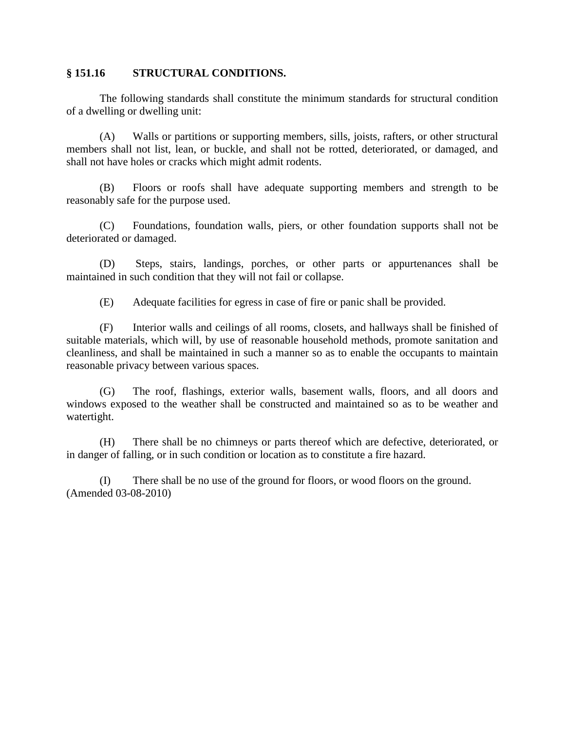## § 151.16 STRUCTURAL CONDITIONS.

The following standards shall constitute the minimum standards for structural condition of a dwelling or dwelling unit:

(A) Walls or partitions or supporting members, sills, joists, rafters, or other structural members shall not list, lean, or buckle, and shall not be rotted, deteriorated, or damaged, and shall not have holes or cracks which might admit rodents.

(B) Floors or roofs shall have adequate supporting members and strength to be reasonably safe for the purpose used.

(C) Foundations, foundation walls, piers, or other foundation supports shall not be deteriorated or damaged.

(D) Steps, stairs, landings, porches, or other parts or appurtenances shall be maintained in such condition that they will not fail or collapse.

(E) Adequate facilities for egress in case of fire or panic shall be provided.

(F) Interior walls and ceilings of all rooms, closets, and hallways shall be finished of suitable materials, which will, by use of reasonable household methods, promote sanitation and cleanliness, and shall be maintained in such a manner so as to enable the occupants to maintain reasonable privacy between various spaces.

(G) The roof, flashings, exterior walls, basement walls, floors, and all doors and windows exposed to the weather shall be constructed and maintained so as to be weather and watertight.

(H) There shall be no chimneys or parts thereof which are defective, deteriorated, or in danger of falling, or in such condition or location as to constitute a fire hazard.

(I) There shall be no use of the ground for floors, or wood floors on the ground.
(Amended 03-08-2010)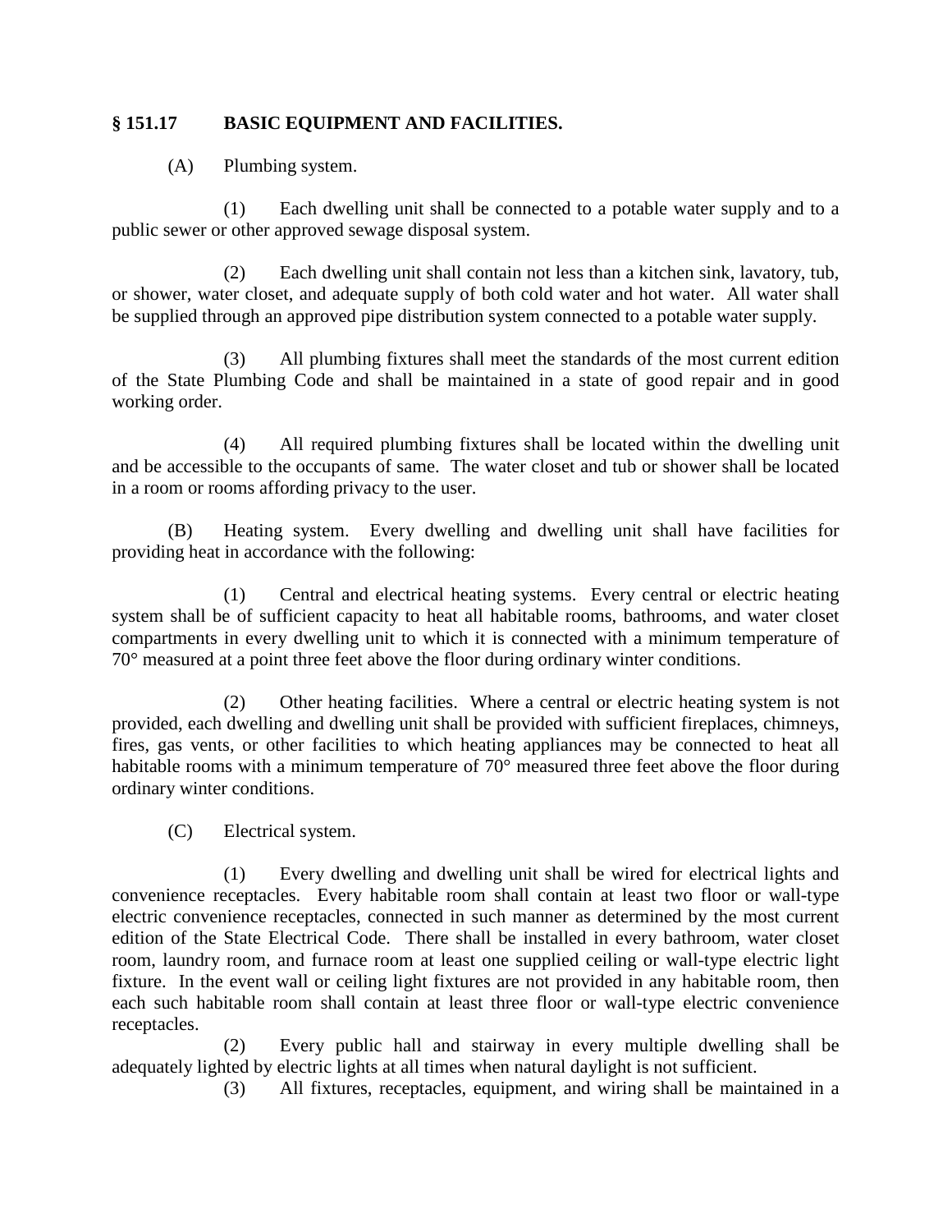## § 151.17 BASIC EQUIPMENT AND FACILITIES.

(A) Plumbing system.

(1) Each dwelling unit shall be connected to a potable water supply and to a public sewer or other approved sewage disposal system.

(2) Each dwelling unit shall contain not less than a kitchen sink, lavatory, tub, or shower, water closet, and adequate supply of both cold water and hot water. All water shall be supplied through an approved pipe distribution system connected to a potable water supply.

(3) All plumbing fixtures shall meet the standards of the most current edition of the State Plumbing Code and shall be maintained in a state of good repair and in good working order.

(4) All required plumbing fixtures shall be located within the dwelling unit and be accessible to the occupants of same. The water closet and tub or shower shall be located in a room or rooms affording privacy to the user.

(B) Heating system. Every dwelling and dwelling unit shall have facilities for providing heat in accordance with the following:

(1) Central and electrical heating systems. Every central or electric heating system shall be of sufficient capacity to heat all habitable rooms, bathrooms, and water closet compartments in every dwelling unit to which it is connected with a minimum temperature of 70° measured at a point three feet above the floor during ordinary winter conditions.

(2) Other heating facilities. Where a central or electric heating system is not provided, each dwelling and dwelling unit shall be provided with sufficient fireplaces, chimneys, fires, gas vents, or other facilities to which heating appliances may be connected to heat all habitable rooms with a minimum temperature of 70° measured three feet above the floor during ordinary winter conditions.

(C) Electrical system.

(1) Every dwelling and dwelling unit shall be wired for electrical lights and convenience receptacles. Every habitable room shall contain at least two floor or wall-type electric convenience receptacles, connected in such manner as determined by the most current edition of the State Electrical Code. There shall be installed in every bathroom, water closet room, laundry room, and furnace room at least one supplied ceiling or wall-type electric light fixture. In the event wall or ceiling light fixtures are not provided in any habitable room, then each such habitable room shall contain at least three floor or wall-type electric convenience receptacles.

(2) Every public hall and stairway in every multiple dwelling shall be adequately lighted by electric lights at all times when natural daylight is not sufficient.

(3) All fixtures, receptacles, equipment, and wiring shall be maintained in a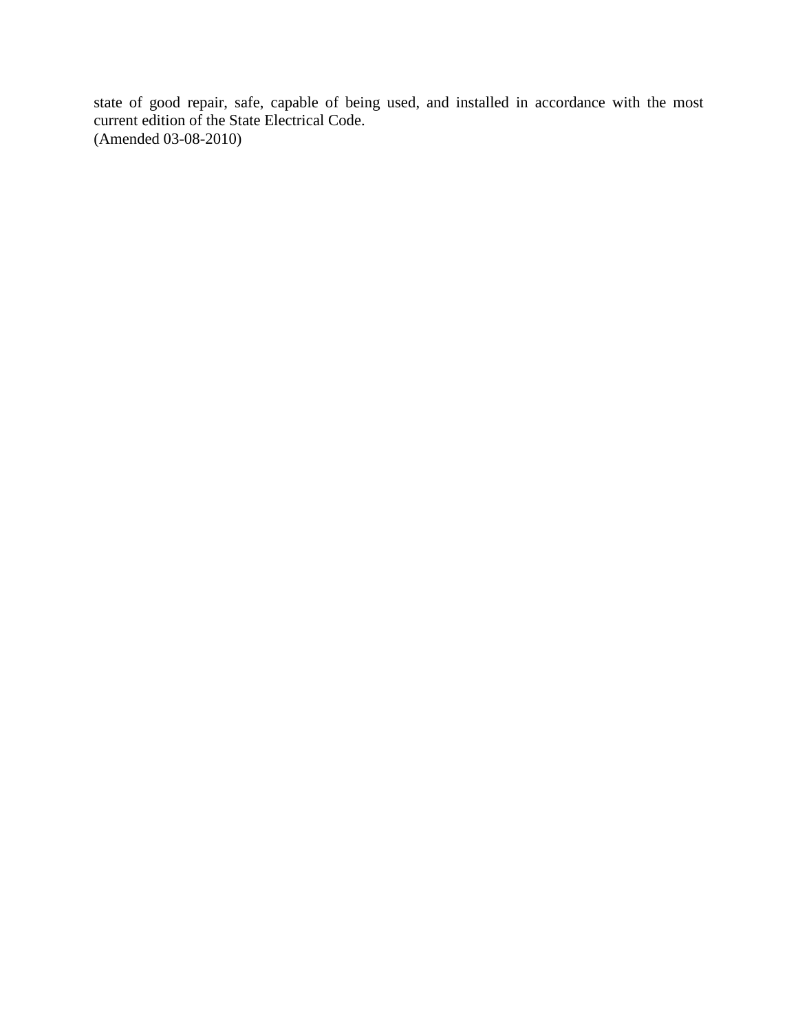state of good repair, safe, capable of being used, and installed in accordance with the most current edition of the State Electrical Code.
(Amended 03-08-2010)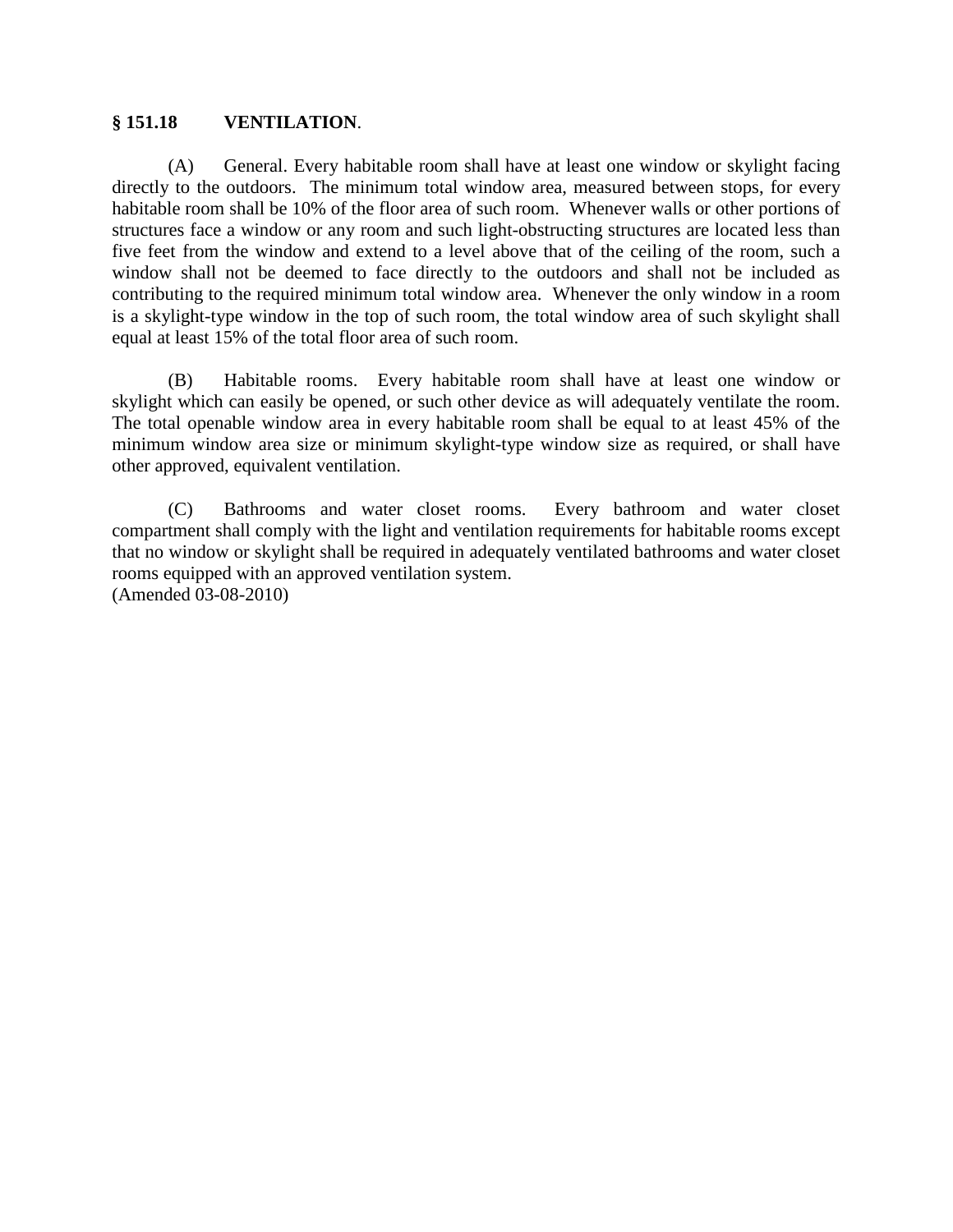### § 151.18 VENTILATION.

(A) General. Every habitable room shall have at least one window or skylight facing directly to the outdoors. The minimum total window area, measured between stops, for every habitable room shall be 10% of the floor area of such room. Whenever walls or other portions of structures face a window or any room and such light-obstructing structures are located less than five feet from the window and extend to a level above that of the ceiling of the room, such a window shall not be deemed to face directly to the outdoors and shall not be included as contributing to the required minimum total window area. Whenever the only window in a room is a skylight-type window in the top of such room, the total window area of such skylight shall equal at least 15% of the total floor area of such room.

(B) Habitable rooms. Every habitable room shall have at least one window or skylight which can easily be opened, or such other device as will adequately ventilate the room. The total openable window area in every habitable room shall be equal to at least 45% of the minimum window area size or minimum skylight-type window size as required, or shall have other approved, equivalent ventilation.

(C) Bathrooms and water closet rooms. Every bathroom and water closet compartment shall comply with the light and ventilation requirements for habitable rooms except that no window or skylight shall be required in adequately ventilated bathrooms and water closet rooms equipped with an approved ventilation system.
(Amended 03-08-2010)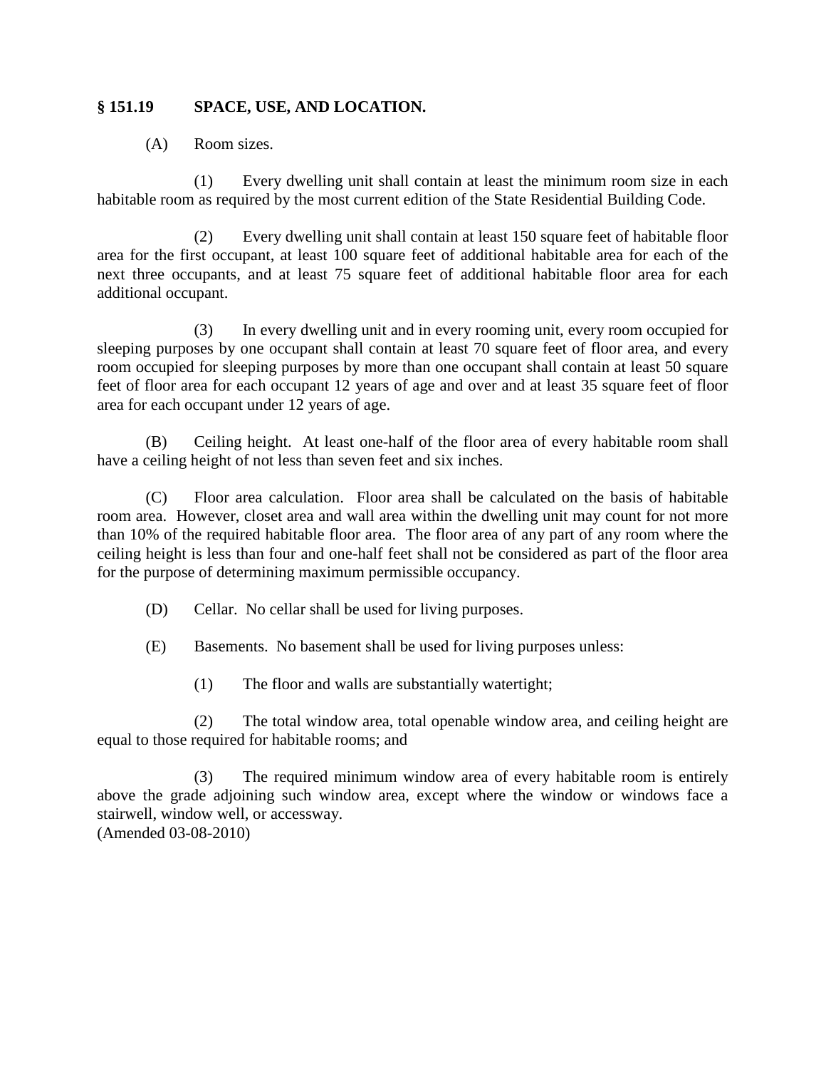## § 151.19 SPACE, USE, AND LOCATION.

(A) Room sizes.

(1) Every dwelling unit shall contain at least the minimum room size in each habitable room as required by the most current edition of the State Residential Building Code.

(2) Every dwelling unit shall contain at least 150 square feet of habitable floor area for the first occupant, at least 100 square feet of additional habitable area for each of the next three occupants, and at least 75 square feet of additional habitable floor area for each additional occupant.

(3) In every dwelling unit and in every rooming unit, every room occupied for sleeping purposes by one occupant shall contain at least 70 square feet of floor area, and every room occupied for sleeping purposes by more than one occupant shall contain at least 50 square feet of floor area for each occupant 12 years of age and over and at least 35 square feet of floor area for each occupant under 12 years of age.

(B) Ceiling height. At least one-half of the floor area of every habitable room shall have a ceiling height of not less than seven feet and six inches.

(C) Floor area calculation. Floor area shall be calculated on the basis of habitable room area. However, closet area and wall area within the dwelling unit may count for not more than 10% of the required habitable floor area. The floor area of any part of any room where the ceiling height is less than four and one-half feet shall not be considered as part of the floor area for the purpose of determining maximum permissible occupancy.

(D) Cellar. No cellar shall be used for living purposes.

(E) Basements. No basement shall be used for living purposes unless:

(1) The floor and walls are substantially watertight;

(2) The total window area, total openable window area, and ceiling height are equal to those required for habitable rooms; and

(3) The required minimum window area of every habitable room is entirely above the grade adjoining such window area, except where the window or windows face a stairwell, window well, or accessway.
(Amended 03-08-2010)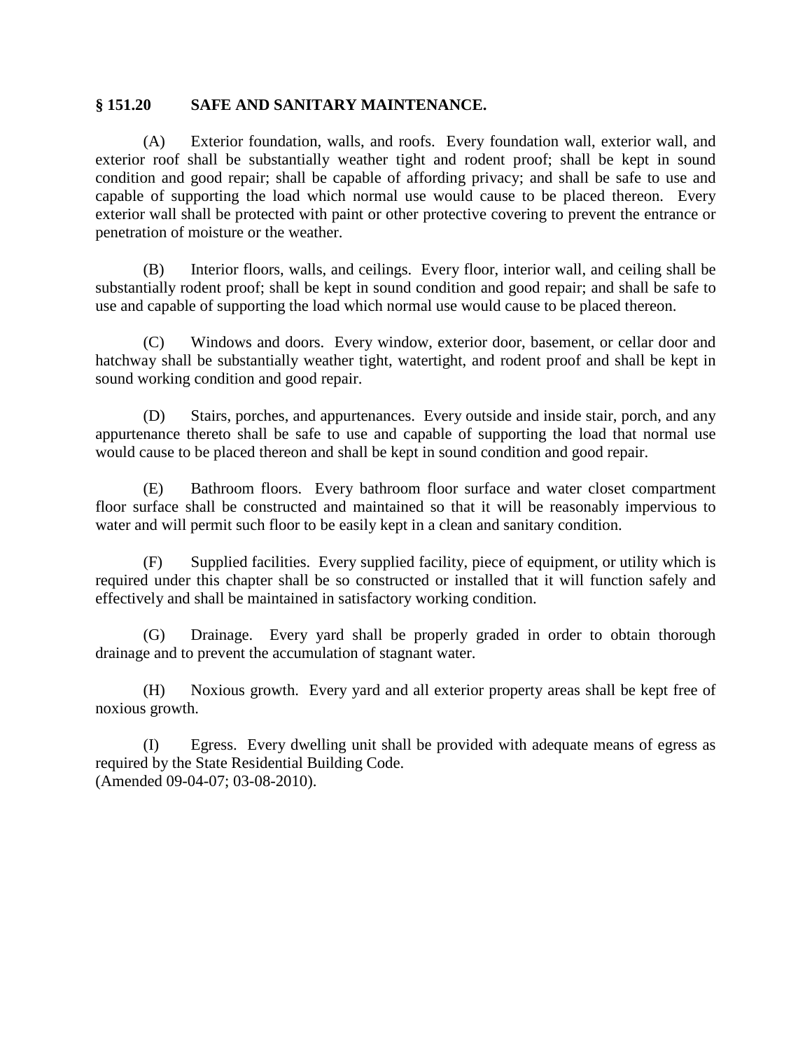**§ 151.20 SAFE AND SANITARY MAINTENANCE.**

(A) Exterior foundation, walls, and roofs. Every foundation wall, exterior wall, and exterior roof shall be substantially weather tight and rodent proof; shall be kept in sound condition and good repair; shall be capable of affording privacy; and shall be safe to use and capable of supporting the load which normal use would cause to be placed thereon. Every exterior wall shall be protected with paint or other protective covering to prevent the entrance or penetration of moisture or the weather.

(B) Interior floors, walls, and ceilings. Every floor, interior wall, and ceiling shall be substantially rodent proof; shall be kept in sound condition and good repair; and shall be safe to use and capable of supporting the load which normal use would cause to be placed thereon.

(C) Windows and doors. Every window, exterior door, basement, or cellar door and hatchway shall be substantially weather tight, watertight, and rodent proof and shall be kept in sound working condition and good repair.

(D) Stairs, porches, and appurtenances. Every outside and inside stair, porch, and any appurtenance thereto shall be safe to use and capable of supporting the load that normal use would cause to be placed thereon and shall be kept in sound condition and good repair.

(E) Bathroom floors. Every bathroom floor surface and water closet compartment floor surface shall be constructed and maintained so that it will be reasonably impervious to water and will permit such floor to be easily kept in a clean and sanitary condition.

(F) Supplied facilities. Every supplied facility, piece of equipment, or utility which is required under this chapter shall be so constructed or installed that it will function safely and effectively and shall be maintained in satisfactory working condition.

(G) Drainage. Every yard shall be properly graded in order to obtain thorough drainage and to prevent the accumulation of stagnant water.

(H) Noxious growth. Every yard and all exterior property areas shall be kept free of noxious growth.

(I) Egress. Every dwelling unit shall be provided with adequate means of egress as required by the State Residential Building Code.
(Amended 09-04-07; 03-08-2010).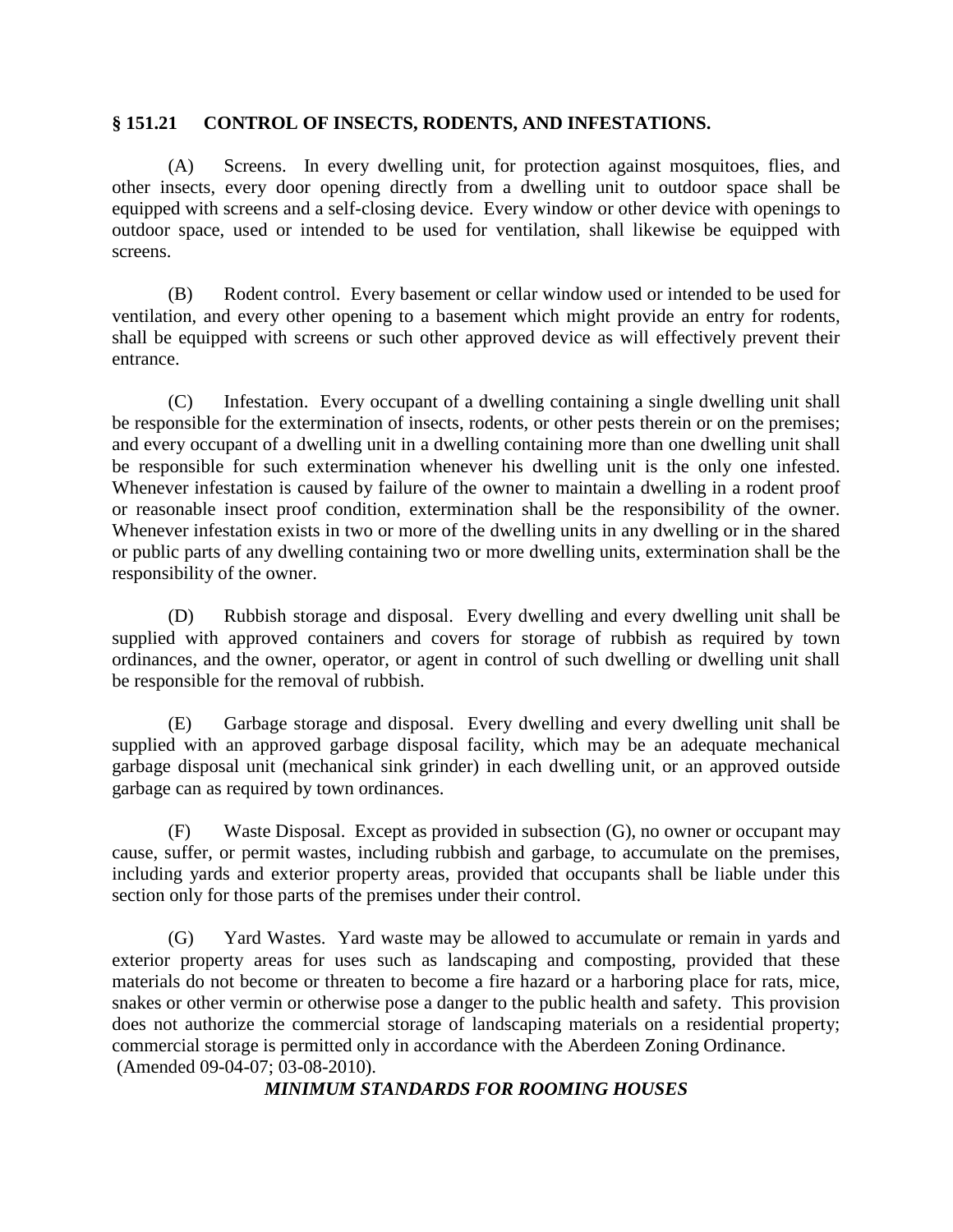## § 151.21 CONTROL OF INSECTS, RODENTS, AND INFESTATIONS.

(A) Screens. In every dwelling unit, for protection against mosquitoes, flies, and other insects, every door opening directly from a dwelling unit to outdoor space shall be equipped with screens and a self-closing device. Every window or other device with openings to outdoor space, used or intended to be used for ventilation, shall likewise be equipped with screens.

(B) Rodent control. Every basement or cellar window used or intended to be used for ventilation, and every other opening to a basement which might provide an entry for rodents, shall be equipped with screens or such other approved device as will effectively prevent their entrance.

(C) Infestation. Every occupant of a dwelling containing a single dwelling unit shall be responsible for the extermination of insects, rodents, or other pests therein or on the premises; and every occupant of a dwelling unit in a dwelling containing more than one dwelling unit shall be responsible for such extermination whenever his dwelling unit is the only one infested. Whenever infestation is caused by failure of the owner to maintain a dwelling in a rodent proof or reasonable insect proof condition, extermination shall be the responsibility of the owner. Whenever infestation exists in two or more of the dwelling units in any dwelling or in the shared or public parts of any dwelling containing two or more dwelling units, extermination shall be the responsibility of the owner.

(D) Rubbish storage and disposal. Every dwelling and every dwelling unit shall be supplied with approved containers and covers for storage of rubbish as required by town ordinances, and the owner, operator, or agent in control of such dwelling or dwelling unit shall be responsible for the removal of rubbish.

(E) Garbage storage and disposal. Every dwelling and every dwelling unit shall be supplied with an approved garbage disposal facility, which may be an adequate mechanical garbage disposal unit (mechanical sink grinder) in each dwelling unit, or an approved outside garbage can as required by town ordinances.

(F) Waste Disposal. Except as provided in subsection (G), no owner or occupant may cause, suffer, or permit wastes, including rubbish and garbage, to accumulate on the premises, including yards and exterior property areas, provided that occupants shall be liable under this section only for those parts of the premises under their control.

(G) Yard Wastes. Yard waste may be allowed to accumulate or remain in yards and exterior property areas for uses such as landscaping and composting, provided that these materials do not become or threaten to become a fire hazard or a harboring place for rats, mice, snakes or other vermin or otherwise pose a danger to the public health and safety. This provision does not authorize the commercial storage of landscaping materials on a residential property; commercial storage is permitted only in accordance with the Aberdeen Zoning Ordinance. (Amended 09-04-07; 03-08-2010).

***MINIMUM STANDARDS FOR ROOMING HOUSES***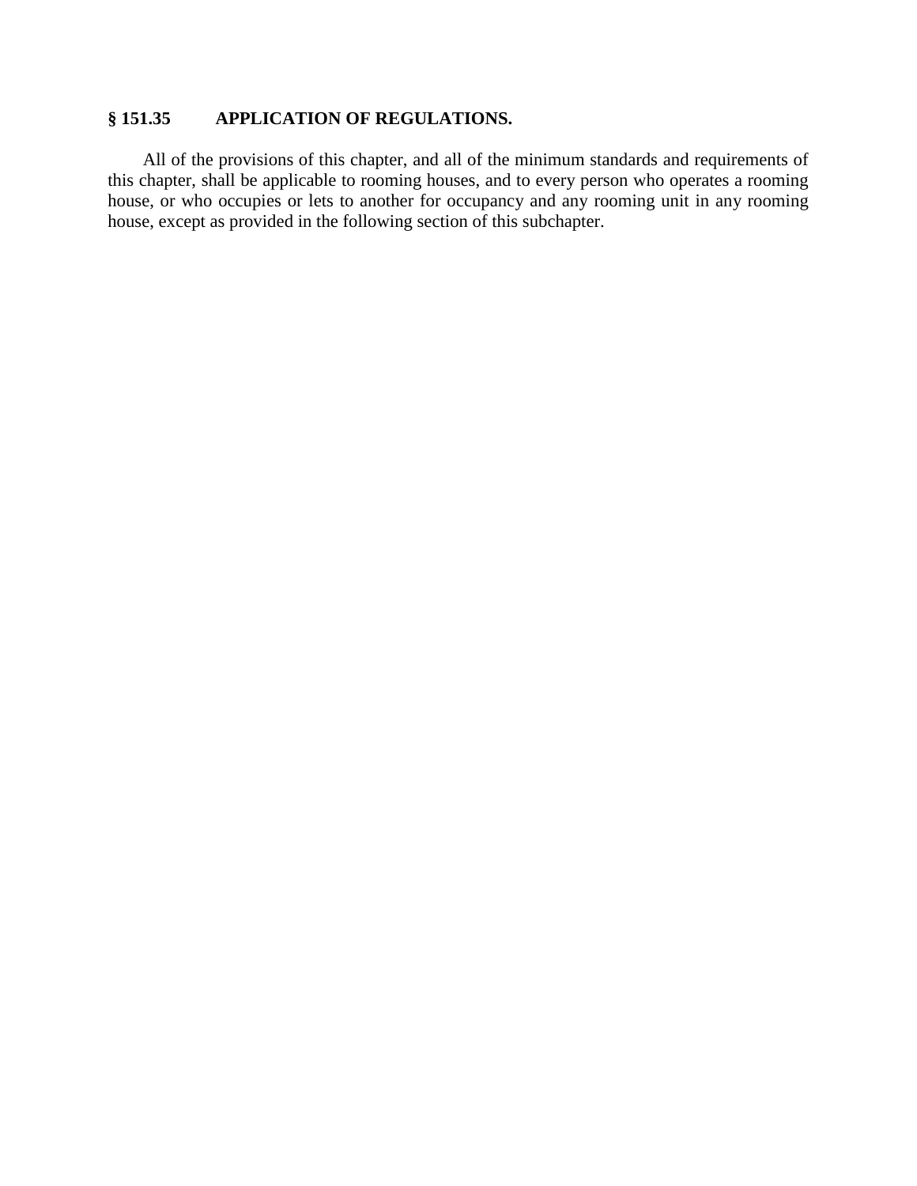**§ 151.35 APPLICATION OF REGULATIONS.**

All of the provisions of this chapter, and all of the minimum standards and requirements of this chapter, shall be applicable to rooming houses, and to every person who operates a rooming house, or who occupies or lets to another for occupancy and any rooming unit in any rooming house, except as provided in the following section of this subchapter.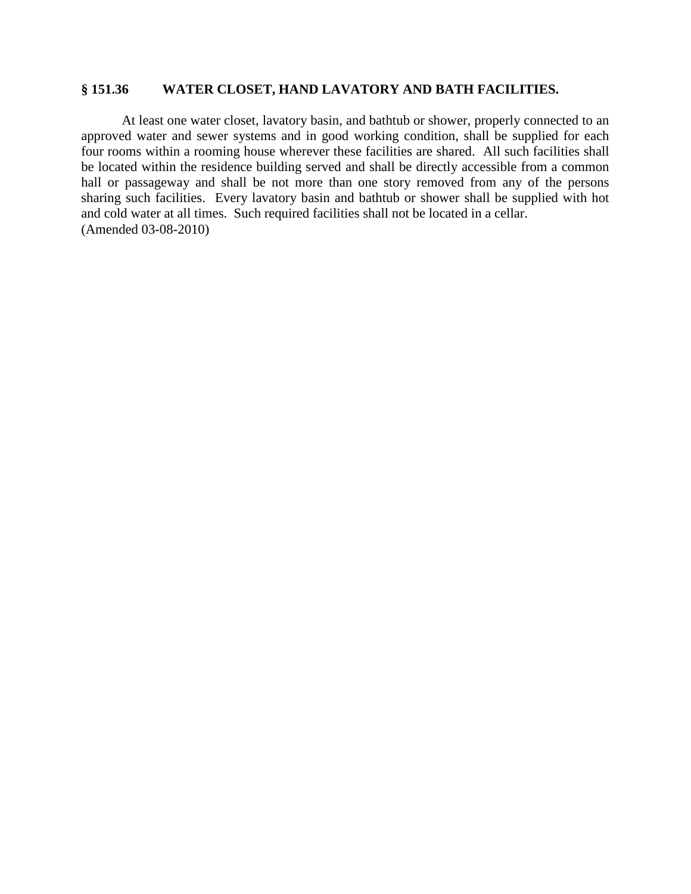## § 151.36 WATER CLOSET, HAND LAVATORY AND BATH FACILITIES.

At least one water closet, lavatory basin, and bathtub or shower, properly connected to an approved water and sewer systems and in good working condition, shall be supplied for each four rooms within a rooming house wherever these facilities are shared. All such facilities shall be located within the residence building served and shall be directly accessible from a common hall or passageway and shall be not more than one story removed from any of the persons sharing such facilities. Every lavatory basin and bathtub or shower shall be supplied with hot and cold water at all times. Such required facilities shall not be located in a cellar.
(Amended 03-08-2010)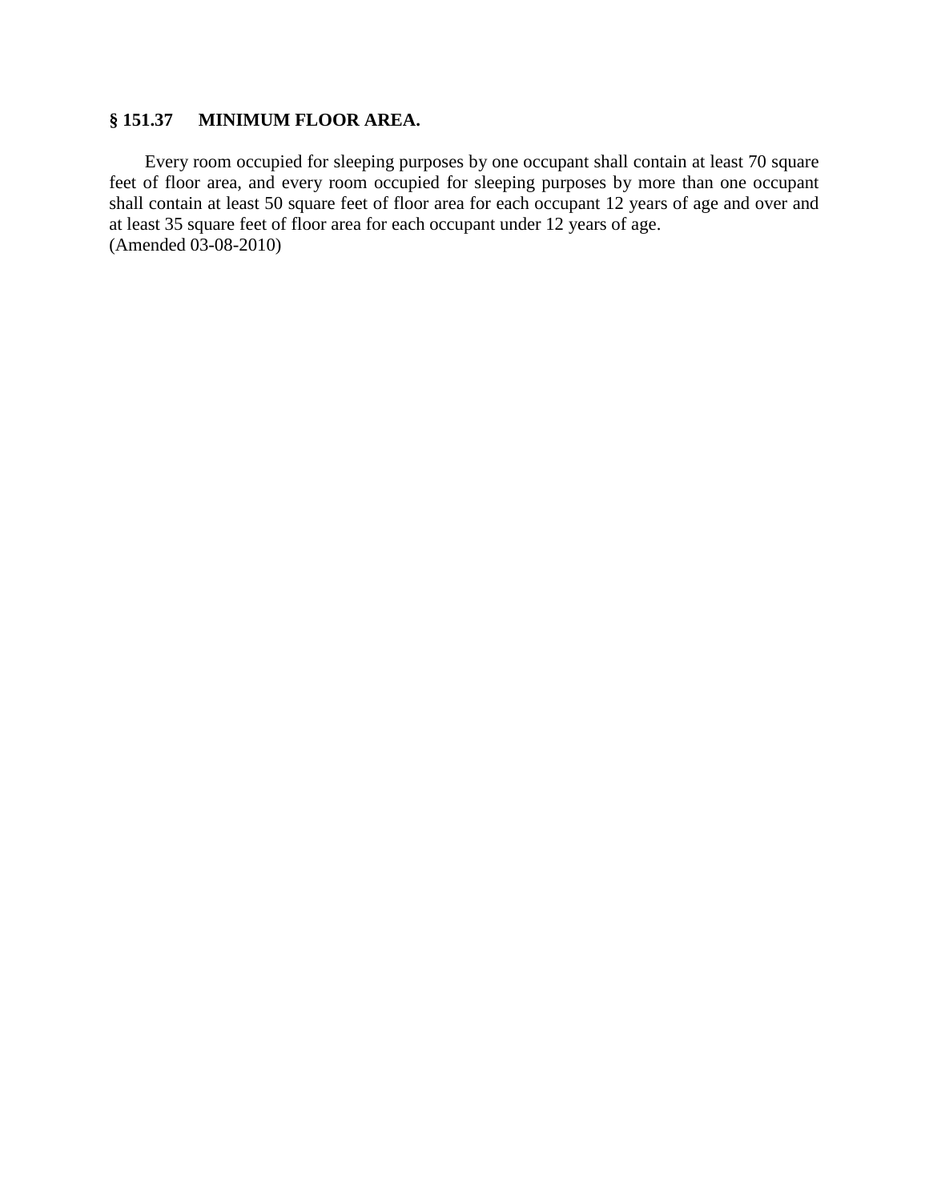### § 151.37 MINIMUM FLOOR AREA.

Every room occupied for sleeping purposes by one occupant shall contain at least 70 square feet of floor area, and every room occupied for sleeping purposes by more than one occupant shall contain at least 50 square feet of floor area for each occupant 12 years of age and over and at least 35 square feet of floor area for each occupant under 12 years of age.
(Amended 03-08-2010)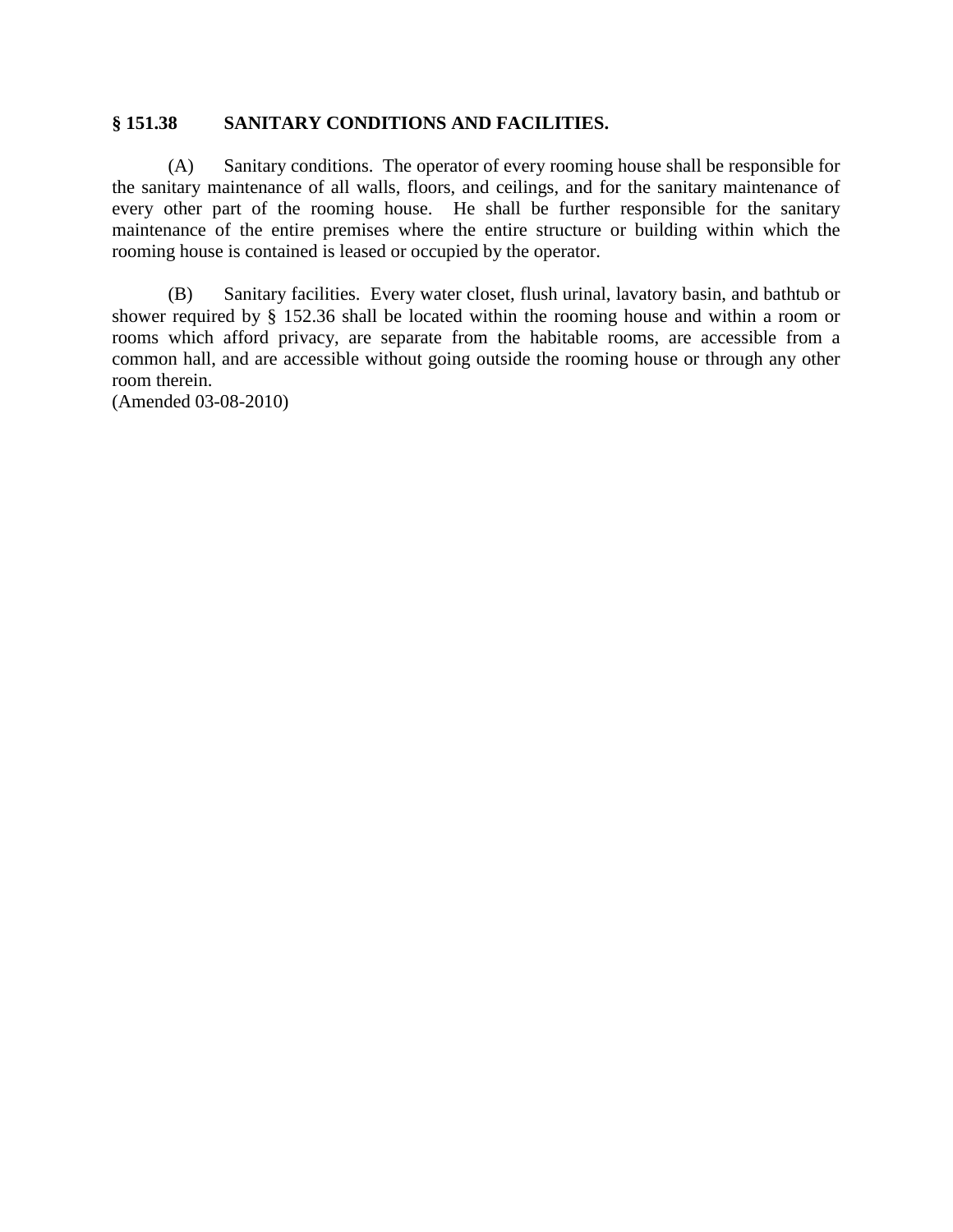## § 151.38 SANITARY CONDITIONS AND FACILITIES.

(A) Sanitary conditions. The operator of every rooming house shall be responsible for the sanitary maintenance of all walls, floors, and ceilings, and for the sanitary maintenance of every other part of the rooming house. He shall be further responsible for the sanitary maintenance of the entire premises where the entire structure or building within which the rooming house is contained is leased or occupied by the operator.

(B) Sanitary facilities. Every water closet, flush urinal, lavatory basin, and bathtub or shower required by § 152.36 shall be located within the rooming house and within a room or rooms which afford privacy, are separate from the habitable rooms, are accessible from a common hall, and are accessible without going outside the rooming house or through any other room therein.
(Amended 03-08-2010)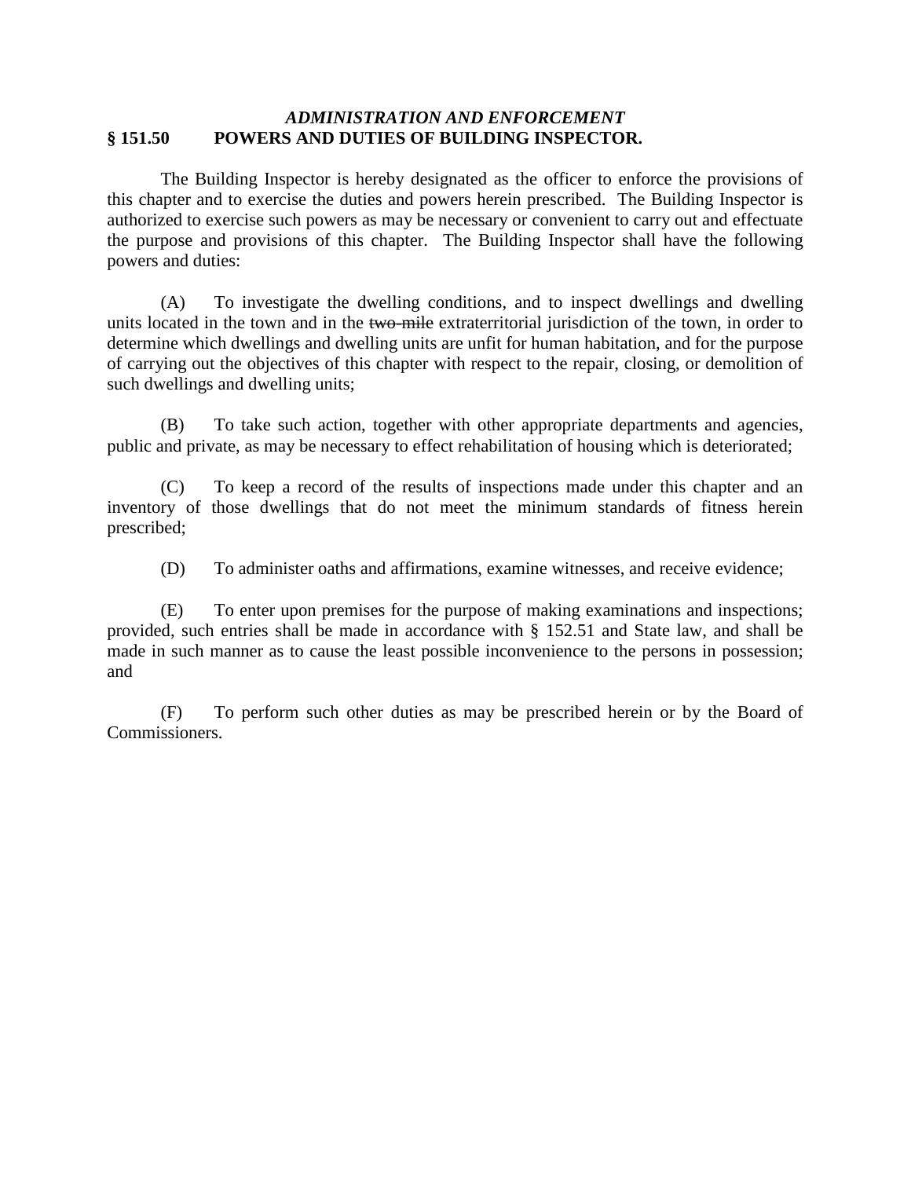*ADMINISTRATION AND ENFORCEMENT*

**§ 151.50 POWERS AND DUTIES OF BUILDING INSPECTOR.**

The Building Inspector is hereby designated as the officer to enforce the provisions of this chapter and to exercise the duties and powers herein prescribed. The Building Inspector is authorized to exercise such powers as may be necessary or convenient to carry out and effectuate the purpose and provisions of this chapter. The Building Inspector shall have the following powers and duties:

(A) To investigate the dwelling conditions, and to inspect dwellings and dwelling units located in the town and in the ~~two-mile~~ extraterritorial jurisdiction of the town, in order to determine which dwellings and dwelling units are unfit for human habitation, and for the purpose of carrying out the objectives of this chapter with respect to the repair, closing, or demolition of such dwellings and dwelling units;

(B) To take such action, together with other appropriate departments and agencies, public and private, as may be necessary to effect rehabilitation of housing which is deteriorated;

(C) To keep a record of the results of inspections made under this chapter and an inventory of those dwellings that do not meet the minimum standards of fitness herein prescribed;

(D) To administer oaths and affirmations, examine witnesses, and receive evidence;

(E) To enter upon premises for the purpose of making examinations and inspections; provided, such entries shall be made in accordance with § 152.51 and State law, and shall be made in such manner as to cause the least possible inconvenience to the persons in possession; and

(F) To perform such other duties as may be prescribed herein or by the Board of Commissioners.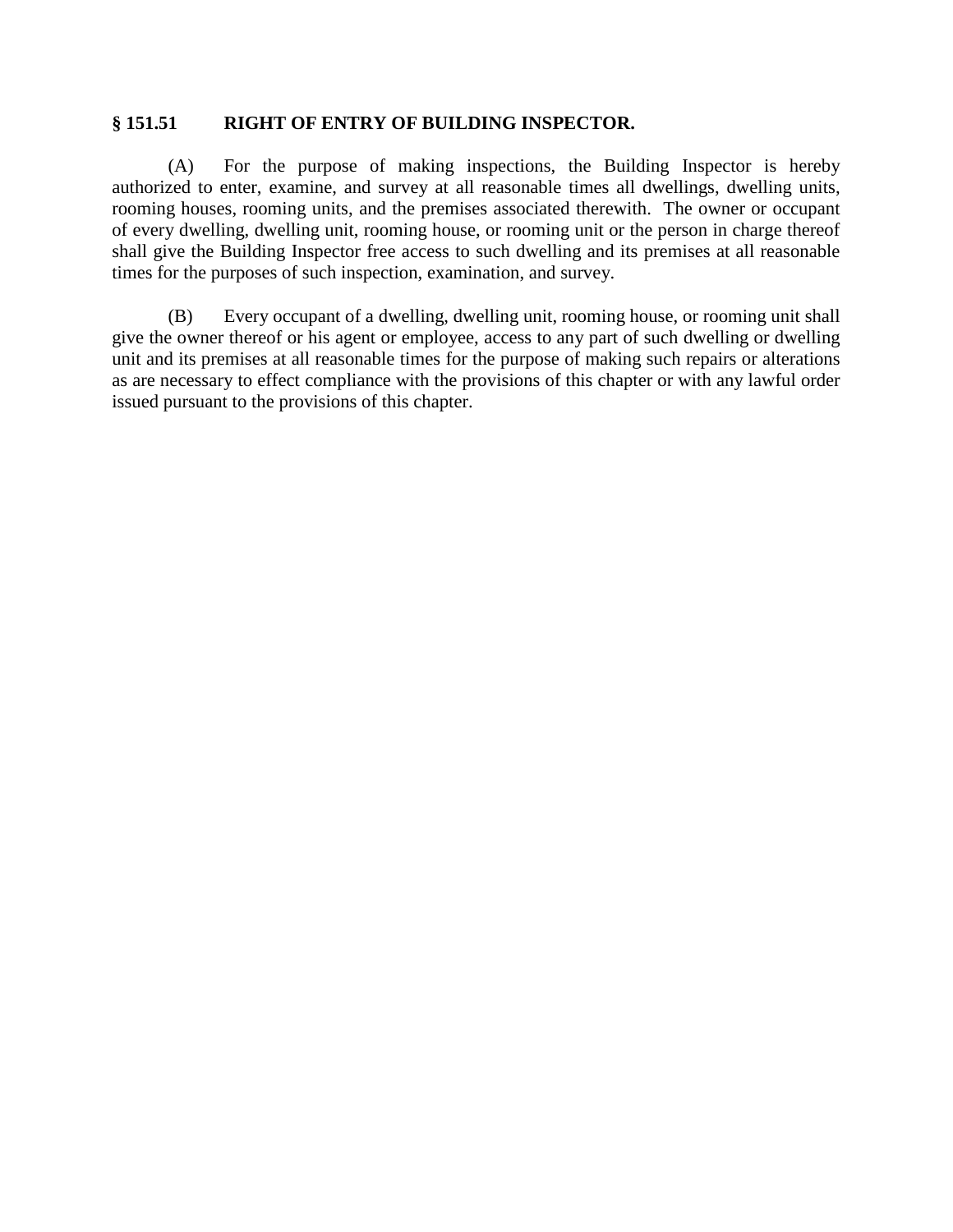### § 151.51 RIGHT OF ENTRY OF BUILDING INSPECTOR.

(A) For the purpose of making inspections, the Building Inspector is hereby authorized to enter, examine, and survey at all reasonable times all dwellings, dwelling units, rooming houses, rooming units, and the premises associated therewith. The owner or occupant of every dwelling, dwelling unit, rooming house, or rooming unit or the person in charge thereof shall give the Building Inspector free access to such dwelling and its premises at all reasonable times for the purposes of such inspection, examination, and survey.

(B) Every occupant of a dwelling, dwelling unit, rooming house, or rooming unit shall give the owner thereof or his agent or employee, access to any part of such dwelling or dwelling unit and its premises at all reasonable times for the purpose of making such repairs or alterations as are necessary to effect compliance with the provisions of this chapter or with any lawful order issued pursuant to the provisions of this chapter.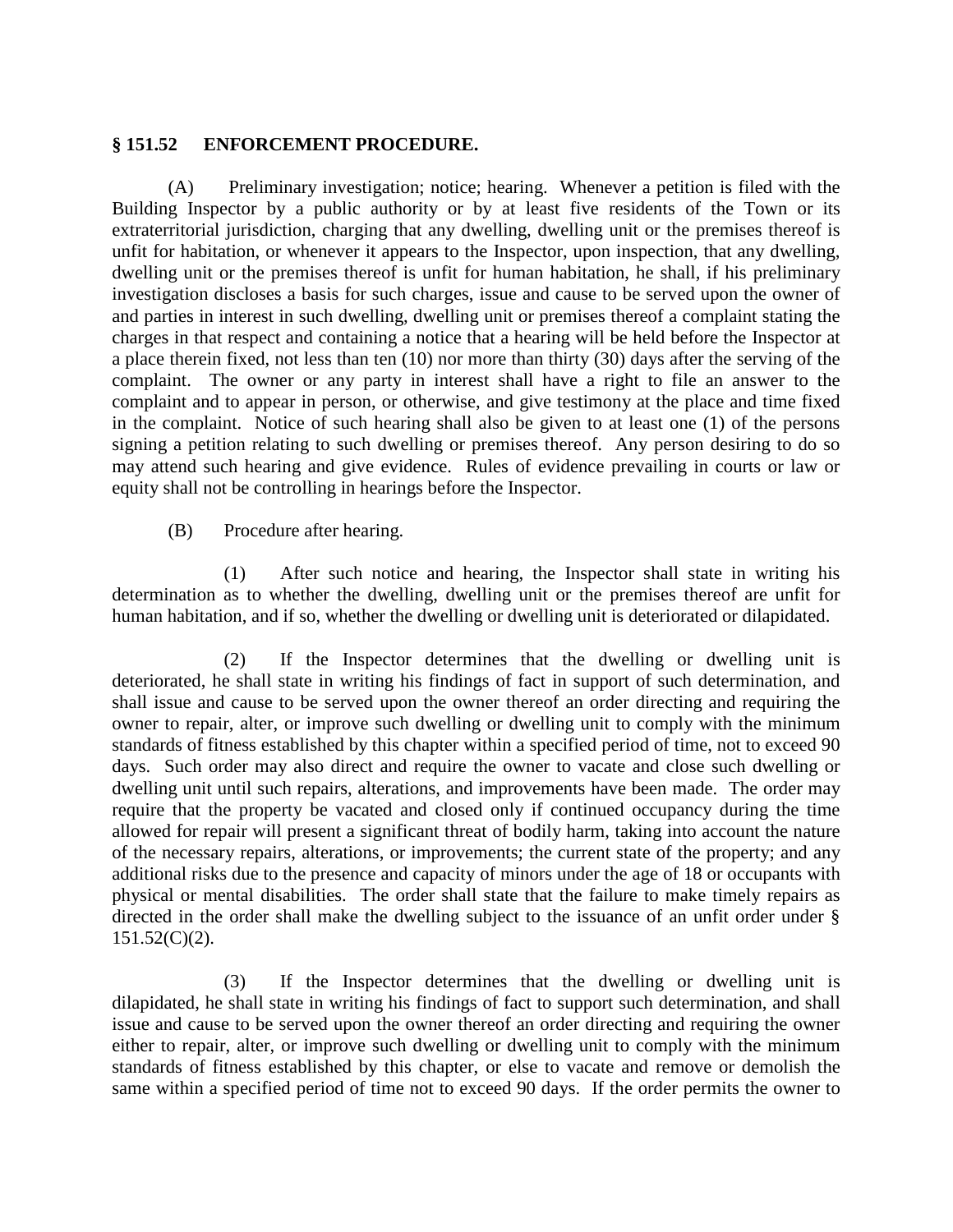**§ 151.52 ENFORCEMENT PROCEDURE.**

(A) Preliminary investigation; notice; hearing. Whenever a petition is filed with the Building Inspector by a public authority or by at least five residents of the Town or its extraterritorial jurisdiction, charging that any dwelling, dwelling unit or the premises thereof is unfit for habitation, or whenever it appears to the Inspector, upon inspection, that any dwelling, dwelling unit or the premises thereof is unfit for human habitation, he shall, if his preliminary investigation discloses a basis for such charges, issue and cause to be served upon the owner of and parties in interest in such dwelling, dwelling unit or premises thereof a complaint stating the charges in that respect and containing a notice that a hearing will be held before the Inspector at a place therein fixed, not less than ten (10) nor more than thirty (30) days after the serving of the complaint. The owner or any party in interest shall have a right to file an answer to the complaint and to appear in person, or otherwise, and give testimony at the place and time fixed in the complaint. Notice of such hearing shall also be given to at least one (1) of the persons signing a petition relating to such dwelling or premises thereof. Any person desiring to do so may attend such hearing and give evidence. Rules of evidence prevailing in courts or law or equity shall not be controlling in hearings before the Inspector.

(B) Procedure after hearing.

(1) After such notice and hearing, the Inspector shall state in writing his determination as to whether the dwelling, dwelling unit or the premises thereof are unfit for human habitation, and if so, whether the dwelling or dwelling unit is deteriorated or dilapidated.

(2) If the Inspector determines that the dwelling or dwelling unit is deteriorated, he shall state in writing his findings of fact in support of such determination, and shall issue and cause to be served upon the owner thereof an order directing and requiring the owner to repair, alter, or improve such dwelling or dwelling unit to comply with the minimum standards of fitness established by this chapter within a specified period of time, not to exceed 90 days. Such order may also direct and require the owner to vacate and close such dwelling or dwelling unit until such repairs, alterations, and improvements have been made. The order may require that the property be vacated and closed only if continued occupancy during the time allowed for repair will present a significant threat of bodily harm, taking into account the nature of the necessary repairs, alterations, or improvements; the current state of the property; and any additional risks due to the presence and capacity of minors under the age of 18 or occupants with physical or mental disabilities. The order shall state that the failure to make timely repairs as directed in the order shall make the dwelling subject to the issuance of an unfit order under § 151.52(C)(2).

(3) If the Inspector determines that the dwelling or dwelling unit is dilapidated, he shall state in writing his findings of fact to support such determination, and shall issue and cause to be served upon the owner thereof an order directing and requiring the owner either to repair, alter, or improve such dwelling or dwelling unit to comply with the minimum standards of fitness established by this chapter, or else to vacate and remove or demolish the same within a specified period of time not to exceed 90 days. If the order permits the owner to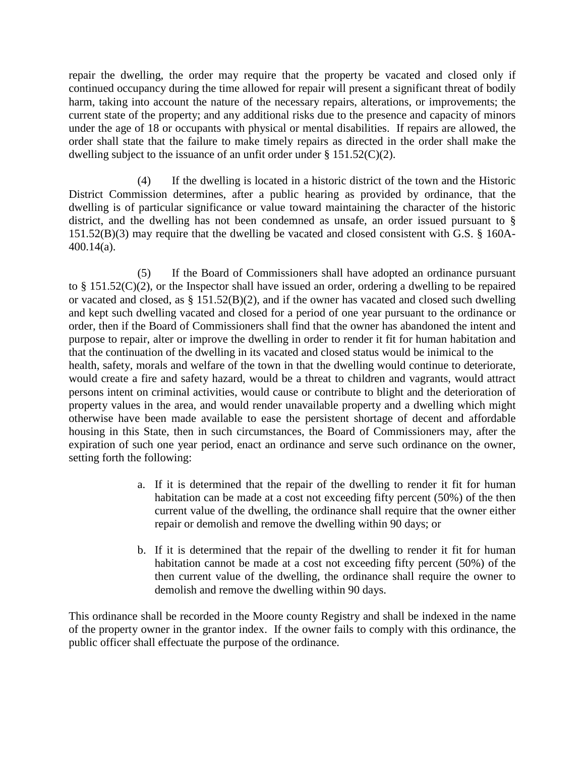repair the dwelling, the order may require that the property be vacated and closed only if continued occupancy during the time allowed for repair will present a significant threat of bodily harm, taking into account the nature of the necessary repairs, alterations, or improvements; the current state of the property; and any additional risks due to the presence and capacity of minors under the age of 18 or occupants with physical or mental disabilities. If repairs are allowed, the order shall state that the failure to make timely repairs as directed in the order shall make the dwelling subject to the issuance of an unfit order under § 151.52(C)(2).

(4) If the dwelling is located in a historic district of the town and the Historic District Commission determines, after a public hearing as provided by ordinance, that the dwelling is of particular significance or value toward maintaining the character of the historic district, and the dwelling has not been condemned as unsafe, an order issued pursuant to § 151.52(B)(3) may require that the dwelling be vacated and closed consistent with G.S. § 160A-400.14(a).

(5) If the Board of Commissioners shall have adopted an ordinance pursuant to § 151.52(C)(2), or the Inspector shall have issued an order, ordering a dwelling to be repaired or vacated and closed, as § 151.52(B)(2), and if the owner has vacated and closed such dwelling and kept such dwelling vacated and closed for a period of one year pursuant to the ordinance or order, then if the Board of Commissioners shall find that the owner has abandoned the intent and purpose to repair, alter or improve the dwelling in order to render it fit for human habitation and that the continuation of the dwelling in its vacated and closed status would be inimical to the health, safety, morals and welfare of the town in that the dwelling would continue to deteriorate, would create a fire and safety hazard, would be a threat to children and vagrants, would attract persons intent on criminal activities, would cause or contribute to blight and the deterioration of property values in the area, and would render unavailable property and a dwelling which might otherwise have been made available to ease the persistent shortage of decent and affordable housing in this State, then in such circumstances, the Board of Commissioners may, after the expiration of such one year period, enact an ordinance and serve such ordinance on the owner, setting forth the following:

a. If it is determined that the repair of the dwelling to render it fit for human habitation can be made at a cost not exceeding fifty percent (50%) of the then current value of the dwelling, the ordinance shall require that the owner either repair or demolish and remove the dwelling within 90 days; or

b. If it is determined that the repair of the dwelling to render it fit for human habitation cannot be made at a cost not exceeding fifty percent (50%) of the then current value of the dwelling, the ordinance shall require the owner to demolish and remove the dwelling within 90 days.

This ordinance shall be recorded in the Moore county Registry and shall be indexed in the name of the property owner in the grantor index. If the owner fails to comply with this ordinance, the public officer shall effectuate the purpose of the ordinance.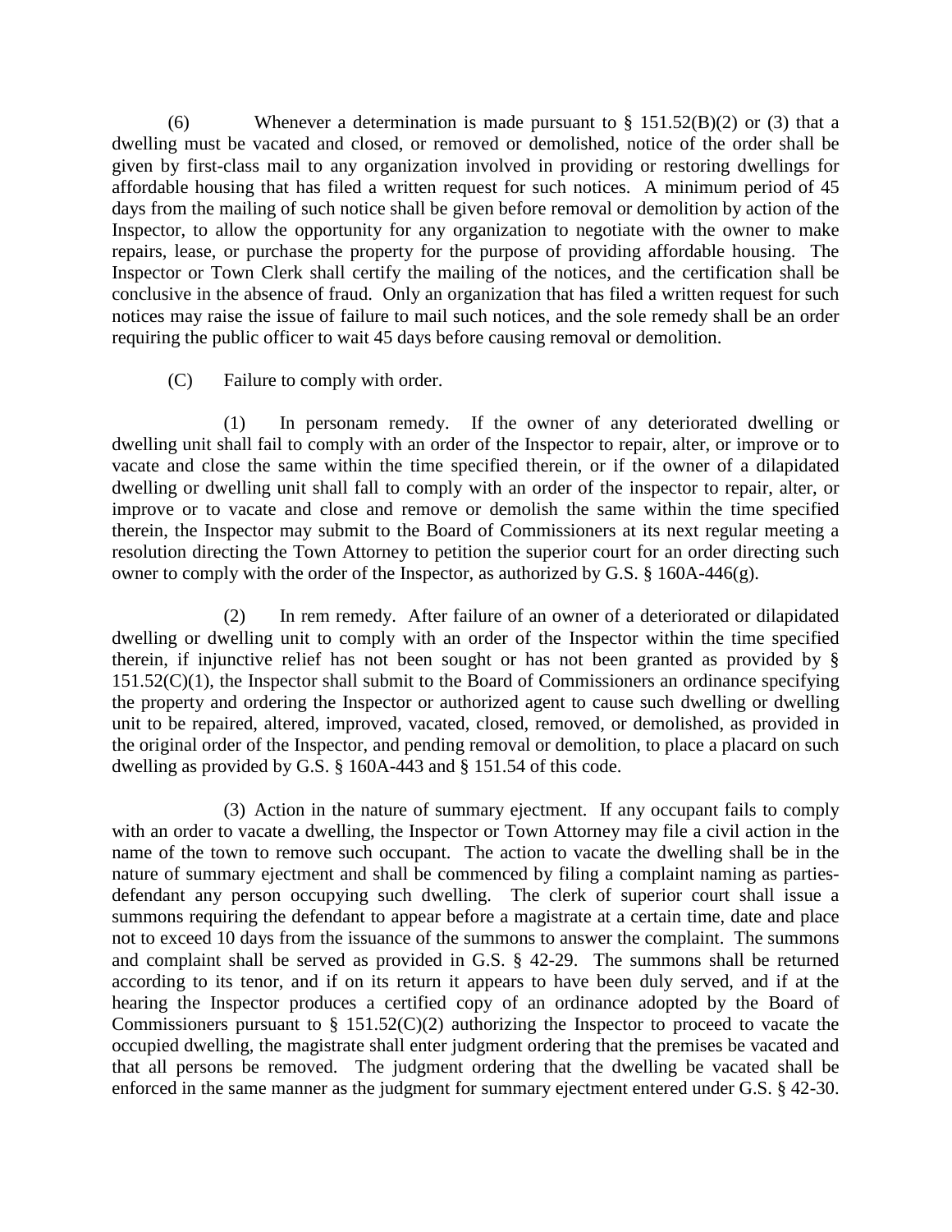(6) Whenever a determination is made pursuant to § 151.52(B)(2) or (3) that a dwelling must be vacated and closed, or removed or demolished, notice of the order shall be given by first-class mail to any organization involved in providing or restoring dwellings for affordable housing that has filed a written request for such notices. A minimum period of 45 days from the mailing of such notice shall be given before removal or demolition by action of the Inspector, to allow the opportunity for any organization to negotiate with the owner to make repairs, lease, or purchase the property for the purpose of providing affordable housing. The Inspector or Town Clerk shall certify the mailing of the notices, and the certification shall be conclusive in the absence of fraud. Only an organization that has filed a written request for such notices may raise the issue of failure to mail such notices, and the sole remedy shall be an order requiring the public officer to wait 45 days before causing removal or demolition.

(C) Failure to comply with order.

(1) In personam remedy. If the owner of any deteriorated dwelling or dwelling unit shall fail to comply with an order of the Inspector to repair, alter, or improve or to vacate and close the same within the time specified therein, or if the owner of a dilapidated dwelling or dwelling unit shall fall to comply with an order of the inspector to repair, alter, or improve or to vacate and close and remove or demolish the same within the time specified therein, the Inspector may submit to the Board of Commissioners at its next regular meeting a resolution directing the Town Attorney to petition the superior court for an order directing such owner to comply with the order of the Inspector, as authorized by G.S. § 160A-446(g).

(2) In rem remedy. After failure of an owner of a deteriorated or dilapidated dwelling or dwelling unit to comply with an order of the Inspector within the time specified therein, if injunctive relief has not been sought or has not been granted as provided by § 151.52(C)(1), the Inspector shall submit to the Board of Commissioners an ordinance specifying the property and ordering the Inspector or authorized agent to cause such dwelling or dwelling unit to be repaired, altered, improved, vacated, closed, removed, or demolished, as provided in the original order of the Inspector, and pending removal or demolition, to place a placard on such dwelling as provided by G.S. § 160A-443 and § 151.54 of this code.

(3) Action in the nature of summary ejectment. If any occupant fails to comply with an order to vacate a dwelling, the Inspector or Town Attorney may file a civil action in the name of the town to remove such occupant. The action to vacate the dwelling shall be in the nature of summary ejectment and shall be commenced by filing a complaint naming as parties-defendant any person occupying such dwelling. The clerk of superior court shall issue a summons requiring the defendant to appear before a magistrate at a certain time, date and place not to exceed 10 days from the issuance of the summons to answer the complaint. The summons and complaint shall be served as provided in G.S. § 42-29. The summons shall be returned according to its tenor, and if on its return it appears to have been duly served, and if at the hearing the Inspector produces a certified copy of an ordinance adopted by the Board of Commissioners pursuant to § 151.52(C)(2) authorizing the Inspector to proceed to vacate the occupied dwelling, the magistrate shall enter judgment ordering that the premises be vacated and that all persons be removed. The judgment ordering that the dwelling be vacated shall be enforced in the same manner as the judgment for summary ejectment entered under G.S. § 42-30.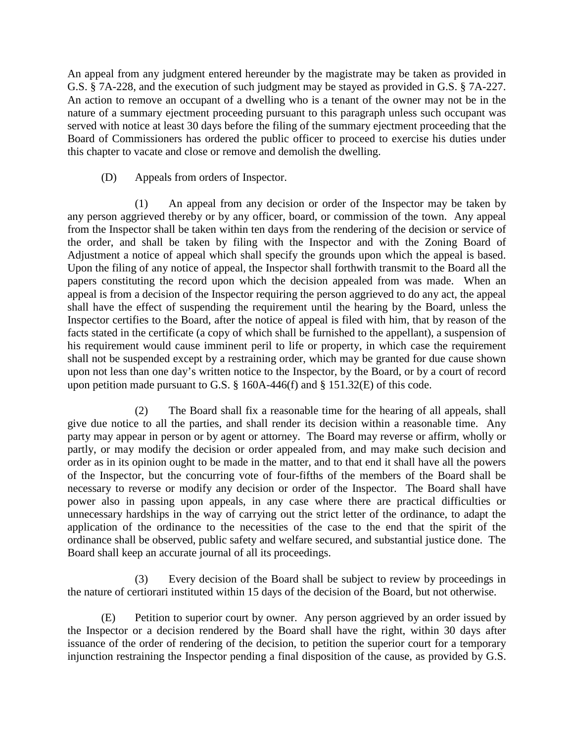An appeal from any judgment entered hereunder by the magistrate may be taken as provided in G.S. § 7A-228, and the execution of such judgment may be stayed as provided in G.S. § 7A-227. An action to remove an occupant of a dwelling who is a tenant of the owner may not be in the nature of a summary ejectment proceeding pursuant to this paragraph unless such occupant was served with notice at least 30 days before the filing of the summary ejectment proceeding that the Board of Commissioners has ordered the public officer to proceed to exercise his duties under this chapter to vacate and close or remove and demolish the dwelling.

(D) Appeals from orders of Inspector.

(1) An appeal from any decision or order of the Inspector may be taken by any person aggrieved thereby or by any officer, board, or commission of the town. Any appeal from the Inspector shall be taken within ten days from the rendering of the decision or service of the order, and shall be taken by filing with the Inspector and with the Zoning Board of Adjustment a notice of appeal which shall specify the grounds upon which the appeal is based. Upon the filing of any notice of appeal, the Inspector shall forthwith transmit to the Board all the papers constituting the record upon which the decision appealed from was made. When an appeal is from a decision of the Inspector requiring the person aggrieved to do any act, the appeal shall have the effect of suspending the requirement until the hearing by the Board, unless the Inspector certifies to the Board, after the notice of appeal is filed with him, that by reason of the facts stated in the certificate (a copy of which shall be furnished to the appellant), a suspension of his requirement would cause imminent peril to life or property, in which case the requirement shall not be suspended except by a restraining order, which may be granted for due cause shown upon not less than one day's written notice to the Inspector, by the Board, or by a court of record upon petition made pursuant to G.S. § 160A-446(f) and § 151.32(E) of this code.

(2) The Board shall fix a reasonable time for the hearing of all appeals, shall give due notice to all the parties, and shall render its decision within a reasonable time. Any party may appear in person or by agent or attorney. The Board may reverse or affirm, wholly or partly, or may modify the decision or order appealed from, and may make such decision and order as in its opinion ought to be made in the matter, and to that end it shall have all the powers of the Inspector, but the concurring vote of four-fifths of the members of the Board shall be necessary to reverse or modify any decision or order of the Inspector. The Board shall have power also in passing upon appeals, in any case where there are practical difficulties or unnecessary hardships in the way of carrying out the strict letter of the ordinance, to adapt the application of the ordinance to the necessities of the case to the end that the spirit of the ordinance shall be observed, public safety and welfare secured, and substantial justice done. The Board shall keep an accurate journal of all its proceedings.

(3) Every decision of the Board shall be subject to review by proceedings in the nature of certiorari instituted within 15 days of the decision of the Board, but not otherwise.

(E) Petition to superior court by owner. Any person aggrieved by an order issued by the Inspector or a decision rendered by the Board shall have the right, within 30 days after issuance of the order of rendering of the decision, to petition the superior court for a temporary injunction restraining the Inspector pending a final disposition of the cause, as provided by G.S.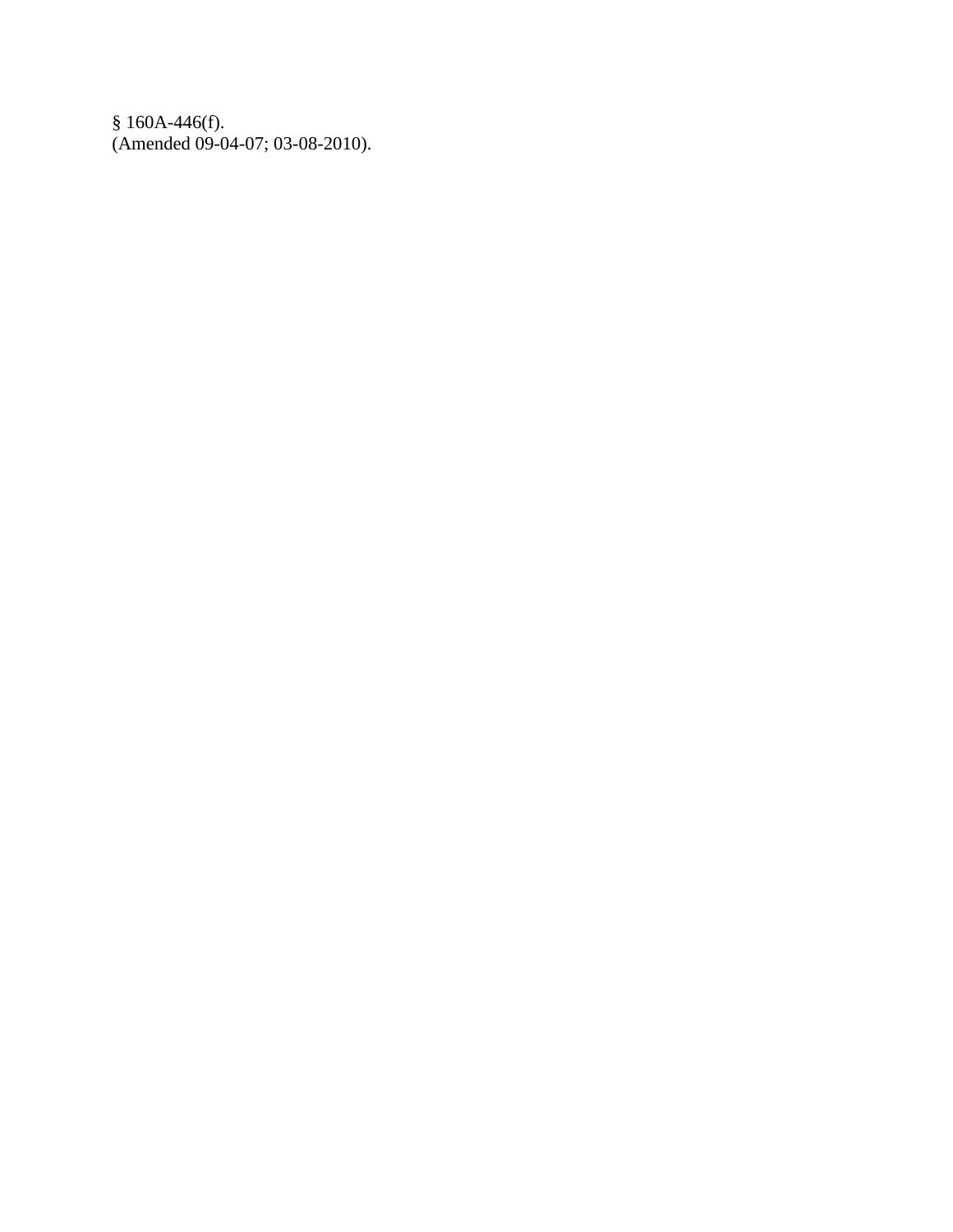§ 160A-446(f).
(Amended 09-04-07; 03-08-2010).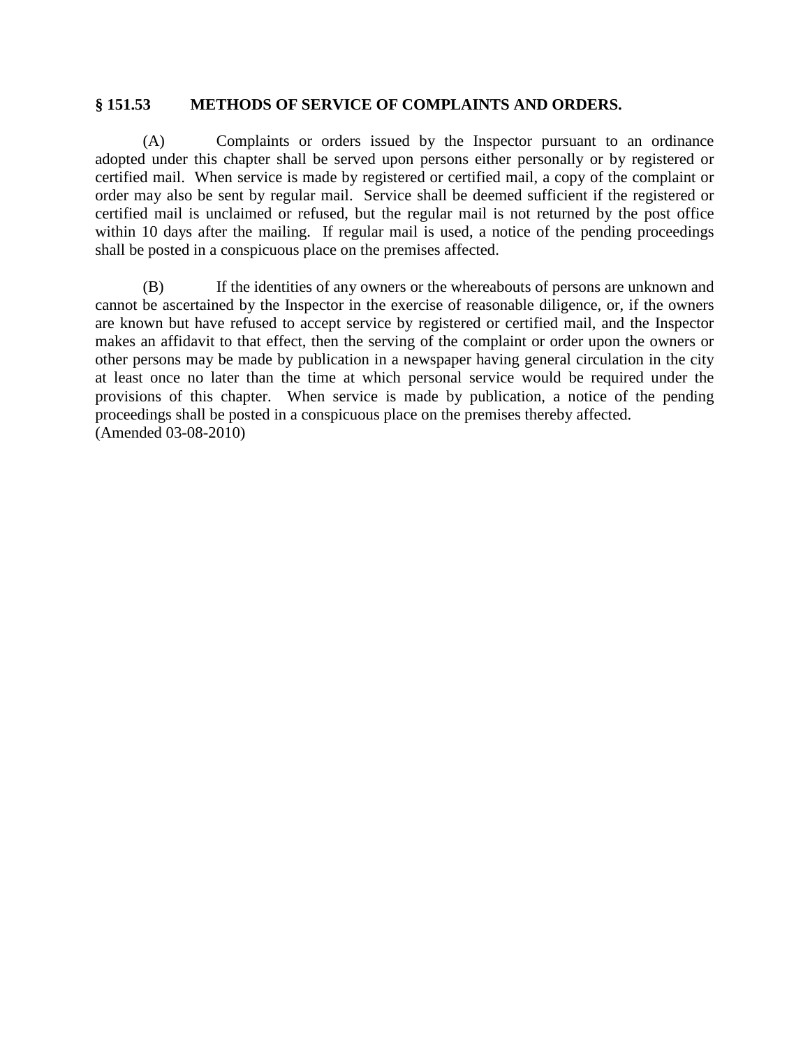## § 151.53 METHODS OF SERVICE OF COMPLAINTS AND ORDERS.

(A) Complaints or orders issued by the Inspector pursuant to an ordinance adopted under this chapter shall be served upon persons either personally or by registered or certified mail. When service is made by registered or certified mail, a copy of the complaint or order may also be sent by regular mail. Service shall be deemed sufficient if the registered or certified mail is unclaimed or refused, but the regular mail is not returned by the post office within 10 days after the mailing. If regular mail is used, a notice of the pending proceedings shall be posted in a conspicuous place on the premises affected.

(B) If the identities of any owners or the whereabouts of persons are unknown and cannot be ascertained by the Inspector in the exercise of reasonable diligence, or, if the owners are known but have refused to accept service by registered or certified mail, and the Inspector makes an affidavit to that effect, then the serving of the complaint or order upon the owners or other persons may be made by publication in a newspaper having general circulation in the city at least once no later than the time at which personal service would be required under the provisions of this chapter. When service is made by publication, a notice of the pending proceedings shall be posted in a conspicuous place on the premises thereby affected.
(Amended 03-08-2010)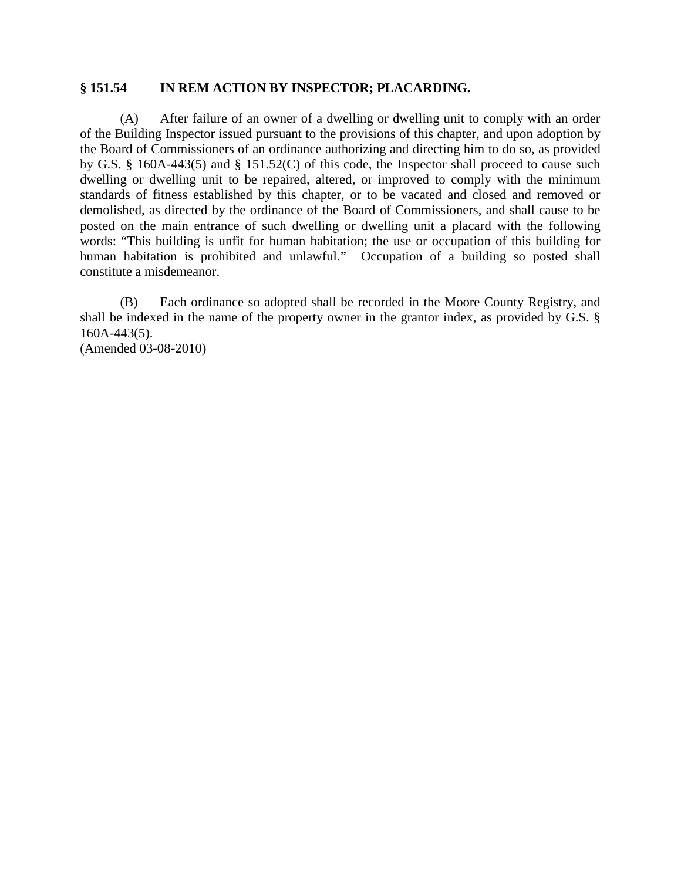## § 151.54 IN REM ACTION BY INSPECTOR; PLACARDING.

(A) After failure of an owner of a dwelling or dwelling unit to comply with an order of the Building Inspector issued pursuant to the provisions of this chapter, and upon adoption by the Board of Commissioners of an ordinance authorizing and directing him to do so, as provided by G.S. § 160A-443(5) and § 151.52(C) of this code, the Inspector shall proceed to cause such dwelling or dwelling unit to be repaired, altered, or improved to comply with the minimum standards of fitness established by this chapter, or to be vacated and closed and removed or demolished, as directed by the ordinance of the Board of Commissioners, and shall cause to be posted on the main entrance of such dwelling or dwelling unit a placard with the following words: "This building is unfit for human habitation; the use or occupation of this building for human habitation is prohibited and unlawful." Occupation of a building so posted shall constitute a misdemeanor.

(B) Each ordinance so adopted shall be recorded in the Moore County Registry, and shall be indexed in the name of the property owner in the grantor index, as provided by G.S. § 160A-443(5).

(Amended 03-08-2010)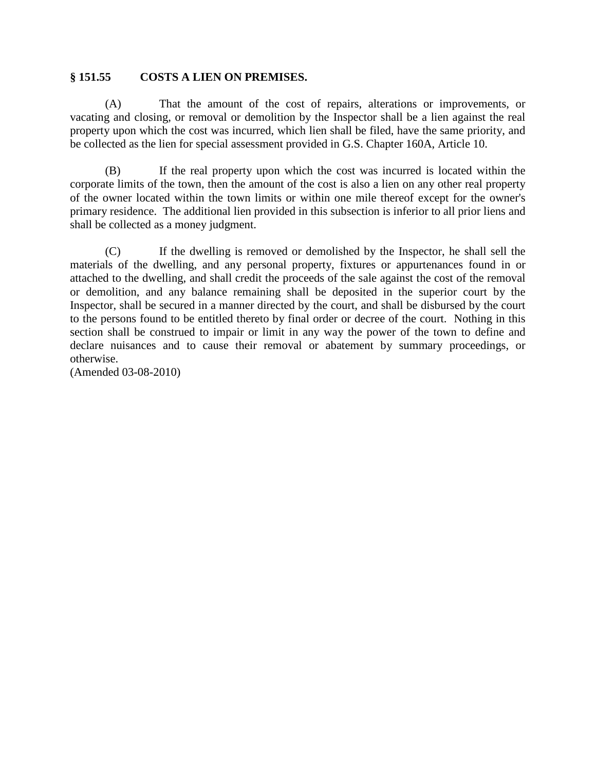### § 151.55 COSTS A LIEN ON PREMISES.

(A) That the amount of the cost of repairs, alterations or improvements, or vacating and closing, or removal or demolition by the Inspector shall be a lien against the real property upon which the cost was incurred, which lien shall be filed, have the same priority, and be collected as the lien for special assessment provided in G.S. Chapter 160A, Article 10.

(B) If the real property upon which the cost was incurred is located within the corporate limits of the town, then the amount of the cost is also a lien on any other real property of the owner located within the town limits or within one mile thereof except for the owner's primary residence. The additional lien provided in this subsection is inferior to all prior liens and shall be collected as a money judgment.

(C) If the dwelling is removed or demolished by the Inspector, he shall sell the materials of the dwelling, and any personal property, fixtures or appurtenances found in or attached to the dwelling, and shall credit the proceeds of the sale against the cost of the removal or demolition, and any balance remaining shall be deposited in the superior court by the Inspector, shall be secured in a manner directed by the court, and shall be disbursed by the court to the persons found to be entitled thereto by final order or decree of the court. Nothing in this section shall be construed to impair or limit in any way the power of the town to define and declare nuisances and to cause their removal or abatement by summary proceedings, or otherwise.
(Amended 03-08-2010)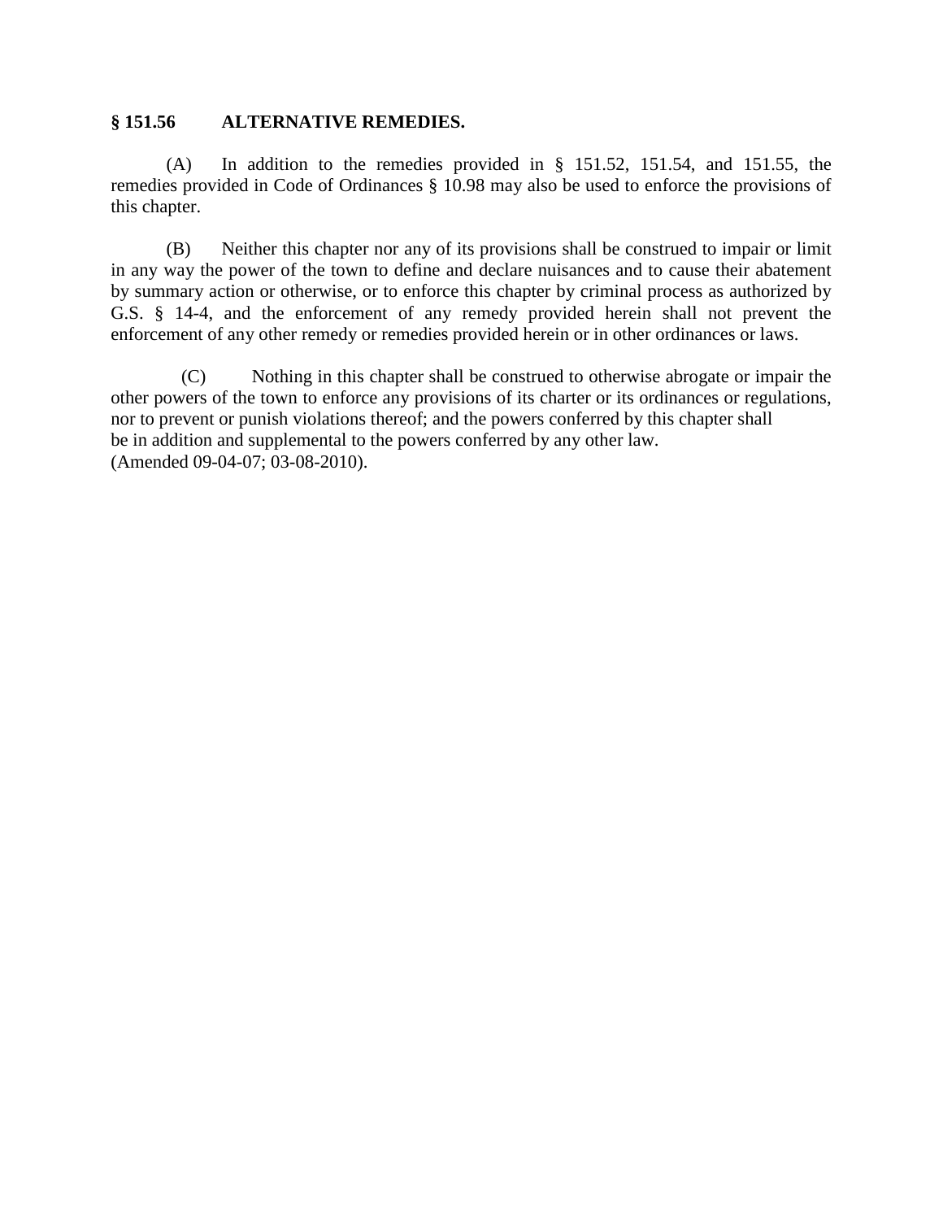### § 151.56 ALTERNATIVE REMEDIES.

(A) In addition to the remedies provided in § 151.52, 151.54, and 151.55, the remedies provided in Code of Ordinances § 10.98 may also be used to enforce the provisions of this chapter.

(B) Neither this chapter nor any of its provisions shall be construed to impair or limit in any way the power of the town to define and declare nuisances and to cause their abatement by summary action or otherwise, or to enforce this chapter by criminal process as authorized by G.S. § 14-4, and the enforcement of any remedy provided herein shall not prevent the enforcement of any other remedy or remedies provided herein or in other ordinances or laws.

(C) Nothing in this chapter shall be construed to otherwise abrogate or impair the other powers of the town to enforce any provisions of its charter or its ordinances or regulations, nor to prevent or punish violations thereof; and the powers conferred by this chapter shall be in addition and supplemental to the powers conferred by any other law.
(Amended 09-04-07; 03-08-2010).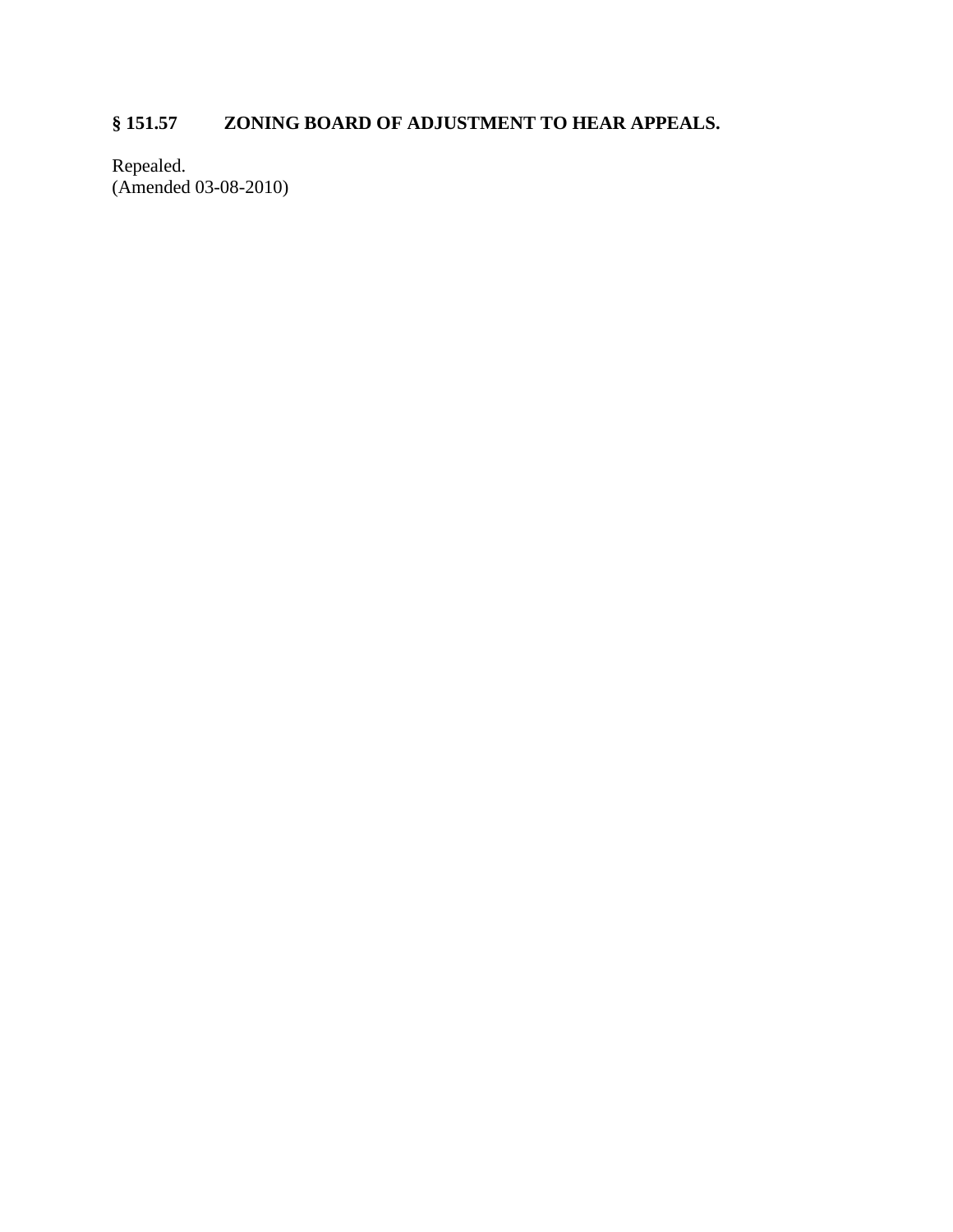### § 151.57 ZONING BOARD OF ADJUSTMENT TO HEAR APPEALS.

Repealed.
(Amended 03-08-2010)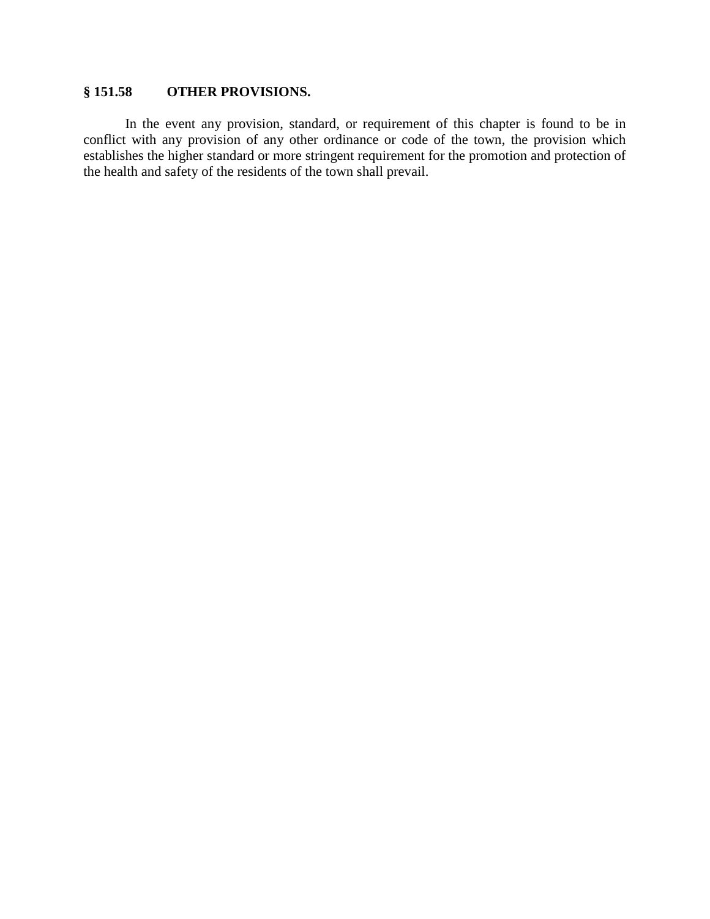### § 151.58 OTHER PROVISIONS.

In the event any provision, standard, or requirement of this chapter is found to be in conflict with any provision of any other ordinance or code of the town, the provision which establishes the higher standard or more stringent requirement for the promotion and protection of the health and safety of the residents of the town shall prevail.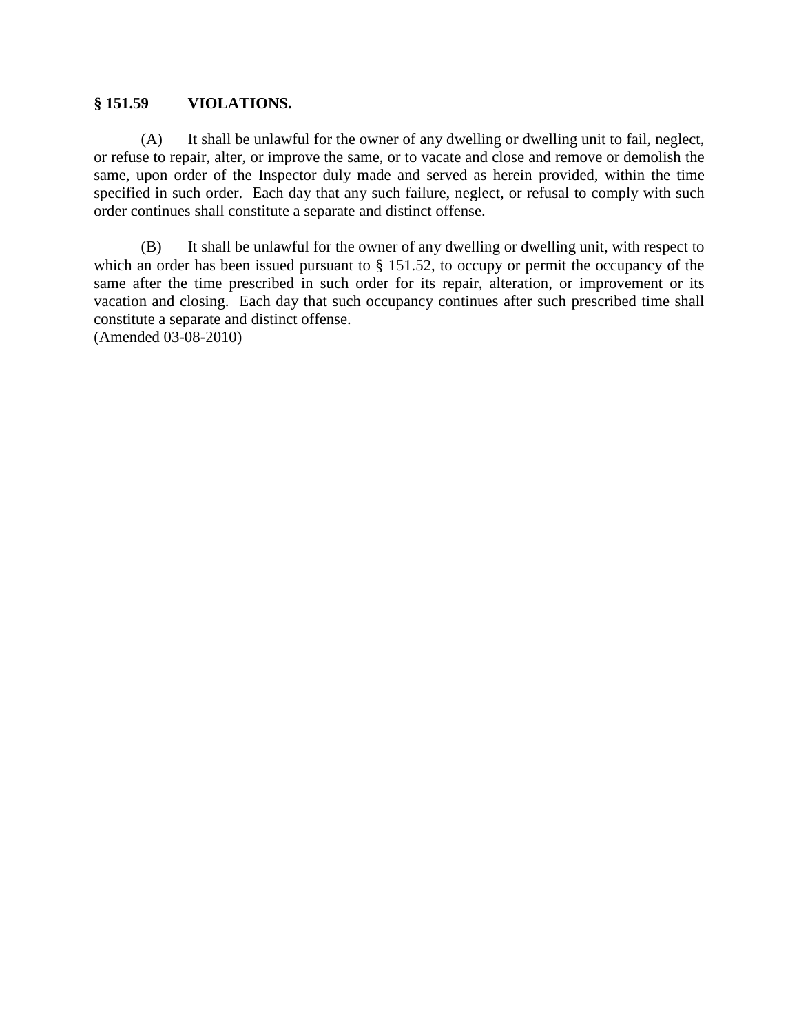**§ 151.59 VIOLATIONS.**

(A) It shall be unlawful for the owner of any dwelling or dwelling unit to fail, neglect, or refuse to repair, alter, or improve the same, or to vacate and close and remove or demolish the same, upon order of the Inspector duly made and served as herein provided, within the time specified in such order. Each day that any such failure, neglect, or refusal to comply with such order continues shall constitute a separate and distinct offense.

(B) It shall be unlawful for the owner of any dwelling or dwelling unit, with respect to which an order has been issued pursuant to § 151.52, to occupy or permit the occupancy of the same after the time prescribed in such order for its repair, alteration, or improvement or its vacation and closing. Each day that such occupancy continues after such prescribed time shall constitute a separate and distinct offense.
(Amended 03-08-2010)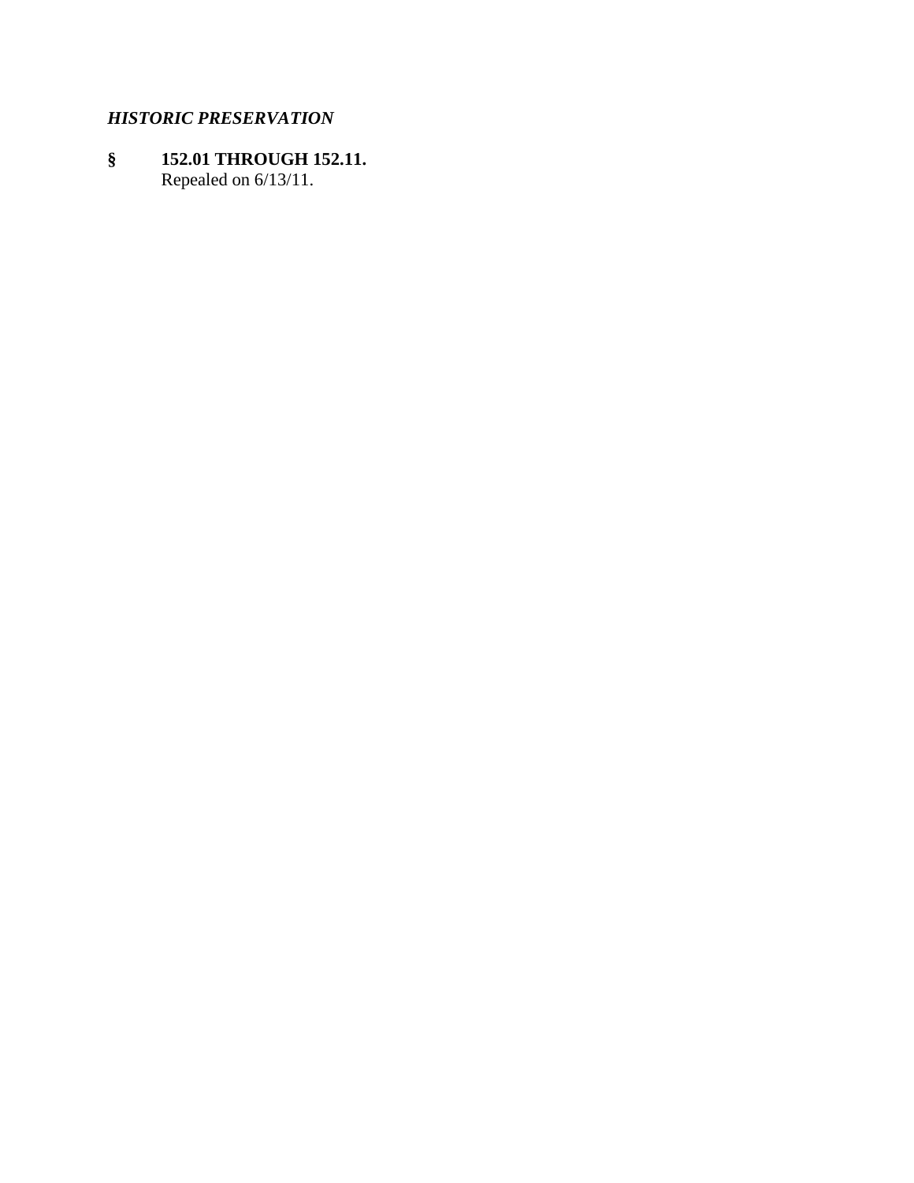*HISTORIC PRESERVATION*

**§ 152.01 THROUGH 152.11.**

Repealed on 6/13/11.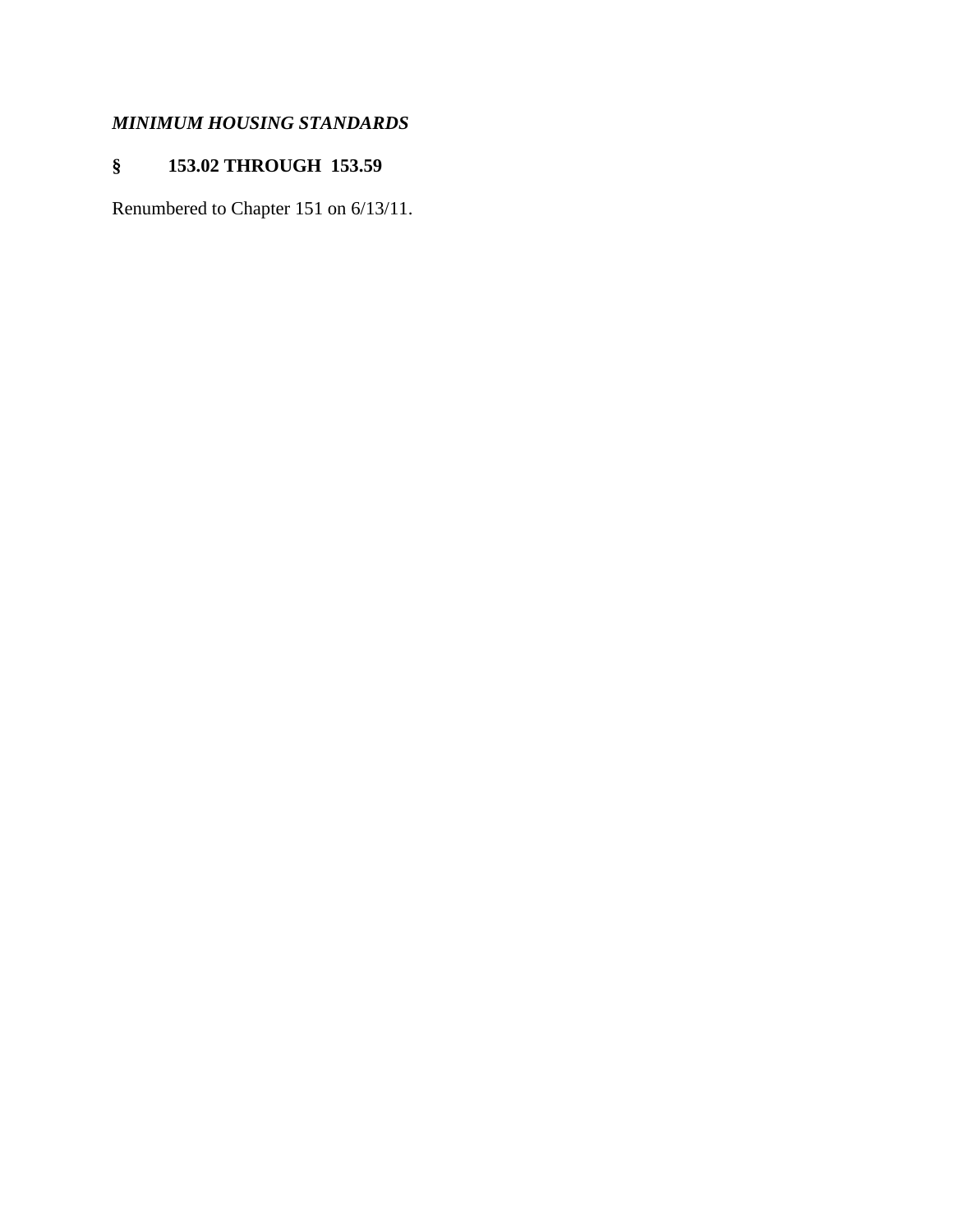***MINIMUM HOUSING STANDARDS***

**§ 153.02 THROUGH 153.59**

Renumbered to Chapter 151 on 6/13/11.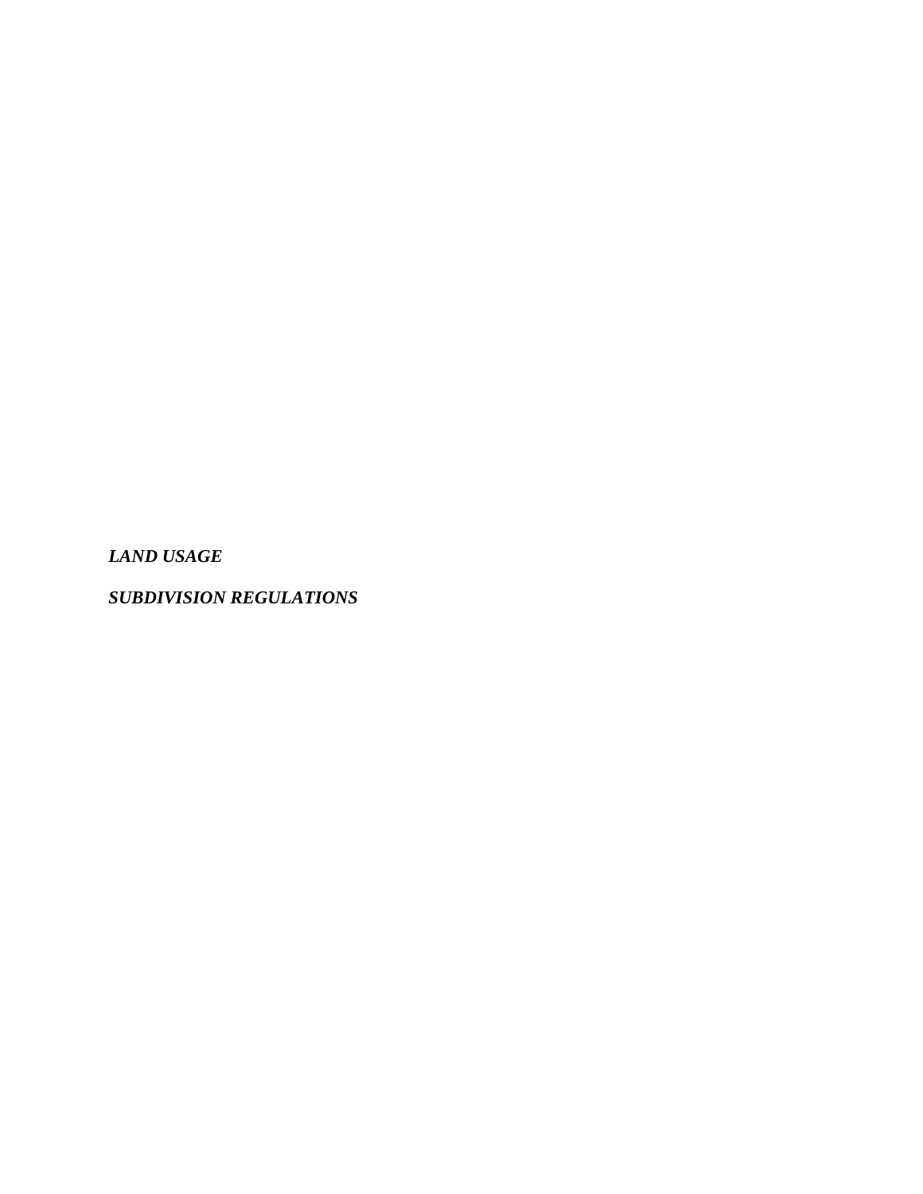***LAND USAGE***

***SUBDIVISION REGULATIONS***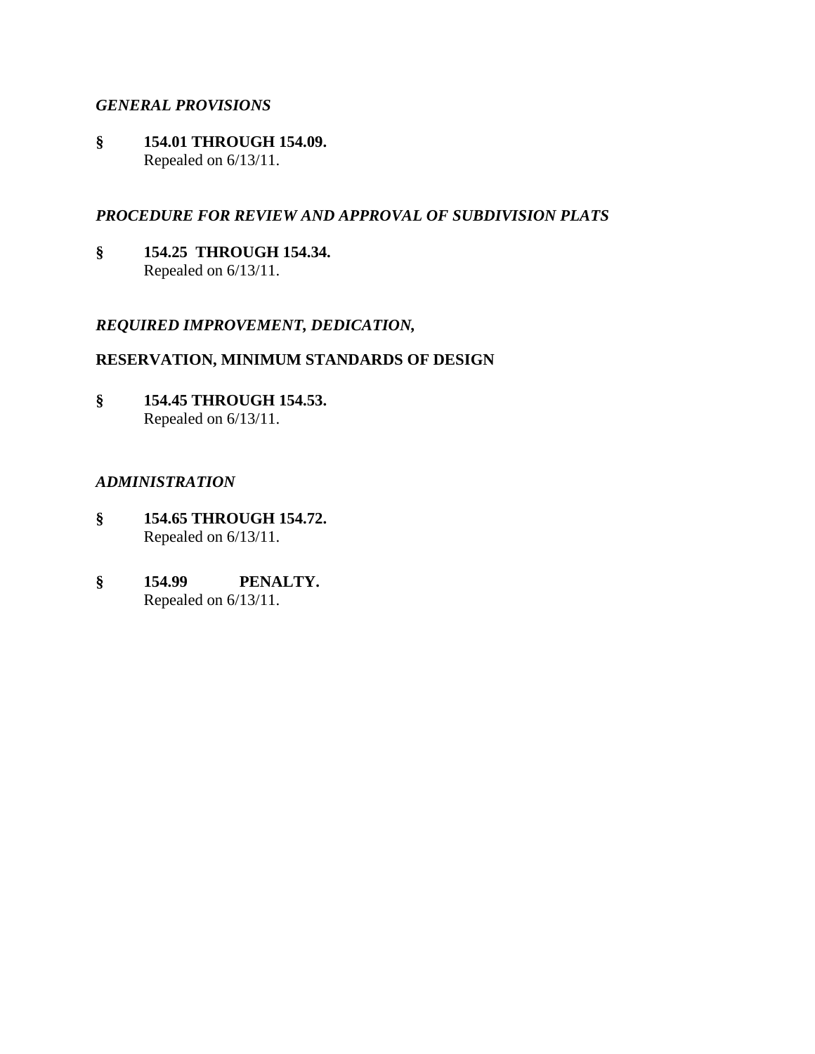### *GENERAL PROVISIONS*

**§ 154.01 THROUGH 154.09.**
Repealed on 6/13/11.

### *PROCEDURE FOR REVIEW AND APPROVAL OF SUBDIVISION PLATS*

**§ 154.25 THROUGH 154.34.**
Repealed on 6/13/11.

### *REQUIRED IMPROVEMENT, DEDICATION,*

### **RESERVATION, MINIMUM STANDARDS OF DESIGN**

**§ 154.45 THROUGH 154.53.**
Repealed on 6/13/11.

### *ADMINISTRATION*

**§ 154.65 THROUGH 154.72.**
Repealed on 6/13/11.

**§ 154.99 PENALTY.**
Repealed on 6/13/11.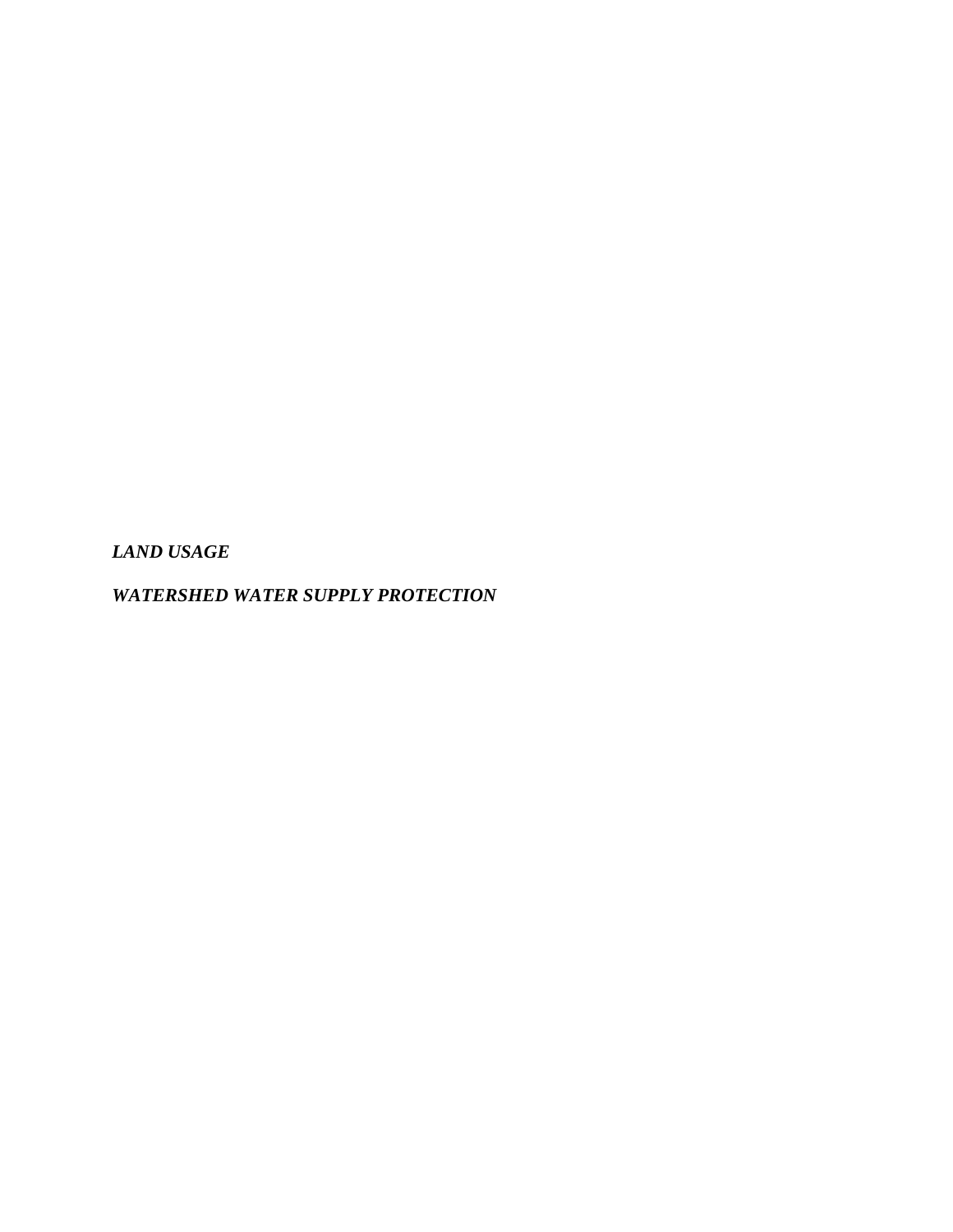***LAND USAGE***

***WATERSHED WATER SUPPLY PROTECTION***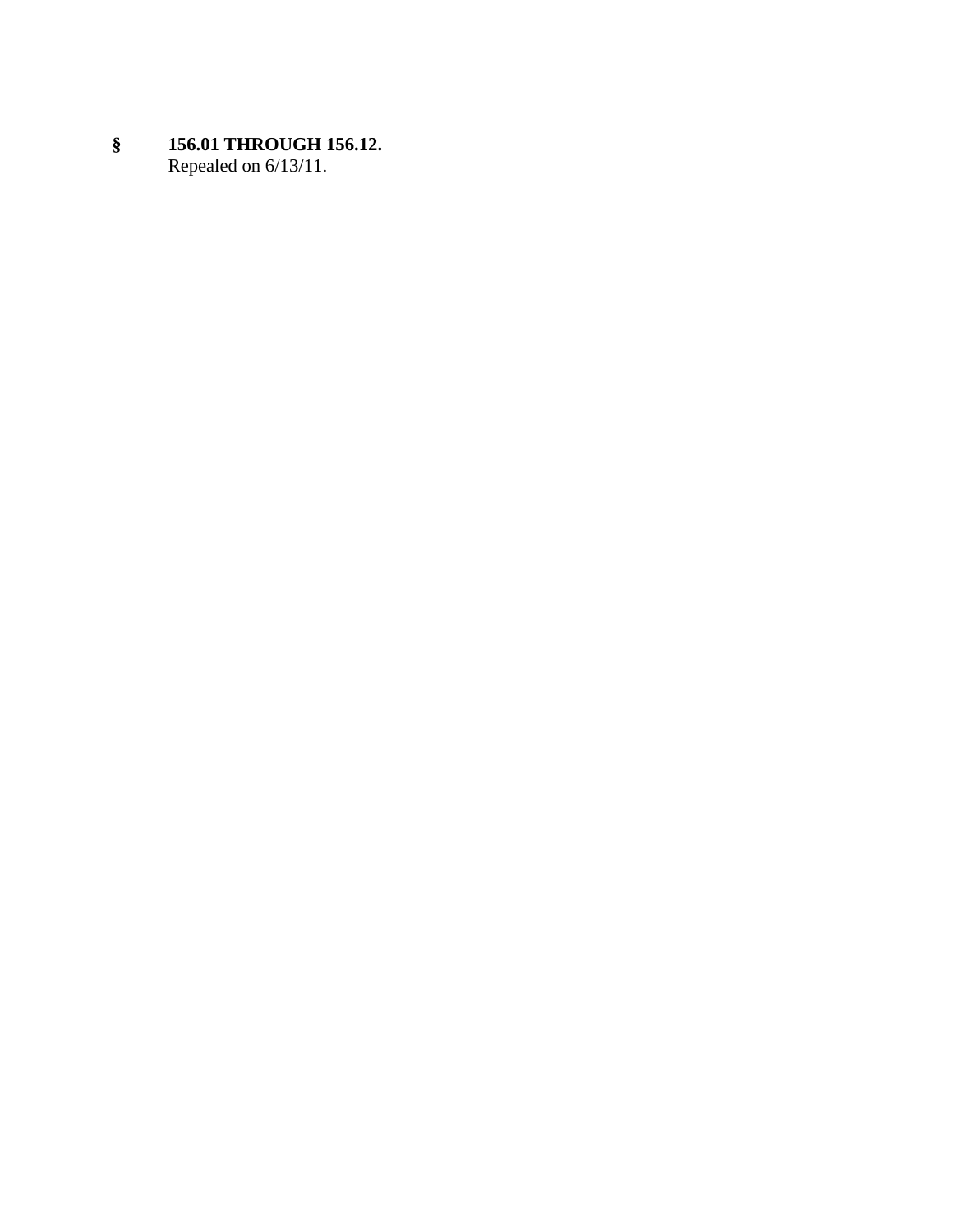**§ 156.01 THROUGH 156.12.**

Repealed on 6/13/11.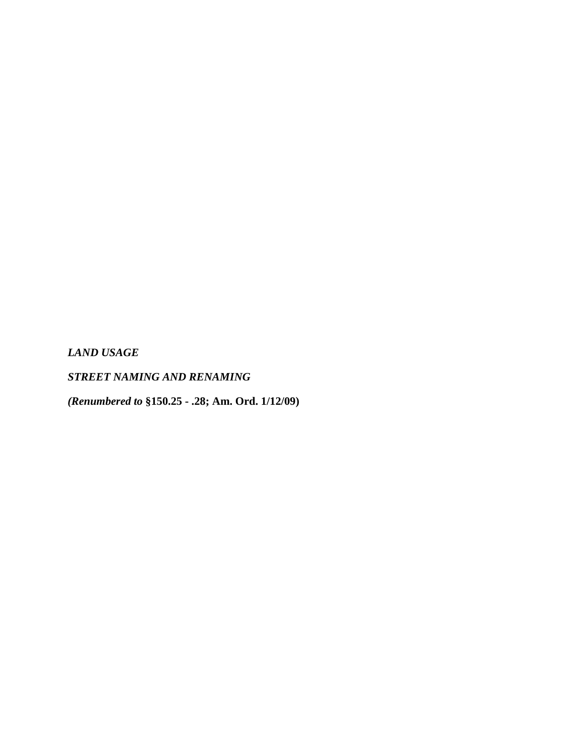***LAND USAGE***

***STREET NAMING AND RENAMING***

***(Renumbered to* §150.25 - .28; Am. Ord. 1/12/09)**